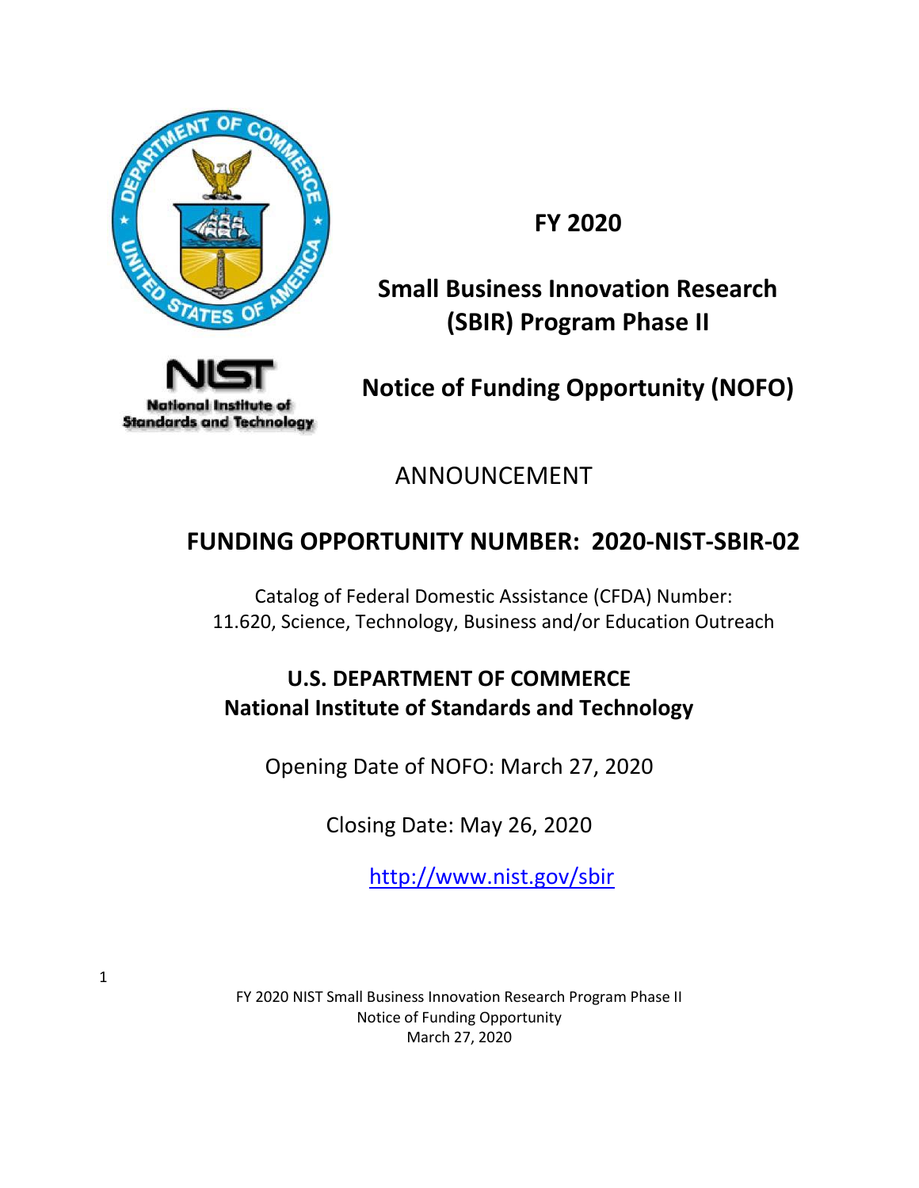# FY 2020

# Small Business Innovation Research (SBIR) Program Phase II

# Notice of Funding Opportunity (NOFO)

ANNOUNCEMENT

## FUNDING OPPORTUNITY NUMBER: 2020-NIST-SBIR-02

Catalog of Federal Domestic Assistance (CFDA) Number:
11.620, Science, Technology, Business and/or Education Outreach

**U.S. DEPARTMENT OF COMMERCE**
**National Institute of Standards and Technology**

Opening Date of NOFO: March 27, 2020

Closing Date: May 26, 2020

http://www.nist.gov/sbir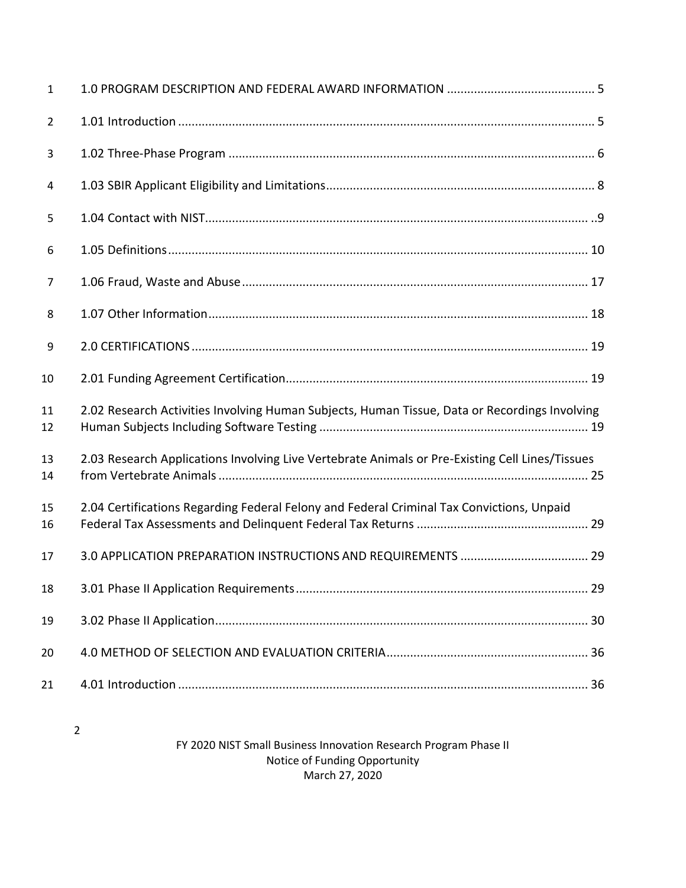1.0 PROGRAM DESCRIPTION AND FEDERAL AWARD INFORMATION ........................................... 5

1.01 Introduction .......................................................................................................... 5

1.02 Three-Phase Program ........................................................................................... 6

1.03 SBIR Applicant Eligibility and Limitations.............................................................. 8

1.04 Contact with NIST.................................................................................................. ..9

1.05 Definitions........................................................................................................... 10

1.06 Fraud, Waste and Abuse..................................................................................... 17

1.07 Other Information................................................................................................ 18

2.0 CERTIFICATIONS .................................................................................................... 19

2.01 Funding Agreement Certification......................................................................... 19

2.02 Research Activities Involving Human Subjects, Human Tissue, Data or Recordings Involving Human Subjects Including Software Testing .............................................................................. 19

2.03 Research Applications Involving Live Vertebrate Animals or Pre-Existing Cell Lines/Tissues from Vertebrate Animals ............................................................................................................ 25

2.04 Certifications Regarding Federal Felony and Federal Criminal Tax Convictions, Unpaid Federal Tax Assessments and Delinquent Federal Tax Returns .................................................. 29

3.0 APPLICATION PREPARATION INSTRUCTIONS AND REQUIREMENTS ...................................... 29

3.01 Phase II Application Requirements..................................................................... 29

3.02 Phase II Application............................................................................................. 30

4.0 METHOD OF SELECTION AND EVALUATION CRITERIA........................................................... 36

4.01 Introduction ......................................................................................................... 36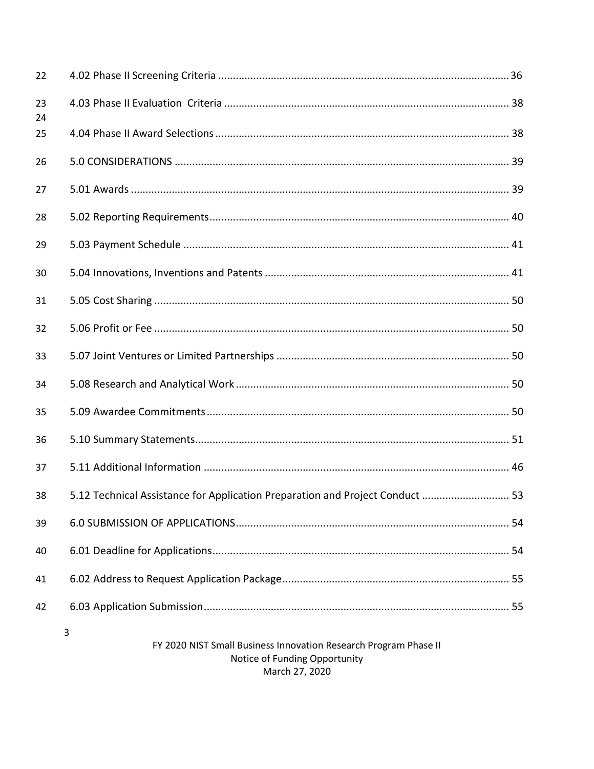4.02 Phase II Screening Criteria ........................................................................................ 36

4.03 Phase II Evaluation Criteria ....................................................................................... 38

4.04 Phase II Award Selections .......................................................................................... 38

5.0 CONSIDERATIONS ....................................................................................................... 39

5.01 Awards ....................................................................................................................... 39

5.02 Reporting Requirements.............................................................................................. 40

5.03 Payment Schedule ...................................................................................................... 41

5.04 Innovations, Inventions and Patents ........................................................................... 41

5.05 Cost Sharing ............................................................................................................... 50

5.06 Profit or Fee ............................................................................................................... 50

5.07 Joint Ventures or Limited Partnerships ....................................................................... 50

5.08 Research and Analytical Work..................................................................................... 50

5.09 Awardee Commitments............................................................................................... 50

5.10 Summary Statements.................................................................................................. 51

5.11 Additional Information ............................................................................................... 46

5.12 Technical Assistance for Application Preparation and Project Conduct ......................... 53

6.0 SUBMISSION OF APPLICATIONS.................................................................................... 54

6.01 Deadline for Applications............................................................................................ 54

6.02 Address to Request Application Package..................................................................... 55

6.03 Application Submission............................................................................................... 55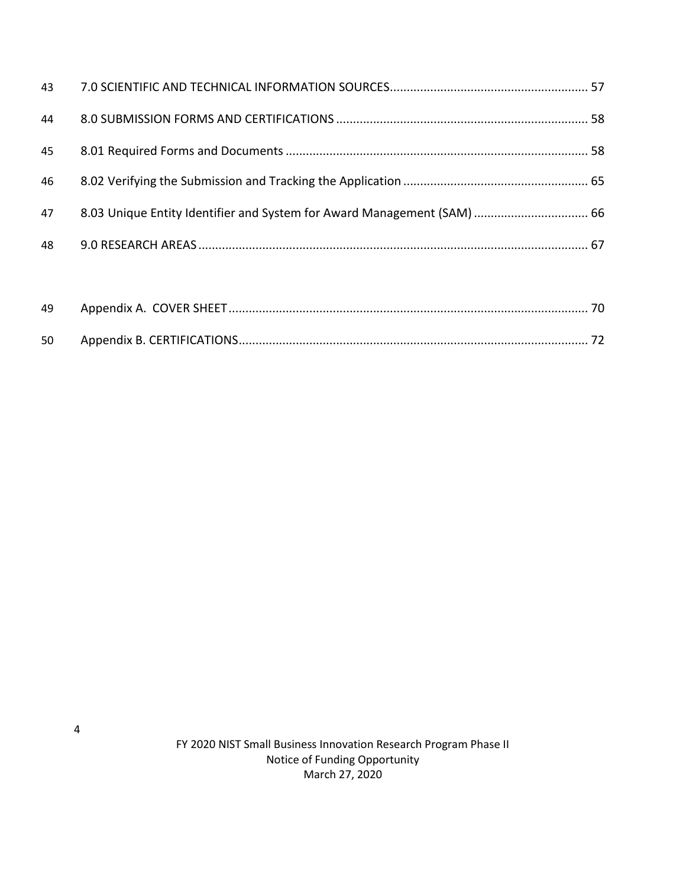7.0 SCIENTIFIC AND TECHNICAL INFORMATION SOURCES.......... 57

8.0 SUBMISSION FORMS AND CERTIFICATIONS.......... 58

8.01 Required Forms and Documents.......... 58

8.02 Verifying the Submission and Tracking the Application.......... 65

8.03 Unique Entity Identifier and System for Award Management (SAM).......... 66

9.0 RESEARCH AREAS.......... 67

Appendix A. COVER SHEET.......... 70

Appendix B. CERTIFICATIONS.......... 72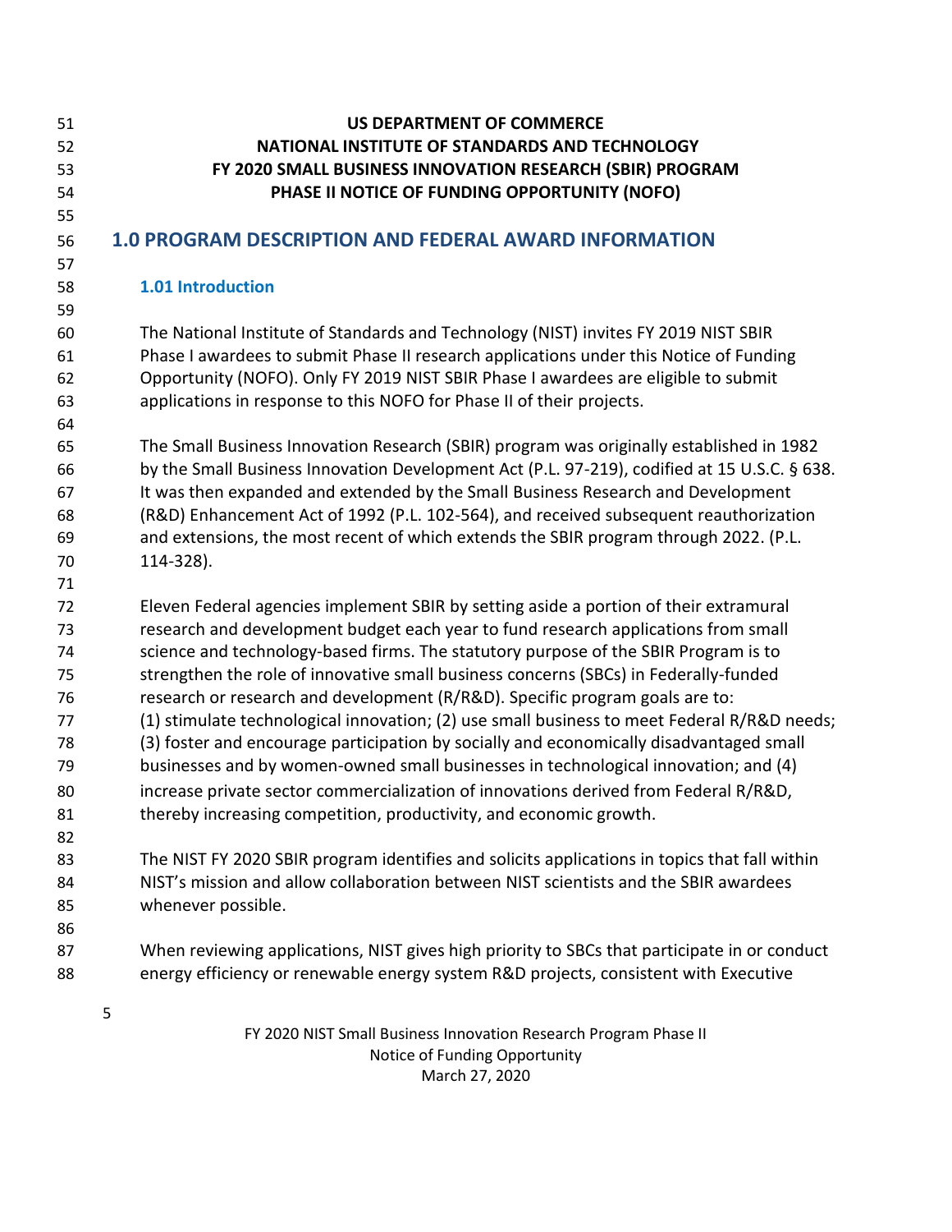**US DEPARTMENT OF COMMERCE**
**NATIONAL INSTITUTE OF STANDARDS AND TECHNOLOGY**
**FY 2020 SMALL BUSINESS INNOVATION RESEARCH (SBIR) PROGRAM**
**PHASE II NOTICE OF FUNDING OPPORTUNITY (NOFO)**

# 1.0 PROGRAM DESCRIPTION AND FEDERAL AWARD INFORMATION

## 1.01 Introduction

The National Institute of Standards and Technology (NIST) invites FY 2019 NIST SBIR Phase I awardees to submit Phase II research applications under this Notice of Funding Opportunity (NOFO). Only FY 2019 NIST SBIR Phase I awardees are eligible to submit applications in response to this NOFO for Phase II of their projects.

The Small Business Innovation Research (SBIR) program was originally established in 1982 by the Small Business Innovation Development Act (P.L. 97-219), codified at 15 U.S.C. § 638. It was then expanded and extended by the Small Business Research and Development (R&D) Enhancement Act of 1992 (P.L. 102-564), and received subsequent reauthorization and extensions, the most recent of which extends the SBIR program through 2022. (P.L. 114-328).

Eleven Federal agencies implement SBIR by setting aside a portion of their extramural research and development budget each year to fund research applications from small science and technology-based firms. The statutory purpose of the SBIR Program is to strengthen the role of innovative small business concerns (SBCs) in Federally-funded research or research and development (R/R&D). Specific program goals are to: (1) stimulate technological innovation; (2) use small business to meet Federal R/R&D needs; (3) foster and encourage participation by socially and economically disadvantaged small businesses and by women-owned small businesses in technological innovation; and (4) increase private sector commercialization of innovations derived from Federal R/R&D, thereby increasing competition, productivity, and economic growth.

The NIST FY 2020 SBIR program identifies and solicits applications in topics that fall within NIST's mission and allow collaboration between NIST scientists and the SBIR awardees whenever possible.

When reviewing applications, NIST gives high priority to SBCs that participate in or conduct energy efficiency or renewable energy system R&D projects, consistent with Executive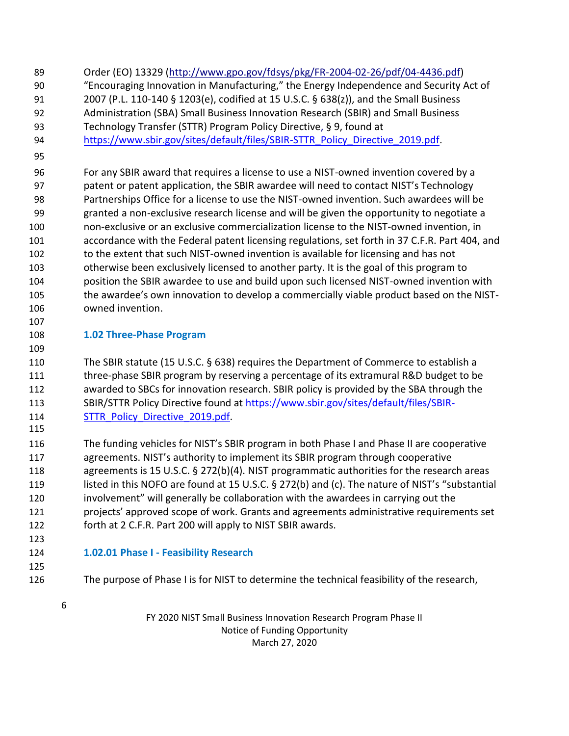Order (EO) 13329 (http://www.gpo.gov/fdsys/pkg/FR-2004-02-26/pdf/04-4436.pdf) "Encouraging Innovation in Manufacturing," the Energy Independence and Security Act of 2007 (P.L. 110-140 § 1203(e), codified at 15 U.S.C. § 638(z)), and the Small Business Administration (SBA) Small Business Innovation Research (SBIR) and Small Business Technology Transfer (STTR) Program Policy Directive, § 9, found at https://www.sbir.gov/sites/default/files/SBIR-STTR_Policy_Directive_2019.pdf.

For any SBIR award that requires a license to use a NIST-owned invention covered by a patent or patent application, the SBIR awardee will need to contact NIST's Technology Partnerships Office for a license to use the NIST-owned invention. Such awardees will be granted a non-exclusive research license and will be given the opportunity to negotiate a non-exclusive or an exclusive commercialization license to the NIST-owned invention, in accordance with the Federal patent licensing regulations, set forth in 37 C.F.R. Part 404, and to the extent that such NIST-owned invention is available for licensing and has not otherwise been exclusively licensed to another party. It is the goal of this program to position the SBIR awardee to use and build upon such licensed NIST-owned invention with the awardee's own innovation to develop a commercially viable product based on the NIST-owned invention.

### 1.02 Three-Phase Program

The SBIR statute (15 U.S.C. § 638) requires the Department of Commerce to establish a three-phase SBIR program by reserving a percentage of its extramural R&D budget to be awarded to SBCs for innovation research. SBIR policy is provided by the SBA through the SBIR/STTR Policy Directive found at https://www.sbir.gov/sites/default/files/SBIR-STTR_Policy_Directive_2019.pdf.

The funding vehicles for NIST's SBIR program in both Phase I and Phase II are cooperative agreements. NIST's authority to implement its SBIR program through cooperative agreements is 15 U.S.C. § 272(b)(4). NIST programmatic authorities for the research areas listed in this NOFO are found at 15 U.S.C. § 272(b) and (c). The nature of NIST's "substantial involvement" will generally be collaboration with the awardees in carrying out the projects' approved scope of work. Grants and agreements administrative requirements set forth at 2 C.F.R. Part 200 will apply to NIST SBIR awards.

#### 1.02.01 Phase I - Feasibility Research

The purpose of Phase I is for NIST to determine the technical feasibility of the research,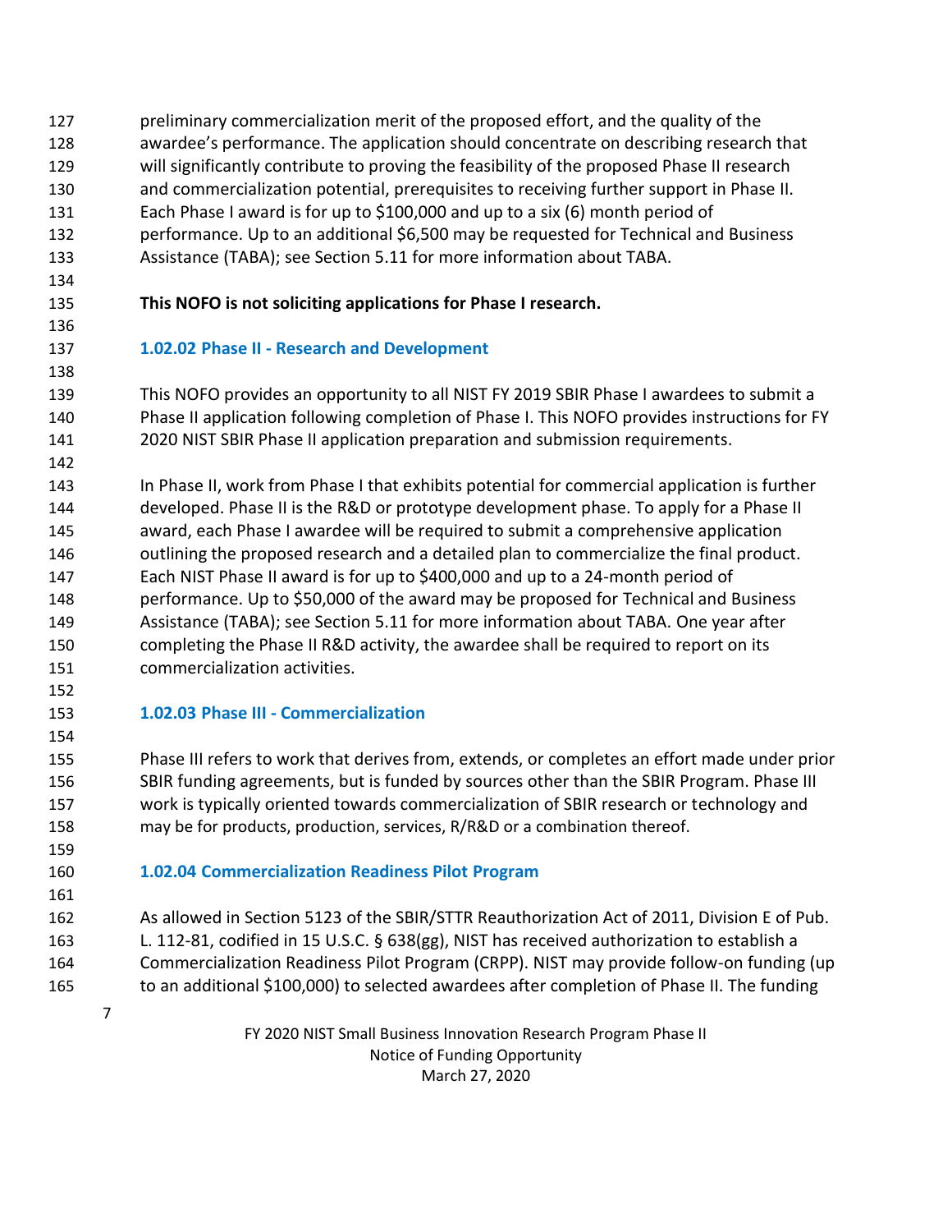preliminary commercialization merit of the proposed effort, and the quality of the awardee's performance. The application should concentrate on describing research that will significantly contribute to proving the feasibility of the proposed Phase II research and commercialization potential, prerequisites to receiving further support in Phase II. Each Phase I award is for up to $100,000 and up to a six (6) month period of performance. Up to an additional $6,500 may be requested for Technical and Business Assistance (TABA); see Section 5.11 for more information about TABA.

**This NOFO is not soliciting applications for Phase I research.**

### 1.02.02 Phase II - Research and Development

This NOFO provides an opportunity to all NIST FY 2019 SBIR Phase I awardees to submit a Phase II application following completion of Phase I. This NOFO provides instructions for FY 2020 NIST SBIR Phase II application preparation and submission requirements.

In Phase II, work from Phase I that exhibits potential for commercial application is further developed. Phase II is the R&D or prototype development phase. To apply for a Phase II award, each Phase I awardee will be required to submit a comprehensive application outlining the proposed research and a detailed plan to commercialize the final product. Each NIST Phase II award is for up to $400,000 and up to a 24-month period of performance. Up to $50,000 of the award may be proposed for Technical and Business Assistance (TABA); see Section 5.11 for more information about TABA. One year after completing the Phase II R&D activity, the awardee shall be required to report on its commercialization activities.

### 1.02.03 Phase III - Commercialization

Phase III refers to work that derives from, extends, or completes an effort made under prior SBIR funding agreements, but is funded by sources other than the SBIR Program. Phase III work is typically oriented towards commercialization of SBIR research or technology and may be for products, production, services, R/R&D or a combination thereof.

### 1.02.04 Commercialization Readiness Pilot Program

As allowed in Section 5123 of the SBIR/STTR Reauthorization Act of 2011, Division E of Pub. L. 112-81, codified in 15 U.S.C. § 638(gg), NIST has received authorization to establish a Commercialization Readiness Pilot Program (CRPP). NIST may provide follow-on funding (up to an additional $100,000) to selected awardees after completion of Phase II. The funding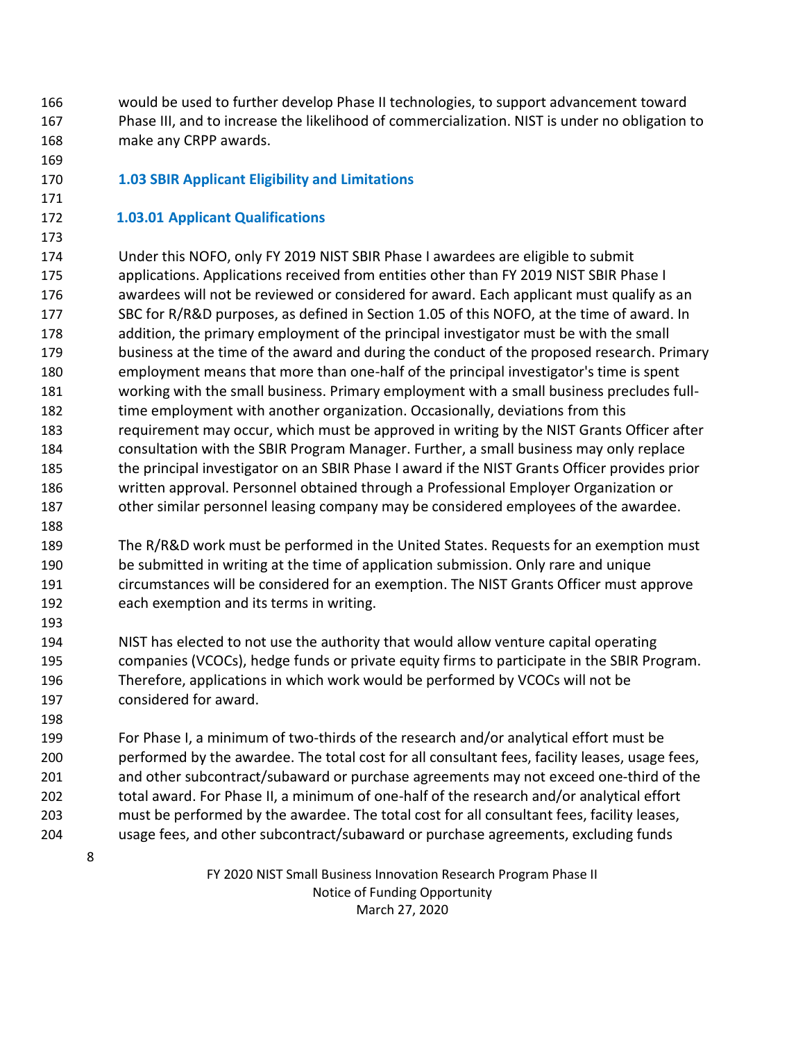would be used to further develop Phase II technologies, to support advancement toward Phase III, and to increase the likelihood of commercialization. NIST is under no obligation to make any CRPP awards.

## 1.03 SBIR Applicant Eligibility and Limitations

### 1.03.01 Applicant Qualifications

Under this NOFO, only FY 2019 NIST SBIR Phase I awardees are eligible to submit applications. Applications received from entities other than FY 2019 NIST SBIR Phase I awardees will not be reviewed or considered for award. Each applicant must qualify as an SBC for R/R&D purposes, as defined in Section 1.05 of this NOFO, at the time of award. In addition, the primary employment of the principal investigator must be with the small business at the time of the award and during the conduct of the proposed research. Primary employment means that more than one-half of the principal investigator's time is spent working with the small business. Primary employment with a small business precludes full-time employment with another organization. Occasionally, deviations from this requirement may occur, which must be approved in writing by the NIST Grants Officer after consultation with the SBIR Program Manager. Further, a small business may only replace the principal investigator on an SBIR Phase I award if the NIST Grants Officer provides prior written approval. Personnel obtained through a Professional Employer Organization or other similar personnel leasing company may be considered employees of the awardee.

The R/R&D work must be performed in the United States. Requests for an exemption must be submitted in writing at the time of application submission. Only rare and unique circumstances will be considered for an exemption. The NIST Grants Officer must approve each exemption and its terms in writing.

NIST has elected to not use the authority that would allow venture capital operating companies (VCOCs), hedge funds or private equity firms to participate in the SBIR Program. Therefore, applications in which work would be performed by VCOCs will not be considered for award.

For Phase I, a minimum of two-thirds of the research and/or analytical effort must be performed by the awardee. The total cost for all consultant fees, facility leases, usage fees, and other subcontract/subaward or purchase agreements may not exceed one-third of the total award. For Phase II, a minimum of one-half of the research and/or analytical effort must be performed by the awardee. The total cost for all consultant fees, facility leases, usage fees, and other subcontract/subaward or purchase agreements, excluding funds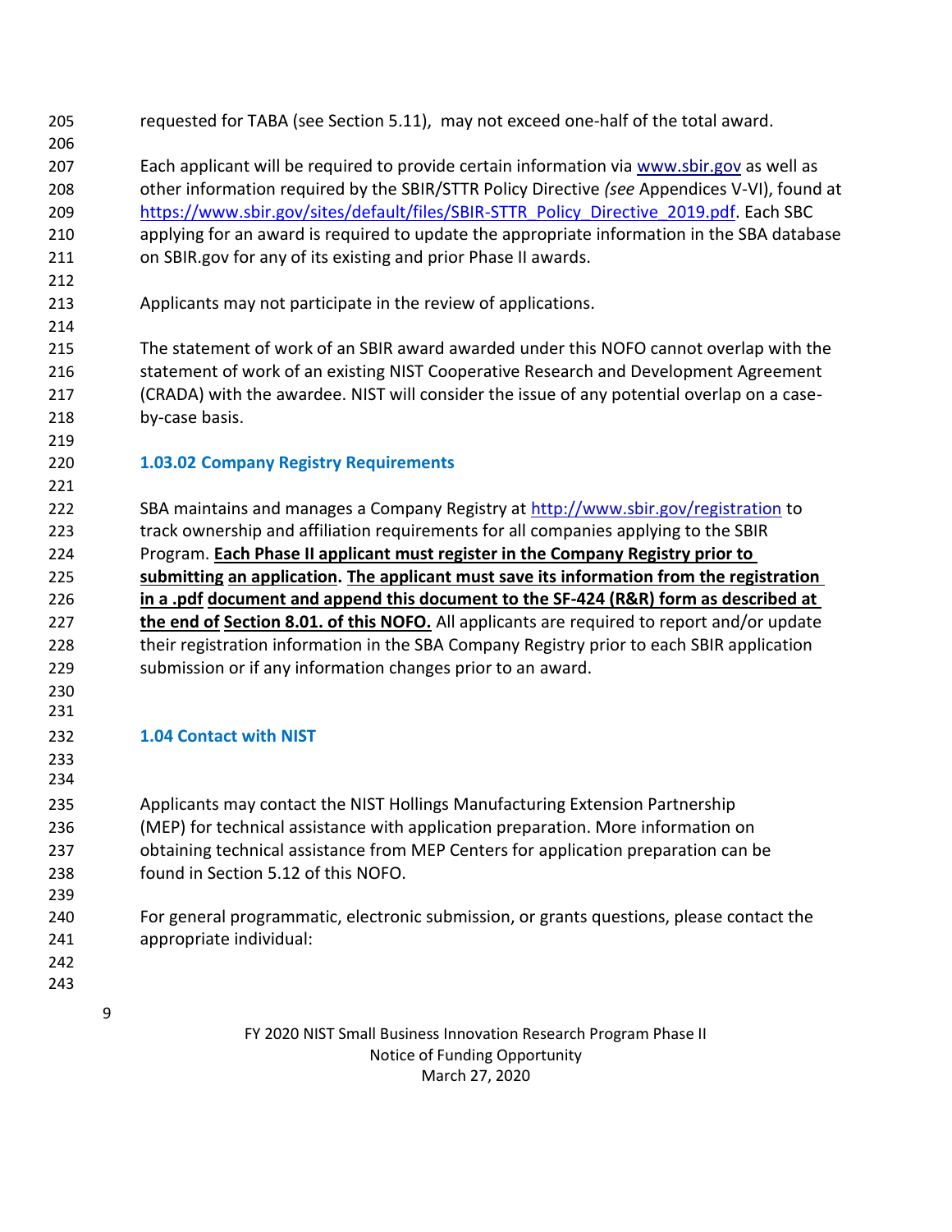requested for TABA (see Section 5.11), may not exceed one-half of the total award.

Each applicant will be required to provide certain information via www.sbir.gov as well as other information required by the SBIR/STTR Policy Directive *(see* Appendices V-VI), found at https://www.sbir.gov/sites/default/files/SBIR-STTR_Policy_Directive_2019.pdf. Each SBC applying for an award is required to update the appropriate information in the SBA database on SBIR.gov for any of its existing and prior Phase II awards.

Applicants may not participate in the review of applications.

The statement of work of an SBIR award awarded under this NOFO cannot overlap with the statement of work of an existing NIST Cooperative Research and Development Agreement (CRADA) with the awardee. NIST will consider the issue of any potential overlap on a case-by-case basis.

### 1.03.02 Company Registry Requirements

SBA maintains and manages a Company Registry at http://www.sbir.gov/registration to track ownership and affiliation requirements for all companies applying to the SBIR Program. **Each Phase II applicant must register in the Company Registry prior to submitting an application. The applicant must save its information from the registration in a .pdf document and append this document to the SF-424 (R&R) form as described at the end of Section 8.01. of this NOFO.** All applicants are required to report and/or update their registration information in the SBA Company Registry prior to each SBIR application submission or if any information changes prior to an award.

## 1.04 Contact with NIST

Applicants may contact the NIST Hollings Manufacturing Extension Partnership (MEP) for technical assistance with application preparation. More information on obtaining technical assistance from MEP Centers for application preparation can be found in Section 5.12 of this NOFO.

For general programmatic, electronic submission, or grants questions, please contact the appropriate individual: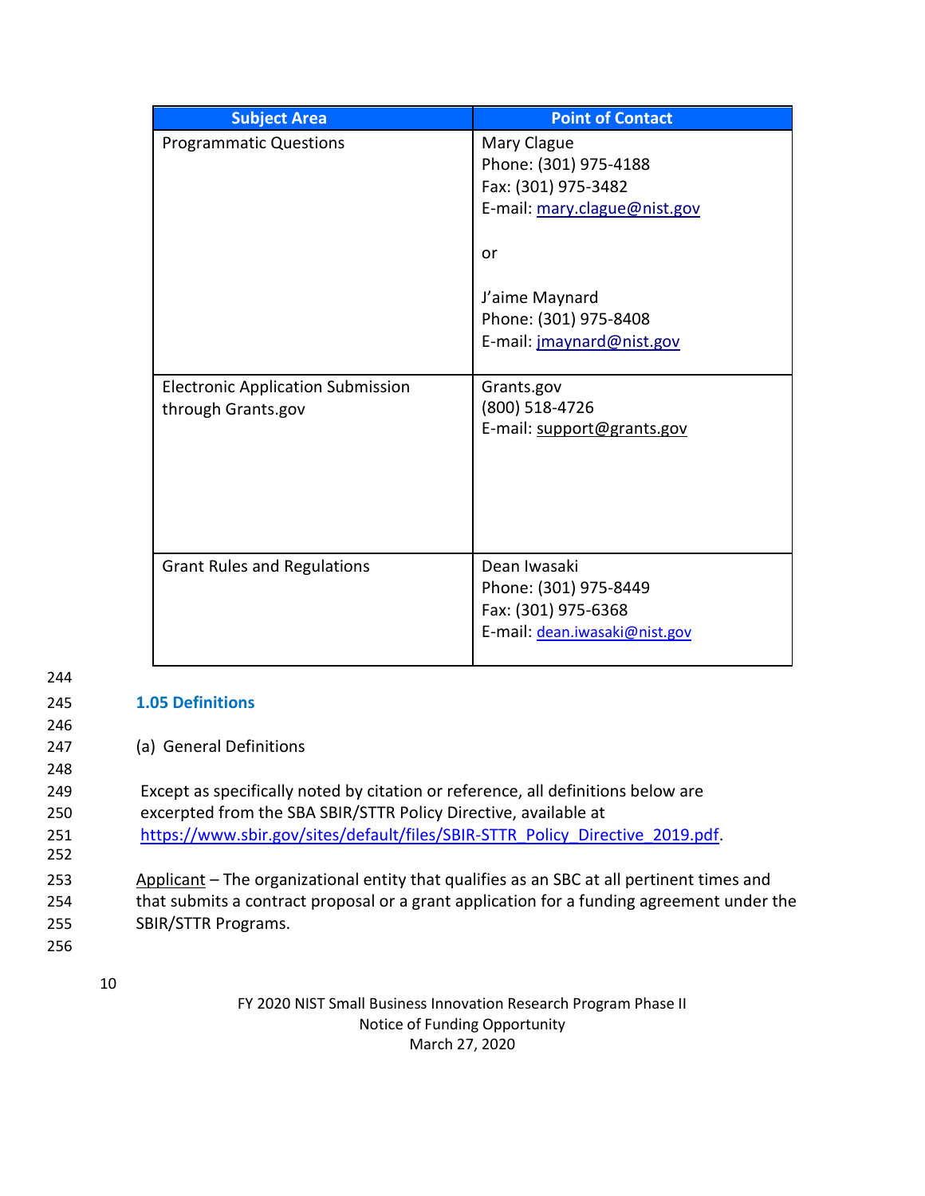| Subject Area | Point of Contact |
| --- | --- |
| Programmatic Questions | Mary Clague<br>Phone: (301) 975-4188<br>Fax: (301) 975-3482<br>E-mail: mary.clague@nist.gov<br><br>or<br><br>J'aime Maynard<br>Phone: (301) 975-8408<br>E-mail: jmaynard@nist.gov |
| Electronic Application Submission through Grants.gov | Grants.gov<br>(800) 518-4726<br>E-mail: support@grants.gov |
| Grant Rules and Regulations | Dean Iwasaki<br>Phone: (301) 975-8449<br>Fax: (301) 975-6368<br>E-mail: dean.iwasaki@nist.gov |

### 1.05 Definitions

(a) General Definitions

Except as specifically noted by citation or reference, all definitions below are excerpted from the SBA SBIR/STTR Policy Directive, available at https://www.sbir.gov/sites/default/files/SBIR-STTR_Policy_Directive_2019.pdf.

Applicant – The organizational entity that qualifies as an SBC at all pertinent times and that submits a contract proposal or a grant application for a funding agreement under the SBIR/STTR Programs.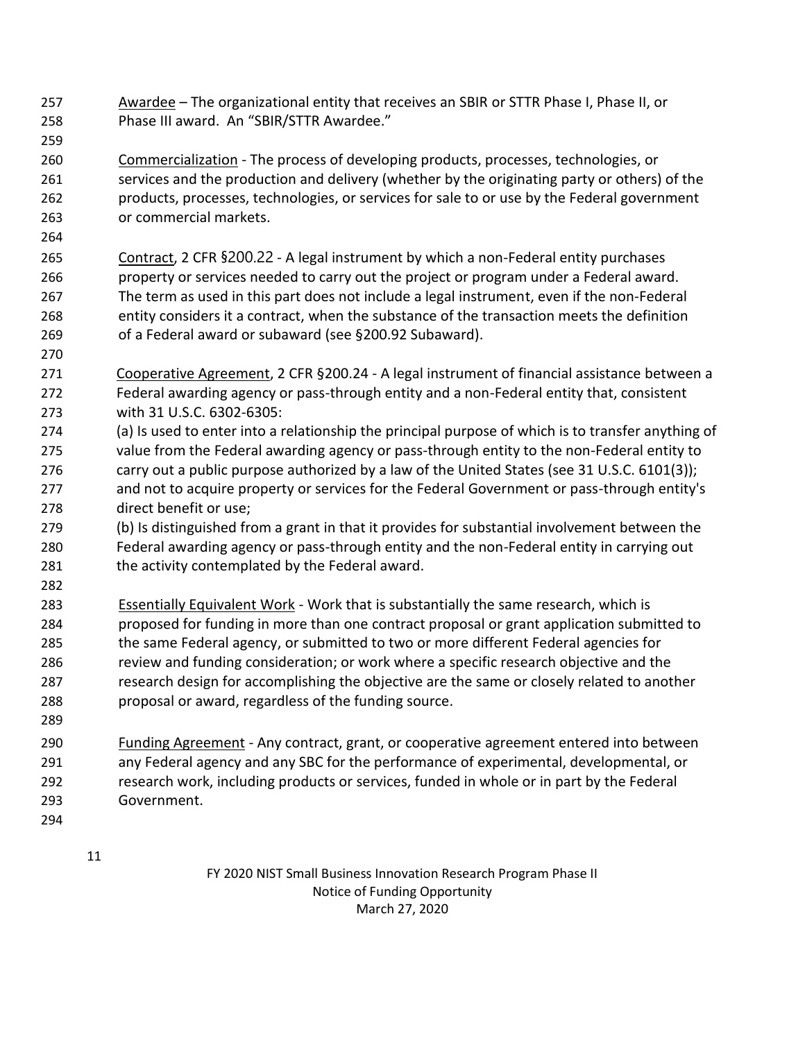Awardee – The organizational entity that receives an SBIR or STTR Phase I, Phase II, or Phase III award. An "SBIR/STTR Awardee."

Commercialization - The process of developing products, processes, technologies, or services and the production and delivery (whether by the originating party or others) of the products, processes, technologies, or services for sale to or use by the Federal government or commercial markets.

Contract, 2 CFR §200.22 - A legal instrument by which a non-Federal entity purchases property or services needed to carry out the project or program under a Federal award. The term as used in this part does not include a legal instrument, even if the non-Federal entity considers it a contract, when the substance of the transaction meets the definition of a Federal award or subaward (see §200.92 Subaward).

Cooperative Agreement, 2 CFR §200.24 - A legal instrument of financial assistance between a Federal awarding agency or pass-through entity and a non-Federal entity that, consistent with 31 U.S.C. 6302-6305:
(a) Is used to enter into a relationship the principal purpose of which is to transfer anything of value from the Federal awarding agency or pass-through entity to the non-Federal entity to carry out a public purpose authorized by a law of the United States (see 31 U.S.C. 6101(3)); and not to acquire property or services for the Federal Government or pass-through entity's direct benefit or use;
(b) Is distinguished from a grant in that it provides for substantial involvement between the Federal awarding agency or pass-through entity and the non-Federal entity in carrying out the activity contemplated by the Federal award.

Essentially Equivalent Work - Work that is substantially the same research, which is proposed for funding in more than one contract proposal or grant application submitted to the same Federal agency, or submitted to two or more different Federal agencies for review and funding consideration; or work where a specific research objective and the research design for accomplishing the objective are the same or closely related to another proposal or award, regardless of the funding source.

Funding Agreement - Any contract, grant, or cooperative agreement entered into between any Federal agency and any SBC for the performance of experimental, developmental, or research work, including products or services, funded in whole or in part by the Federal Government.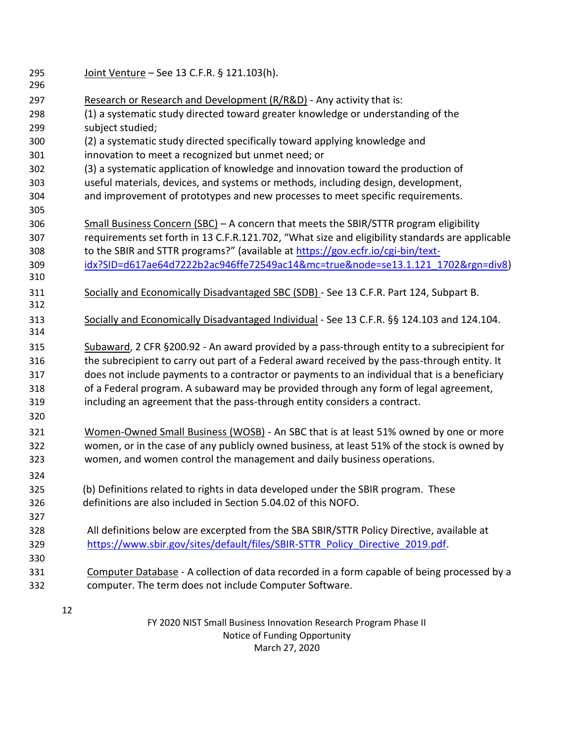Joint Venture – See 13 C.F.R. § 121.103(h).

Research or Research and Development (R/R&D) - Any activity that is:
(1) a systematic study directed toward greater knowledge or understanding of the subject studied;
(2) a systematic study directed specifically toward applying knowledge and innovation to meet a recognized but unmet need; or
(3) a systematic application of knowledge and innovation toward the production of useful materials, devices, and systems or methods, including design, development, and improvement of prototypes and new processes to meet specific requirements.

Small Business Concern (SBC) – A concern that meets the SBIR/STTR program eligibility requirements set forth in 13 C.F.R.121.702, "What size and eligibility standards are applicable to the SBIR and STTR programs?" (available at https://gov.ecfr.io/cgi-bin/text-idx?SID=d617ae64d7222b2ac946ffe72549ac14&mc=true&node=se13.1.121_1702&rgn=div8)

Socially and Economically Disadvantaged SBC (SDB) - See 13 C.F.R. Part 124, Subpart B.

Socially and Economically Disadvantaged Individual - See 13 C.F.R. §§ 124.103 and 124.104.

Subaward, 2 CFR §200.92 - An award provided by a pass-through entity to a subrecipient for the subrecipient to carry out part of a Federal award received by the pass-through entity. It does not include payments to a contractor or payments to an individual that is a beneficiary of a Federal program. A subaward may be provided through any form of legal agreement, including an agreement that the pass-through entity considers a contract.

Women-Owned Small Business (WOSB) - An SBC that is at least 51% owned by one or more women, or in the case of any publicly owned business, at least 51% of the stock is owned by women, and women control the management and daily business operations.

(b) Definitions related to rights in data developed under the SBIR program. These definitions are also included in Section 5.04.02 of this NOFO.

All definitions below are excerpted from the SBA SBIR/STTR Policy Directive, available at https://www.sbir.gov/sites/default/files/SBIR-STTR_Policy_Directive_2019.pdf.

Computer Database - A collection of data recorded in a form capable of being processed by a computer. The term does not include Computer Software.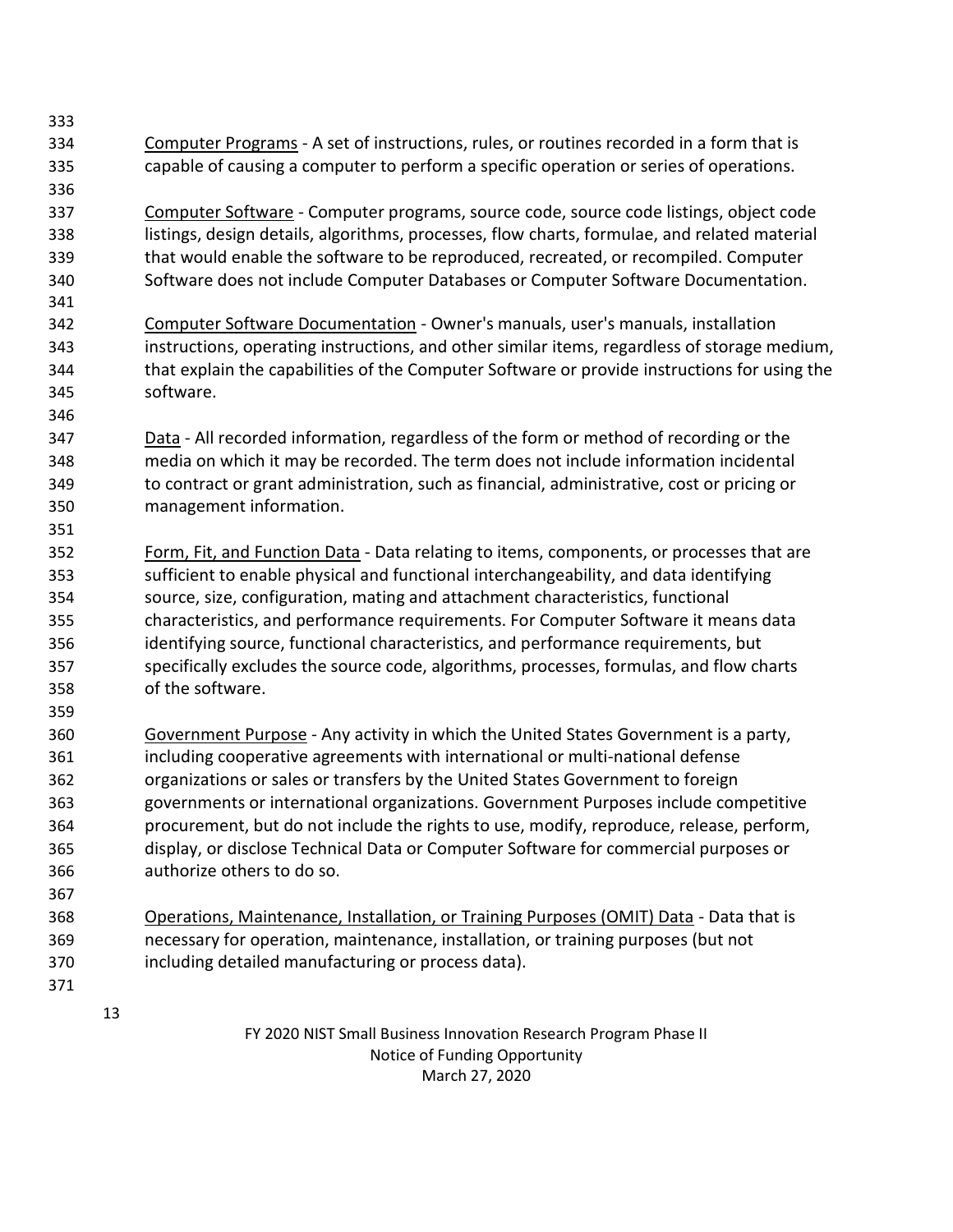Computer Programs - A set of instructions, rules, or routines recorded in a form that is capable of causing a computer to perform a specific operation or series of operations.

Computer Software - Computer programs, source code, source code listings, object code listings, design details, algorithms, processes, flow charts, formulae, and related material that would enable the software to be reproduced, recreated, or recompiled. Computer Software does not include Computer Databases or Computer Software Documentation.

Computer Software Documentation - Owner's manuals, user's manuals, installation instructions, operating instructions, and other similar items, regardless of storage medium, that explain the capabilities of the Computer Software or provide instructions for using the software.

Data - All recorded information, regardless of the form or method of recording or the media on which it may be recorded. The term does not include information incidental to contract or grant administration, such as financial, administrative, cost or pricing or management information.

Form, Fit, and Function Data - Data relating to items, components, or processes that are sufficient to enable physical and functional interchangeability, and data identifying source, size, configuration, mating and attachment characteristics, functional characteristics, and performance requirements. For Computer Software it means data identifying source, functional characteristics, and performance requirements, but specifically excludes the source code, algorithms, processes, formulas, and flow charts of the software.

Government Purpose - Any activity in which the United States Government is a party, including cooperative agreements with international or multi-national defense organizations or sales or transfers by the United States Government to foreign governments or international organizations. Government Purposes include competitive procurement, but do not include the rights to use, modify, reproduce, release, perform, display, or disclose Technical Data or Computer Software for commercial purposes or authorize others to do so.

Operations, Maintenance, Installation, or Training Purposes (OMIT) Data - Data that is necessary for operation, maintenance, installation, or training purposes (but not including detailed manufacturing or process data).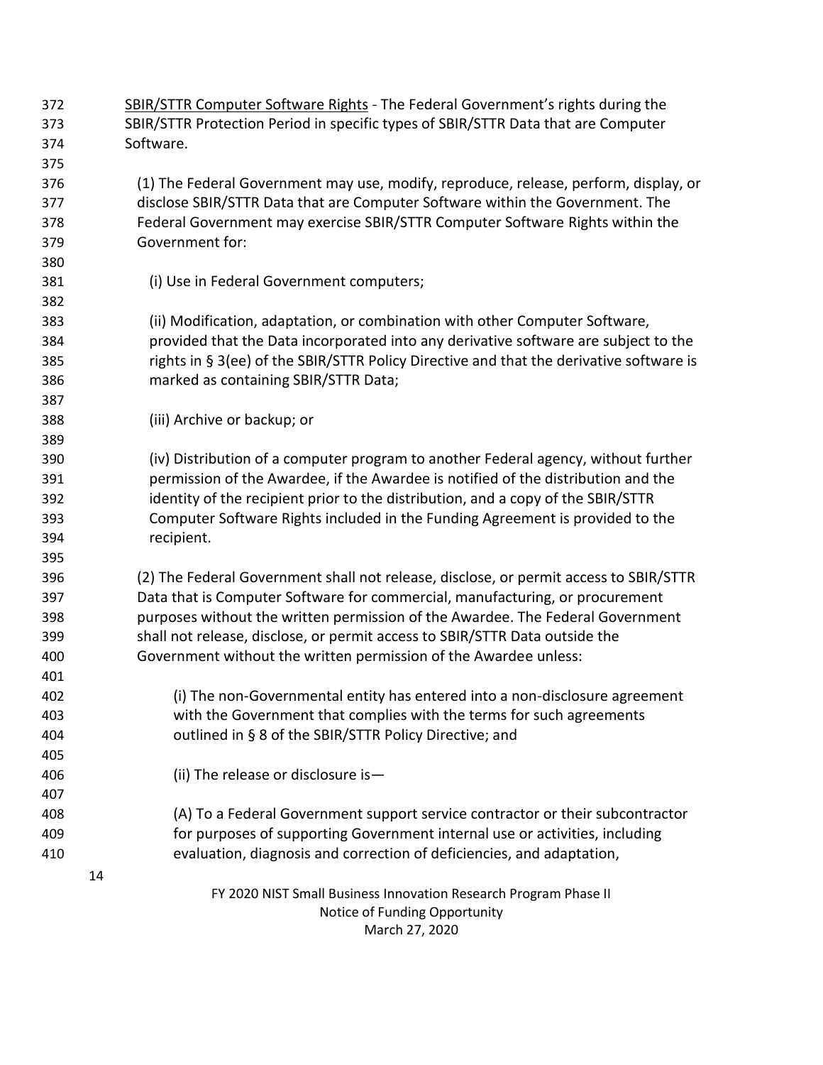SBIR/STTR Computer Software Rights - The Federal Government's rights during the SBIR/STTR Protection Period in specific types of SBIR/STTR Data that are Computer Software.

(1) The Federal Government may use, modify, reproduce, release, perform, display, or disclose SBIR/STTR Data that are Computer Software within the Government. The Federal Government may exercise SBIR/STTR Computer Software Rights within the Government for:

(i) Use in Federal Government computers;

(ii) Modification, adaptation, or combination with other Computer Software, provided that the Data incorporated into any derivative software are subject to the rights in § 3(ee) of the SBIR/STTR Policy Directive and that the derivative software is marked as containing SBIR/STTR Data;

(iii) Archive or backup; or

(iv) Distribution of a computer program to another Federal agency, without further permission of the Awardee, if the Awardee is notified of the distribution and the identity of the recipient prior to the distribution, and a copy of the SBIR/STTR Computer Software Rights included in the Funding Agreement is provided to the recipient.

(2) The Federal Government shall not release, disclose, or permit access to SBIR/STTR Data that is Computer Software for commercial, manufacturing, or procurement purposes without the written permission of the Awardee. The Federal Government shall not release, disclose, or permit access to SBIR/STTR Data outside the Government without the written permission of the Awardee unless:

(i) The non-Governmental entity has entered into a non-disclosure agreement with the Government that complies with the terms for such agreements outlined in § 8 of the SBIR/STTR Policy Directive; and

(ii) The release or disclosure is—

(A) To a Federal Government support service contractor or their subcontractor for purposes of supporting Government internal use or activities, including evaluation, diagnosis and correction of deficiencies, and adaptation,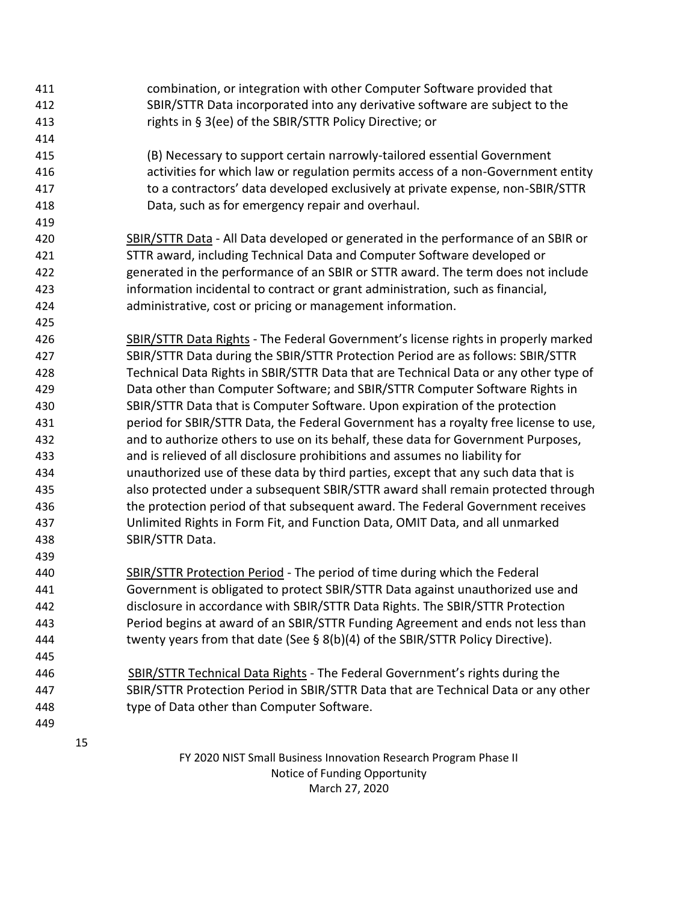combination, or integration with other Computer Software provided that SBIR/STTR Data incorporated into any derivative software are subject to the rights in § 3(ee) of the SBIR/STTR Policy Directive; or

(B) Necessary to support certain narrowly-tailored essential Government activities for which law or regulation permits access of a non-Government entity to a contractors' data developed exclusively at private expense, non-SBIR/STTR Data, such as for emergency repair and overhaul.

<u>SBIR/STTR Data</u> - All Data developed or generated in the performance of an SBIR or STTR award, including Technical Data and Computer Software developed or generated in the performance of an SBIR or STTR award. The term does not include information incidental to contract or grant administration, such as financial, administrative, cost or pricing or management information.

<u>SBIR/STTR Data Rights</u> - The Federal Government's license rights in properly marked SBIR/STTR Data during the SBIR/STTR Protection Period are as follows: SBIR/STTR Technical Data Rights in SBIR/STTR Data that are Technical Data or any other type of Data other than Computer Software; and SBIR/STTR Computer Software Rights in SBIR/STTR Data that is Computer Software. Upon expiration of the protection period for SBIR/STTR Data, the Federal Government has a royalty free license to use, and to authorize others to use on its behalf, these data for Government Purposes, and is relieved of all disclosure prohibitions and assumes no liability for unauthorized use of these data by third parties, except that any such data that is also protected under a subsequent SBIR/STTR award shall remain protected through the protection period of that subsequent award. The Federal Government receives Unlimited Rights in Form Fit, and Function Data, OMIT Data, and all unmarked SBIR/STTR Data.

<u>SBIR/STTR Protection Period</u> - The period of time during which the Federal Government is obligated to protect SBIR/STTR Data against unauthorized use and disclosure in accordance with SBIR/STTR Data Rights. The SBIR/STTR Protection Period begins at award of an SBIR/STTR Funding Agreement and ends not less than twenty years from that date (See § 8(b)(4) of the SBIR/STTR Policy Directive).

<u>SBIR/STTR Technical Data Rights</u> - The Federal Government's rights during the SBIR/STTR Protection Period in SBIR/STTR Data that are Technical Data or any other type of Data other than Computer Software.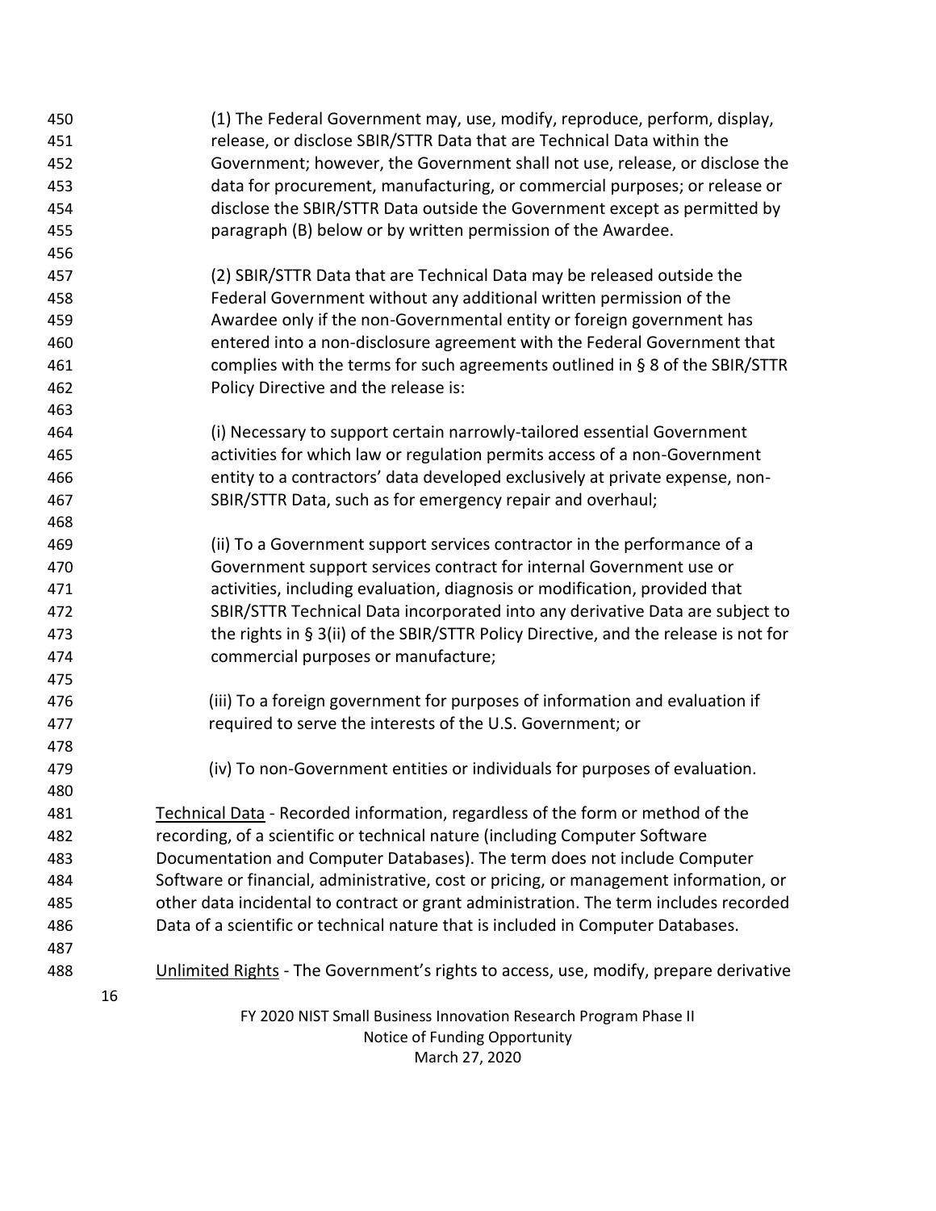(1) The Federal Government may, use, modify, reproduce, perform, display, release, or disclose SBIR/STTR Data that are Technical Data within the Government; however, the Government shall not use, release, or disclose the data for procurement, manufacturing, or commercial purposes; or release or disclose the SBIR/STTR Data outside the Government except as permitted by paragraph (B) below or by written permission of the Awardee.

(2) SBIR/STTR Data that are Technical Data may be released outside the Federal Government without any additional written permission of the Awardee only if the non-Governmental entity or foreign government has entered into a non-disclosure agreement with the Federal Government that complies with the terms for such agreements outlined in § 8 of the SBIR/STTR Policy Directive and the release is:

(i) Necessary to support certain narrowly-tailored essential Government activities for which law or regulation permits access of a non-Government entity to a contractors' data developed exclusively at private expense, non-SBIR/STTR Data, such as for emergency repair and overhaul;

(ii) To a Government support services contractor in the performance of a Government support services contract for internal Government use or activities, including evaluation, diagnosis or modification, provided that SBIR/STTR Technical Data incorporated into any derivative Data are subject to the rights in § 3(ii) of the SBIR/STTR Policy Directive, and the release is not for commercial purposes or manufacture;

(iii) To a foreign government for purposes of information and evaluation if required to serve the interests of the U.S. Government; or

(iv) To non-Government entities or individuals for purposes of evaluation.

Technical Data - Recorded information, regardless of the form or method of the recording, of a scientific or technical nature (including Computer Software Documentation and Computer Databases). The term does not include Computer Software or financial, administrative, cost or pricing, or management information, or other data incidental to contract or grant administration. The term includes recorded Data of a scientific or technical nature that is included in Computer Databases.

Unlimited Rights - The Government's rights to access, use, modify, prepare derivative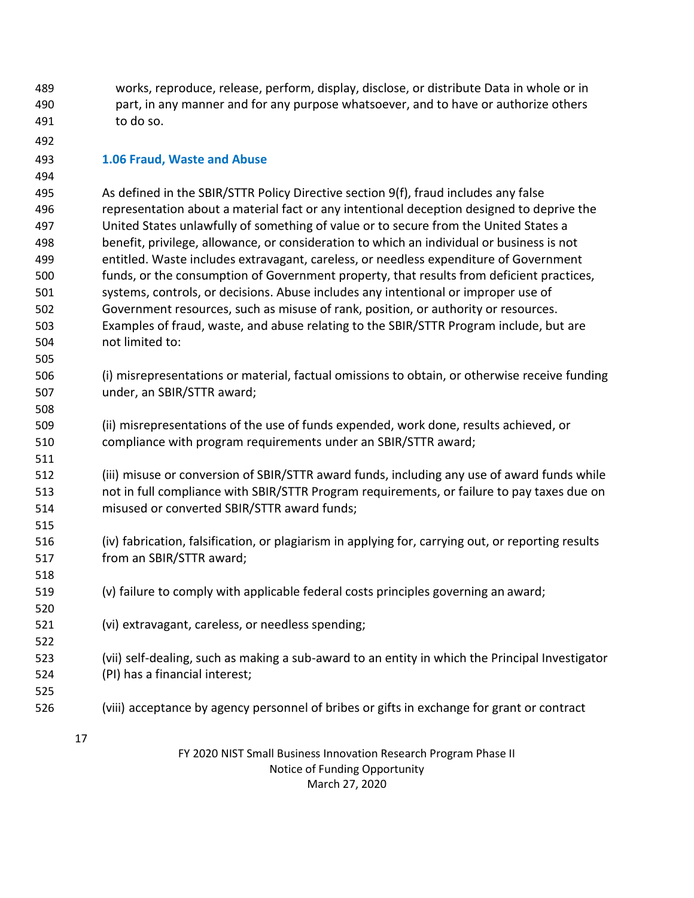works, reproduce, release, perform, display, disclose, or distribute Data in whole or in part, in any manner and for any purpose whatsoever, and to have or authorize others to do so.

### 1.06 Fraud, Waste and Abuse

As defined in the SBIR/STTR Policy Directive section 9(f), fraud includes any false representation about a material fact or any intentional deception designed to deprive the United States unlawfully of something of value or to secure from the United States a benefit, privilege, allowance, or consideration to which an individual or business is not entitled. Waste includes extravagant, careless, or needless expenditure of Government funds, or the consumption of Government property, that results from deficient practices, systems, controls, or decisions. Abuse includes any intentional or improper use of Government resources, such as misuse of rank, position, or authority or resources. Examples of fraud, waste, and abuse relating to the SBIR/STTR Program include, but are not limited to:

(i) misrepresentations or material, factual omissions to obtain, or otherwise receive funding under, an SBIR/STTR award;

(ii) misrepresentations of the use of funds expended, work done, results achieved, or compliance with program requirements under an SBIR/STTR award;

(iii) misuse or conversion of SBIR/STTR award funds, including any use of award funds while not in full compliance with SBIR/STTR Program requirements, or failure to pay taxes due on misused or converted SBIR/STTR award funds;

(iv) fabrication, falsification, or plagiarism in applying for, carrying out, or reporting results from an SBIR/STTR award;

(v) failure to comply with applicable federal costs principles governing an award;

(vi) extravagant, careless, or needless spending;

(vii) self-dealing, such as making a sub-award to an entity in which the Principal Investigator (PI) has a financial interest;

(viii) acceptance by agency personnel of bribes or gifts in exchange for grant or contract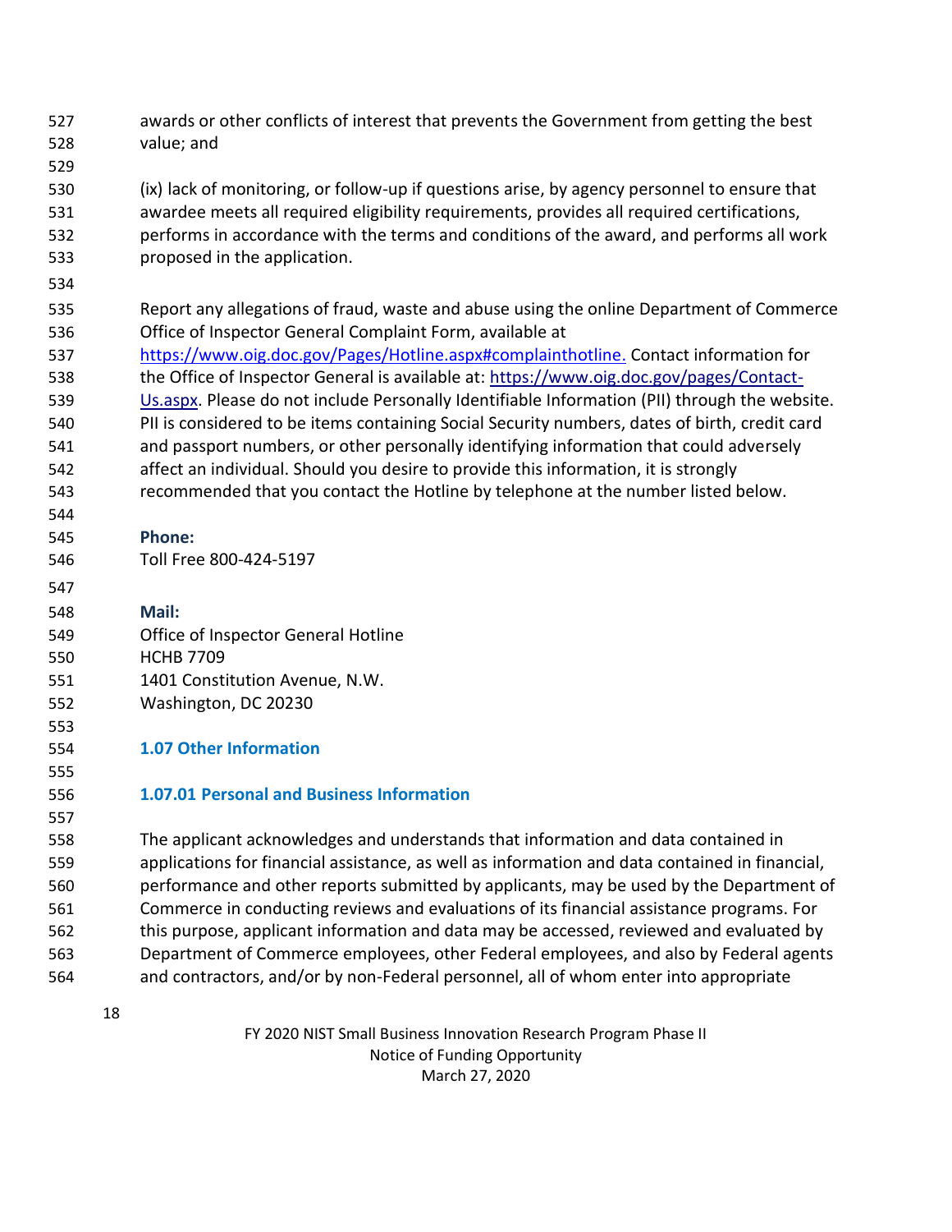awards or other conflicts of interest that prevents the Government from getting the best value; and

(ix) lack of monitoring, or follow-up if questions arise, by agency personnel to ensure that awardee meets all required eligibility requirements, provides all required certifications, performs in accordance with the terms and conditions of the award, and performs all work proposed in the application.

Report any allegations of fraud, waste and abuse using the online Department of Commerce Office of Inspector General Complaint Form, available at https://www.oig.doc.gov/Pages/Hotline.aspx#complainthotline. Contact information for the Office of Inspector General is available at: https://www.oig.doc.gov/pages/Contact-Us.aspx. Please do not include Personally Identifiable Information (PII) through the website. PII is considered to be items containing Social Security numbers, dates of birth, credit card and passport numbers, or other personally identifying information that could adversely affect an individual. Should you desire to provide this information, it is strongly recommended that you contact the Hotline by telephone at the number listed below.

**Phone:**
Toll Free 800-424-5197

**Mail:**
Office of Inspector General Hotline
HCHB 7709
1401 Constitution Avenue, N.W.
Washington, DC 20230

### 1.07 Other Information

#### 1.07.01 Personal and Business Information

The applicant acknowledges and understands that information and data contained in applications for financial assistance, as well as information and data contained in financial, performance and other reports submitted by applicants, may be used by the Department of Commerce in conducting reviews and evaluations of its financial assistance programs. For this purpose, applicant information and data may be accessed, reviewed and evaluated by Department of Commerce employees, other Federal employees, and also by Federal agents and contractors, and/or by non-Federal personnel, all of whom enter into appropriate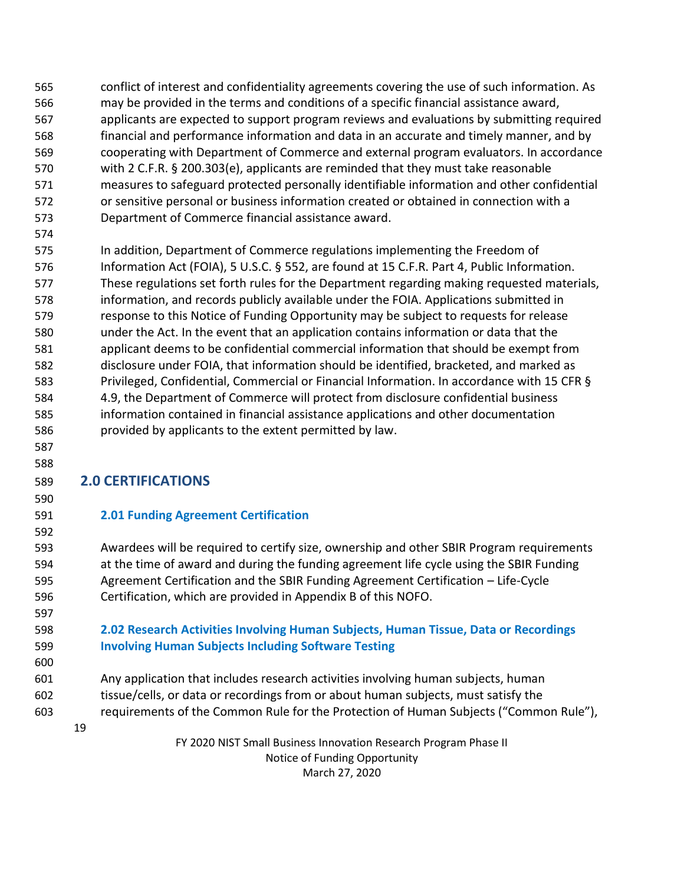conflict of interest and confidentiality agreements covering the use of such information. As may be provided in the terms and conditions of a specific financial assistance award, applicants are expected to support program reviews and evaluations by submitting required financial and performance information and data in an accurate and timely manner, and by cooperating with Department of Commerce and external program evaluators. In accordance with 2 C.F.R. § 200.303(e), applicants are reminded that they must take reasonable measures to safeguard protected personally identifiable information and other confidential or sensitive personal or business information created or obtained in connection with a Department of Commerce financial assistance award.

In addition, Department of Commerce regulations implementing the Freedom of Information Act (FOIA), 5 U.S.C. § 552, are found at 15 C.F.R. Part 4, Public Information. These regulations set forth rules for the Department regarding making requested materials, information, and records publicly available under the FOIA. Applications submitted in response to this Notice of Funding Opportunity may be subject to requests for release under the Act. In the event that an application contains information or data that the applicant deems to be confidential commercial information that should be exempt from disclosure under FOIA, that information should be identified, bracketed, and marked as Privileged, Confidential, Commercial or Financial Information. In accordance with 15 CFR § 4.9, the Department of Commerce will protect from disclosure confidential business information contained in financial assistance applications and other documentation provided by applicants to the extent permitted by law.

## 2.0 CERTIFICATIONS

### 2.01 Funding Agreement Certification

Awardees will be required to certify size, ownership and other SBIR Program requirements at the time of award and during the funding agreement life cycle using the SBIR Funding Agreement Certification and the SBIR Funding Agreement Certification – Life-Cycle Certification, which are provided in Appendix B of this NOFO.

### 2.02 Research Activities Involving Human Subjects, Human Tissue, Data or Recordings Involving Human Subjects Including Software Testing

Any application that includes research activities involving human subjects, human tissue/cells, or data or recordings from or about human subjects, must satisfy the requirements of the Common Rule for the Protection of Human Subjects (“Common Rule”),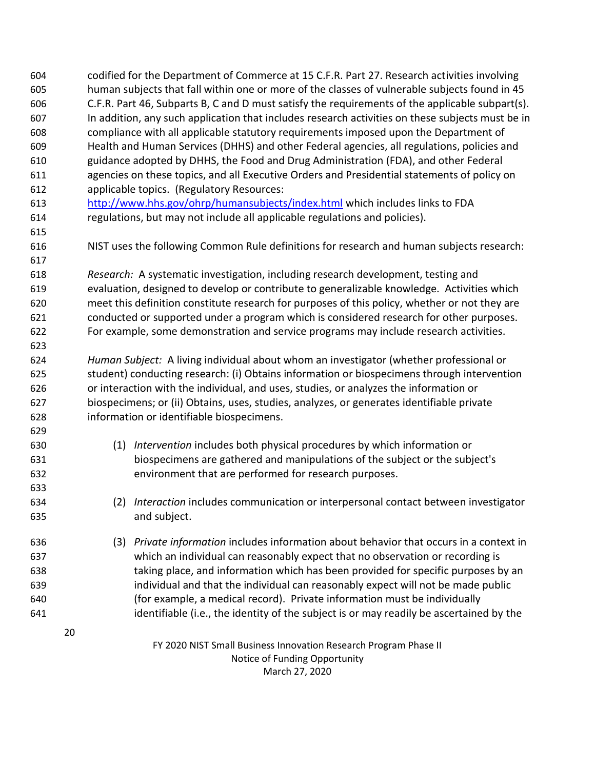codified for the Department of Commerce at 15 C.F.R. Part 27. Research activities involving human subjects that fall within one or more of the classes of vulnerable subjects found in 45 C.F.R. Part 46, Subparts B, C and D must satisfy the requirements of the applicable subpart(s). In addition, any such application that includes research activities on these subjects must be in compliance with all applicable statutory requirements imposed upon the Department of Health and Human Services (DHHS) and other Federal agencies, all regulations, policies and guidance adopted by DHHS, the Food and Drug Administration (FDA), and other Federal agencies on these topics, and all Executive Orders and Presidential statements of policy on applicable topics. (Regulatory Resources: http://www.hhs.gov/ohrp/humansubjects/index.html which includes links to FDA regulations, but may not include all applicable regulations and policies).

NIST uses the following Common Rule definitions for research and human subjects research:

*Research:* A systematic investigation, including research development, testing and evaluation, designed to develop or contribute to generalizable knowledge. Activities which meet this definition constitute research for purposes of this policy, whether or not they are conducted or supported under a program which is considered research for other purposes. For example, some demonstration and service programs may include research activities.

*Human Subject:* A living individual about whom an investigator (whether professional or student) conducting research: (i) Obtains information or biospecimens through intervention or interaction with the individual, and uses, studies, or analyzes the information or biospecimens; or (ii) Obtains, uses, studies, analyzes, or generates identifiable private information or identifiable biospecimens.

(1) *Intervention* includes both physical procedures by which information or biospecimens are gathered and manipulations of the subject or the subject's environment that are performed for research purposes.

(2) *Interaction* includes communication or interpersonal contact between investigator and subject.

(3) *Private information* includes information about behavior that occurs in a context in which an individual can reasonably expect that no observation or recording is taking place, and information which has been provided for specific purposes by an individual and that the individual can reasonably expect will not be made public (for example, a medical record). Private information must be individually identifiable (i.e., the identity of the subject is or may readily be ascertained by the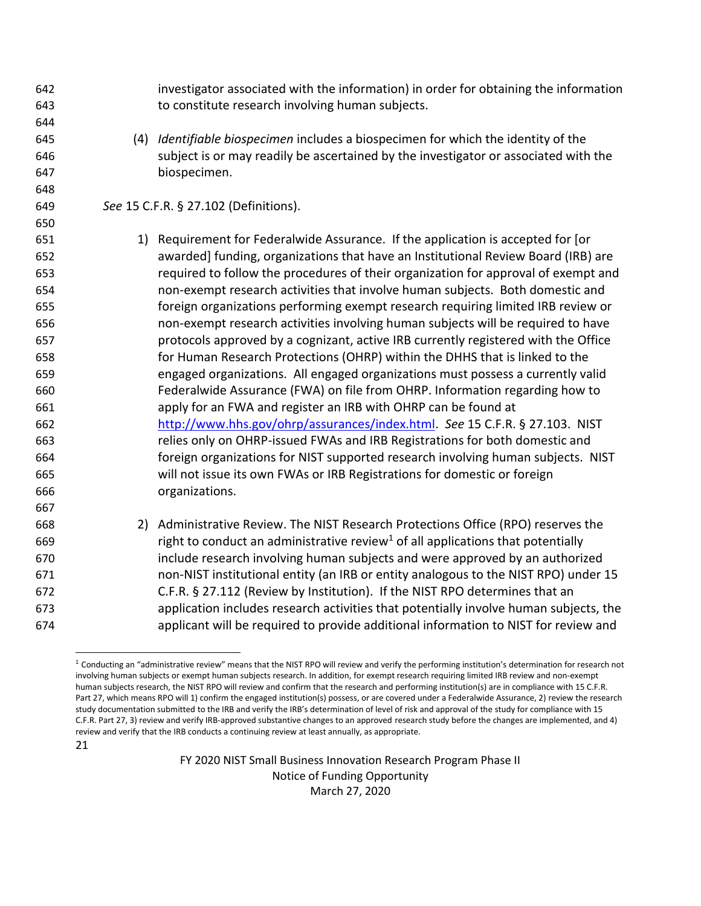investigator associated with the information) in order for obtaining the information to constitute research involving human subjects.

(4) *Identifiable biospecimen* includes a biospecimen for which the identity of the subject is or may readily be ascertained by the investigator or associated with the biospecimen.

*See* 15 C.F.R. § 27.102 (Definitions).

1) Requirement for Federalwide Assurance. If the application is accepted for [or awarded] funding, organizations that have an Institutional Review Board (IRB) are required to follow the procedures of their organization for approval of exempt and non-exempt research activities that involve human subjects. Both domestic and foreign organizations performing exempt research requiring limited IRB review or non-exempt research activities involving human subjects will be required to have protocols approved by a cognizant, active IRB currently registered with the Office for Human Research Protections (OHRP) within the DHHS that is linked to the engaged organizations. All engaged organizations must possess a currently valid Federalwide Assurance (FWA) on file from OHRP. Information regarding how to apply for an FWA and register an IRB with OHRP can be found at http://www.hhs.gov/ohrp/assurances/index.html. *See* 15 C.F.R. § 27.103. NIST relies only on OHRP-issued FWAs and IRB Registrations for both domestic and foreign organizations for NIST supported research involving human subjects. NIST will not issue its own FWAs or IRB Registrations for domestic or foreign organizations.

2) Administrative Review. The NIST Research Protections Office (RPO) reserves the right to conduct an administrative review[1] of all applications that potentially include research involving human subjects and were approved by an authorized non-NIST institutional entity (an IRB or entity analogous to the NIST RPO) under 15 C.F.R. § 27.112 (Review by Institution). If the NIST RPO determines that an application includes research activities that potentially involve human subjects, the applicant will be required to provide additional information to NIST for review and

[1] Conducting an "administrative review" means that the NIST RPO will review and verify the performing institution's determination for research not involving human subjects or exempt human subjects research. In addition, for exempt research requiring limited IRB review and non-exempt human subjects research, the NIST RPO will review and confirm that the research and performing institution(s) are in compliance with 15 C.F.R. Part 27, which means RPO will 1) confirm the engaged institution(s) possess, or are covered under a Federalwide Assurance, 2) review the research study documentation submitted to the IRB and verify the IRB's determination of level of risk and approval of the study for compliance with 15 C.F.R. Part 27, 3) review and verify IRB-approved substantive changes to an approved research study before the changes are implemented, and 4) review and verify that the IRB conducts a continuing review at least annually, as appropriate.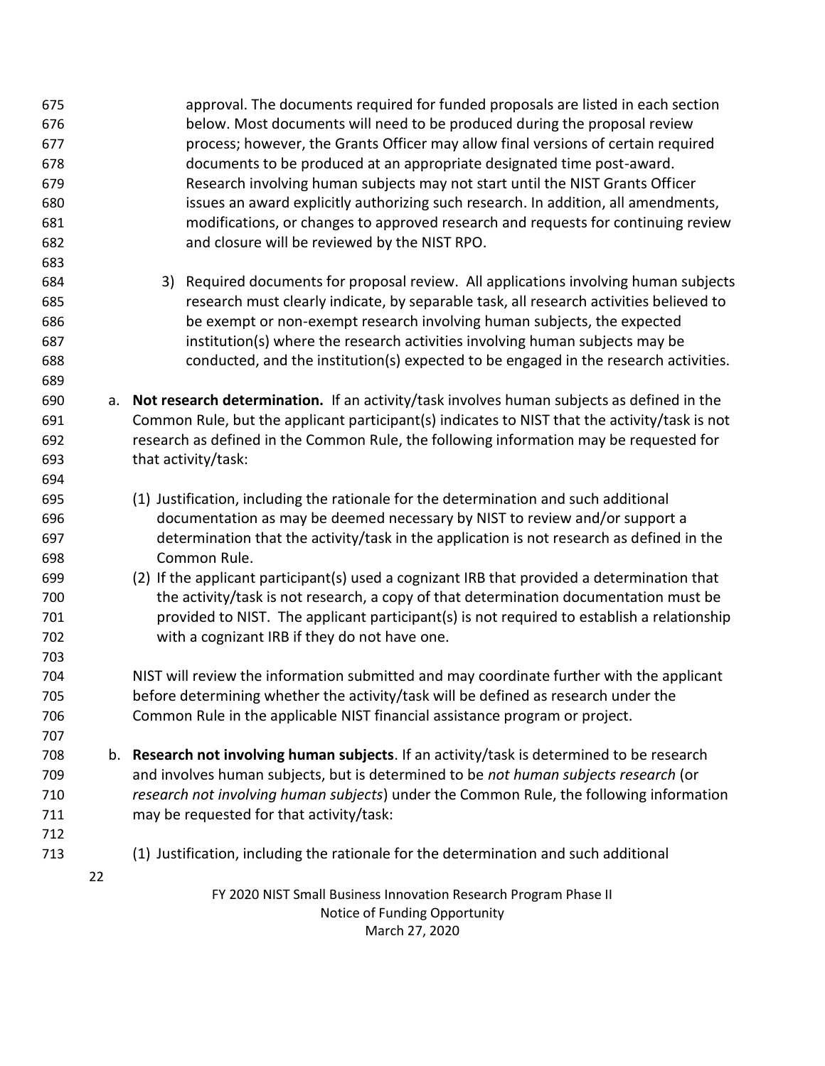approval. The documents required for funded proposals are listed in each section below. Most documents will need to be produced during the proposal review process; however, the Grants Officer may allow final versions of certain required documents to be produced at an appropriate designated time post-award. Research involving human subjects may not start until the NIST Grants Officer issues an award explicitly authorizing such research. In addition, all amendments, modifications, or changes to approved research and requests for continuing review and closure will be reviewed by the NIST RPO.

3) Required documents for proposal review. All applications involving human subjects research must clearly indicate, by separable task, all research activities believed to be exempt or non-exempt research involving human subjects, the expected institution(s) where the research activities involving human subjects may be conducted, and the institution(s) expected to be engaged in the research activities.

a. **Not research determination.** If an activity/task involves human subjects as defined in the Common Rule, but the applicant participant(s) indicates to NIST that the activity/task is not research as defined in the Common Rule, the following information may be requested for that activity/task:

(1) Justification, including the rationale for the determination and such additional documentation as may be deemed necessary by NIST to review and/or support a determination that the activity/task in the application is not research as defined in the Common Rule.

(2) If the applicant participant(s) used a cognizant IRB that provided a determination that the activity/task is not research, a copy of that determination documentation must be provided to NIST. The applicant participant(s) is not required to establish a relationship with a cognizant IRB if they do not have one.

NIST will review the information submitted and may coordinate further with the applicant before determining whether the activity/task will be defined as research under the Common Rule in the applicable NIST financial assistance program or project.

b. **Research not involving human subjects**. If an activity/task is determined to be research and involves human subjects, but is determined to be *not human subjects research* (or *research not involving human subjects*) under the Common Rule, the following information may be requested for that activity/task:

(1) Justification, including the rationale for the determination and such additional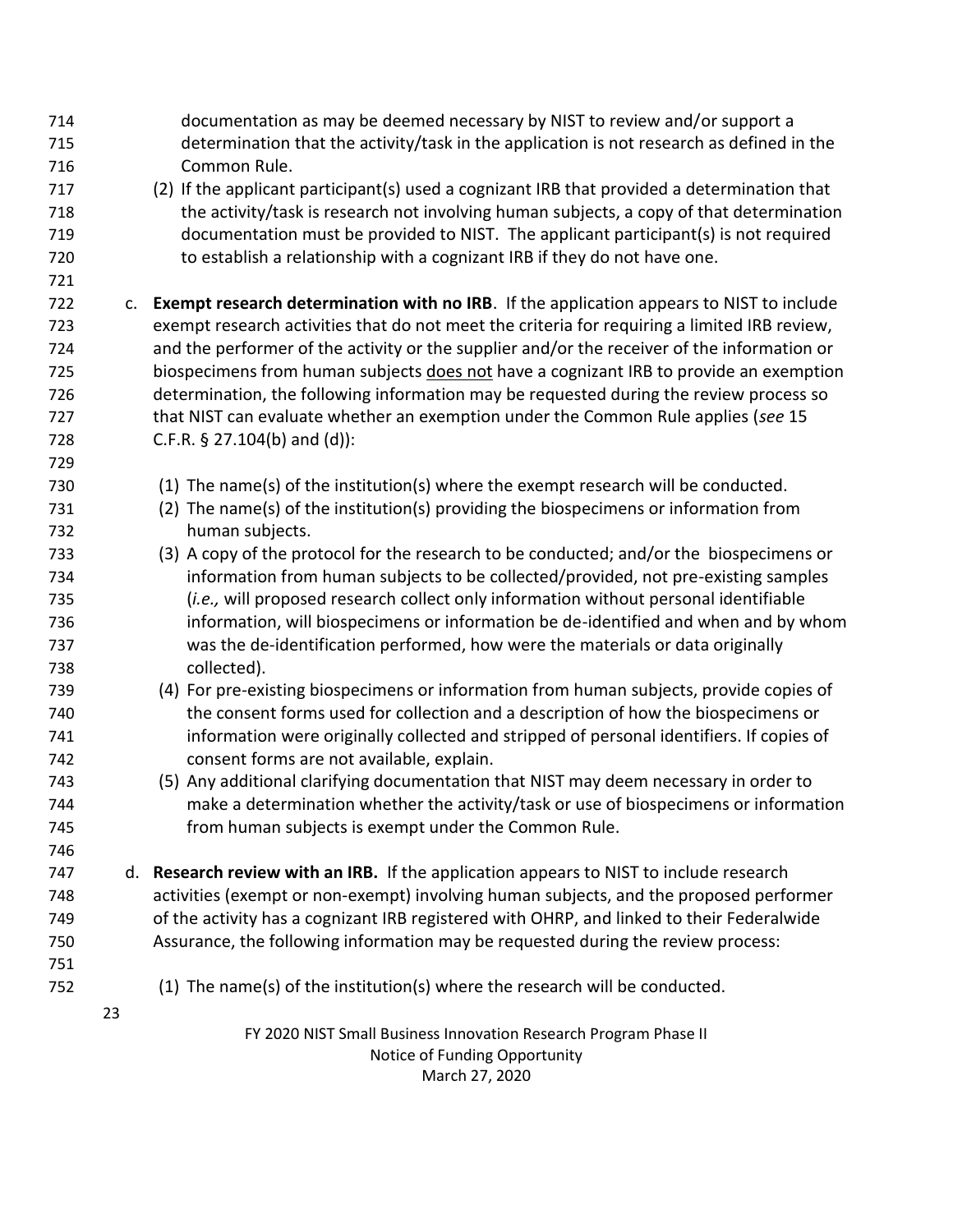documentation as may be deemed necessary by NIST to review and/or support a determination that the activity/task in the application is not research as defined in the Common Rule.

(2) If the applicant participant(s) used a cognizant IRB that provided a determination that the activity/task is research not involving human subjects, a copy of that determination documentation must be provided to NIST. The applicant participant(s) is not required to establish a relationship with a cognizant IRB if they do not have one.

c. **Exempt research determination with no IRB**. If the application appears to NIST to include exempt research activities that do not meet the criteria for requiring a limited IRB review, and the performer of the activity or the supplier and/or the receiver of the information or biospecimens from human subjects <u>does not</u> have a cognizant IRB to provide an exemption determination, the following information may be requested during the review process so that NIST can evaluate whether an exemption under the Common Rule applies (*see* 15 C.F.R. § 27.104(b) and (d)):

(1) The name(s) of the institution(s) where the exempt research will be conducted.

(2) The name(s) of the institution(s) providing the biospecimens or information from human subjects.

(3) A copy of the protocol for the research to be conducted; and/or the biospecimens or information from human subjects to be collected/provided, not pre-existing samples (*i.e.,* will proposed research collect only information without personal identifiable information, will biospecimens or information be de-identified and when and by whom was the de-identification performed, how were the materials or data originally collected).

(4) For pre-existing biospecimens or information from human subjects, provide copies of the consent forms used for collection and a description of how the biospecimens or information were originally collected and stripped of personal identifiers. If copies of consent forms are not available, explain.

(5) Any additional clarifying documentation that NIST may deem necessary in order to make a determination whether the activity/task or use of biospecimens or information from human subjects is exempt under the Common Rule.

d. **Research review with an IRB.** If the application appears to NIST to include research activities (exempt or non-exempt) involving human subjects, and the proposed performer of the activity has a cognizant IRB registered with OHRP, and linked to their Federalwide Assurance, the following information may be requested during the review process:

(1) The name(s) of the institution(s) where the research will be conducted.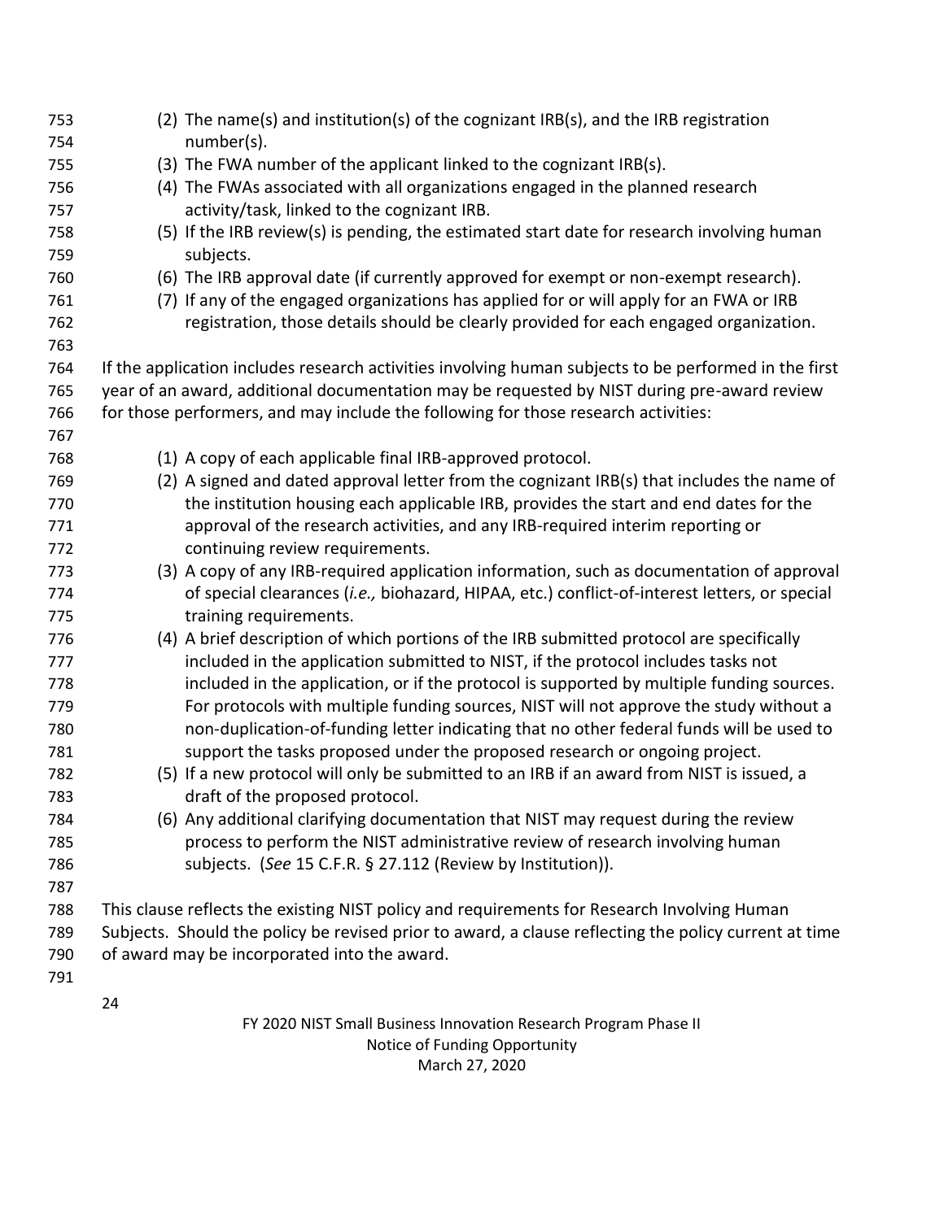(2) The name(s) and institution(s) of the cognizant IRB(s), and the IRB registration number(s).
(3) The FWA number of the applicant linked to the cognizant IRB(s).
(4) The FWAs associated with all organizations engaged in the planned research activity/task, linked to the cognizant IRB.
(5) If the IRB review(s) is pending, the estimated start date for research involving human subjects.
(6) The IRB approval date (if currently approved for exempt or non-exempt research).
(7) If any of the engaged organizations has applied for or will apply for an FWA or IRB registration, those details should be clearly provided for each engaged organization.

If the application includes research activities involving human subjects to be performed in the first year of an award, additional documentation may be requested by NIST during pre-award review for those performers, and may include the following for those research activities:

(1) A copy of each applicable final IRB-approved protocol.
(2) A signed and dated approval letter from the cognizant IRB(s) that includes the name of the institution housing each applicable IRB, provides the start and end dates for the approval of the research activities, and any IRB-required interim reporting or continuing review requirements.
(3) A copy of any IRB-required application information, such as documentation of approval of special clearances (*i.e.,* biohazard, HIPAA, etc.) conflict-of-interest letters, or special training requirements.
(4) A brief description of which portions of the IRB submitted protocol are specifically included in the application submitted to NIST, if the protocol includes tasks not included in the application, or if the protocol is supported by multiple funding sources. For protocols with multiple funding sources, NIST will not approve the study without a non-duplication-of-funding letter indicating that no other federal funds will be used to support the tasks proposed under the proposed research or ongoing project.
(5) If a new protocol will only be submitted to an IRB if an award from NIST is issued, a draft of the proposed protocol.
(6) Any additional clarifying documentation that NIST may request during the review process to perform the NIST administrative review of research involving human subjects. (*See* 15 C.F.R. § 27.112 (Review by Institution)).

This clause reflects the existing NIST policy and requirements for Research Involving Human Subjects. Should the policy be revised prior to award, a clause reflecting the policy current at time of award may be incorporated into the award.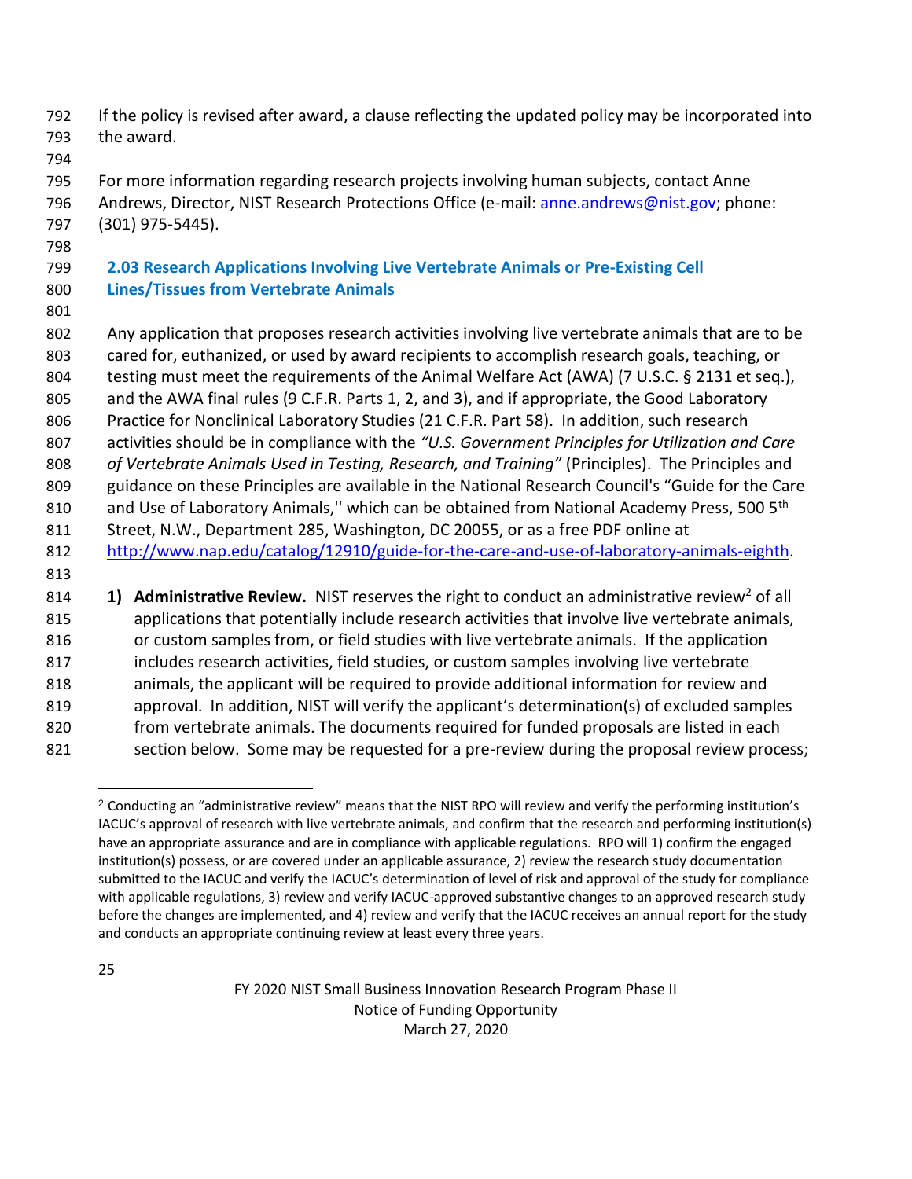If the policy is revised after award, a clause reflecting the updated policy may be incorporated into the award.

For more information regarding research projects involving human subjects, contact Anne Andrews, Director, NIST Research Protections Office (e-mail: anne.andrews@nist.gov; phone: (301) 975-5445).

### 2.03 Research Applications Involving Live Vertebrate Animals or Pre-Existing Cell Lines/Tissues from Vertebrate Animals

Any application that proposes research activities involving live vertebrate animals that are to be cared for, euthanized, or used by award recipients to accomplish research goals, teaching, or testing must meet the requirements of the Animal Welfare Act (AWA) (7 U.S.C. § 2131 et seq.), and the AWA final rules (9 C.F.R. Parts 1, 2, and 3), and if appropriate, the Good Laboratory Practice for Nonclinical Laboratory Studies (21 C.F.R. Part 58). In addition, such research activities should be in compliance with the *"U.S. Government Principles for Utilization and Care of Vertebrate Animals Used in Testing, Research, and Training"* (Principles). The Principles and guidance on these Principles are available in the National Research Council's "Guide for the Care and Use of Laboratory Animals,'' which can be obtained from National Academy Press, 500 5th Street, N.W., Department 285, Washington, DC 20055, or as a free PDF online at http://www.nap.edu/catalog/12910/guide-for-the-care-and-use-of-laboratory-animals-eighth.

1) **Administrative Review.** NIST reserves the right to conduct an administrative review[2] of all applications that potentially include research activities that involve live vertebrate animals, or custom samples from, or field studies with live vertebrate animals. If the application includes research activities, field studies, or custom samples involving live vertebrate animals, the applicant will be required to provide additional information for review and approval. In addition, NIST will verify the applicant's determination(s) of excluded samples from vertebrate animals. The documents required for funded proposals are listed in each section below. Some may be requested for a pre-review during the proposal review process;

[2] Conducting an "administrative review" means that the NIST RPO will review and verify the performing institution's IACUC's approval of research with live vertebrate animals, and confirm that the research and performing institution(s) have an appropriate assurance and are in compliance with applicable regulations. RPO will 1) confirm the engaged institution(s) possess, or are covered under an applicable assurance, 2) review the research study documentation submitted to the IACUC and verify the IACUC's determination of level of risk and approval of the study for compliance with applicable regulations, 3) review and verify IACUC-approved substantive changes to an approved research study before the changes are implemented, and 4) review and verify that the IACUC receives an annual report for the study and conducts an appropriate continuing review at least every three years.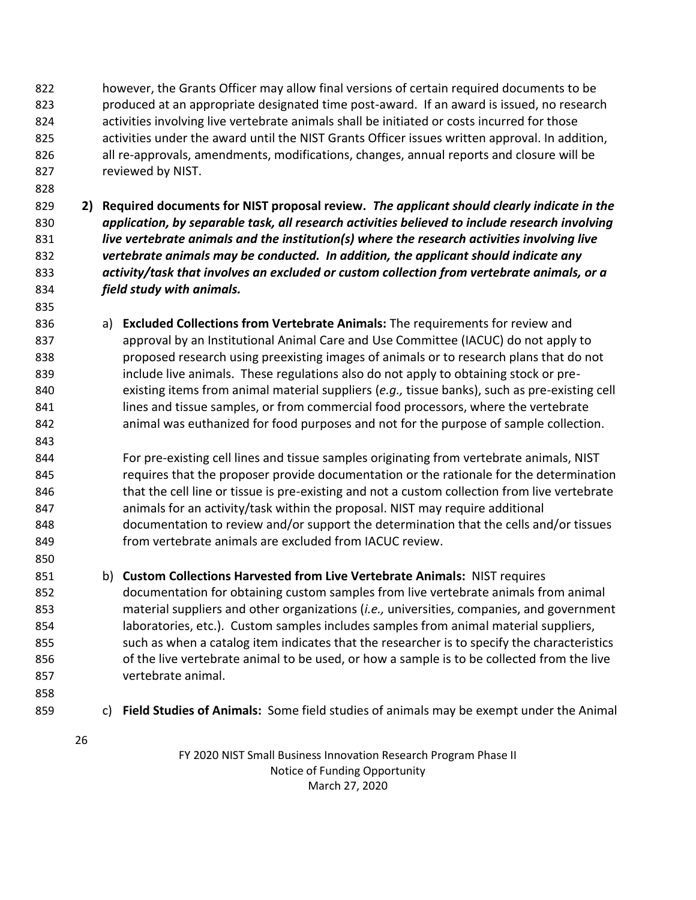however, the Grants Officer may allow final versions of certain required documents to be produced at an appropriate designated time post-award. If an award is issued, no research activities involving live vertebrate animals shall be initiated or costs incurred for those activities under the award until the NIST Grants Officer issues written approval. In addition, all re-approvals, amendments, modifications, changes, annual reports and closure will be reviewed by NIST.

**2) Required documents for NIST proposal review.** ***The applicant should clearly indicate in the application, by separable task, all research activities believed to include research involving live vertebrate animals and the institution(s) where the research activities involving live vertebrate animals may be conducted. In addition, the applicant should indicate any activity/task that involves an excluded or custom collection from vertebrate animals, or a field study with animals.***

a) **Excluded Collections from Vertebrate Animals:** The requirements for review and approval by an Institutional Animal Care and Use Committee (IACUC) do not apply to proposed research using preexisting images of animals or to research plans that do not include live animals. These regulations also do not apply to obtaining stock or pre-existing items from animal material suppliers (*e.g.,* tissue banks), such as pre-existing cell lines and tissue samples, or from commercial food processors, where the vertebrate animal was euthanized for food purposes and not for the purpose of sample collection.

For pre-existing cell lines and tissue samples originating from vertebrate animals, NIST requires that the proposer provide documentation or the rationale for the determination that the cell line or tissue is pre-existing and not a custom collection from live vertebrate animals for an activity/task within the proposal. NIST may require additional documentation to review and/or support the determination that the cells and/or tissues from vertebrate animals are excluded from IACUC review.

b) **Custom Collections Harvested from Live Vertebrate Animals:** NIST requires documentation for obtaining custom samples from live vertebrate animals from animal material suppliers and other organizations (*i.e.,* universities, companies, and government laboratories, etc.). Custom samples includes samples from animal material suppliers, such as when a catalog item indicates that the researcher is to specify the characteristics of the live vertebrate animal to be used, or how a sample is to be collected from the live vertebrate animal.

c) **Field Studies of Animals:** Some field studies of animals may be exempt under the Animal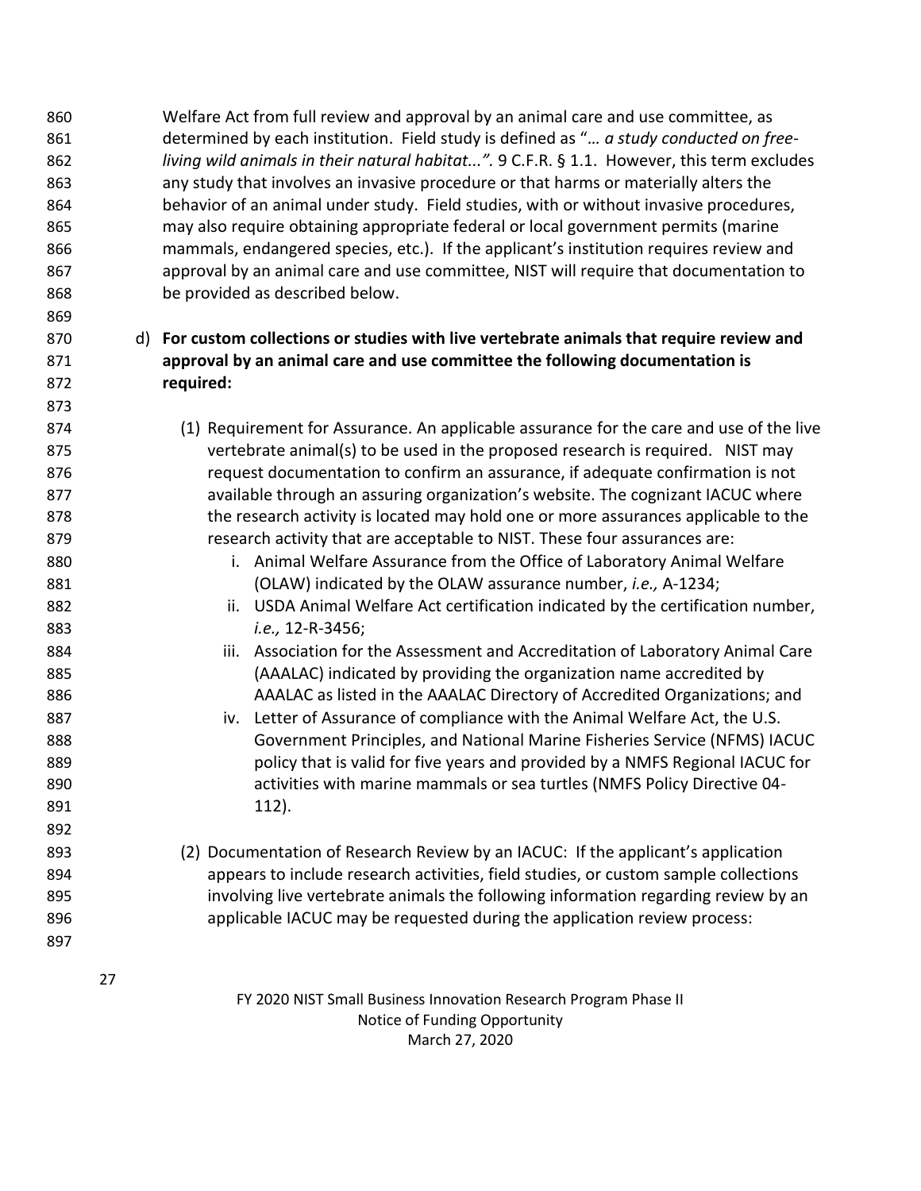Welfare Act from full review and approval by an animal care and use committee, as determined by each institution. Field study is defined as "*… a study conducted on free-living wild animals in their natural habitat...".* 9 C.F.R. § 1.1. However, this term excludes any study that involves an invasive procedure or that harms or materially alters the behavior of an animal under study. Field studies, with or without invasive procedures, may also require obtaining appropriate federal or local government permits (marine mammals, endangered species, etc.). If the applicant's institution requires review and approval by an animal care and use committee, NIST will require that documentation to be provided as described below.

d) **For custom collections or studies with live vertebrate animals that require review and approval by an animal care and use committee the following documentation is required:**

(1) Requirement for Assurance. An applicable assurance for the care and use of the live vertebrate animal(s) to be used in the proposed research is required. NIST may request documentation to confirm an assurance, if adequate confirmation is not available through an assuring organization's website. The cognizant IACUC where the research activity is located may hold one or more assurances applicable to the research activity that are acceptable to NIST. These four assurances are:

i. Animal Welfare Assurance from the Office of Laboratory Animal Welfare (OLAW) indicated by the OLAW assurance number, *i.e.,* A-1234;

ii. USDA Animal Welfare Act certification indicated by the certification number, *i.e.,* 12-R-3456;

iii. Association for the Assessment and Accreditation of Laboratory Animal Care (AAALAC) indicated by providing the organization name accredited by AAALAC as listed in the AAALAC Directory of Accredited Organizations; and

iv. Letter of Assurance of compliance with the Animal Welfare Act, the U.S. Government Principles, and National Marine Fisheries Service (NFMS) IACUC policy that is valid for five years and provided by a NMFS Regional IACUC for activities with marine mammals or sea turtles (NMFS Policy Directive 04-112).

(2) Documentation of Research Review by an IACUC: If the applicant's application appears to include research activities, field studies, or custom sample collections involving live vertebrate animals the following information regarding review by an applicable IACUC may be requested during the application review process: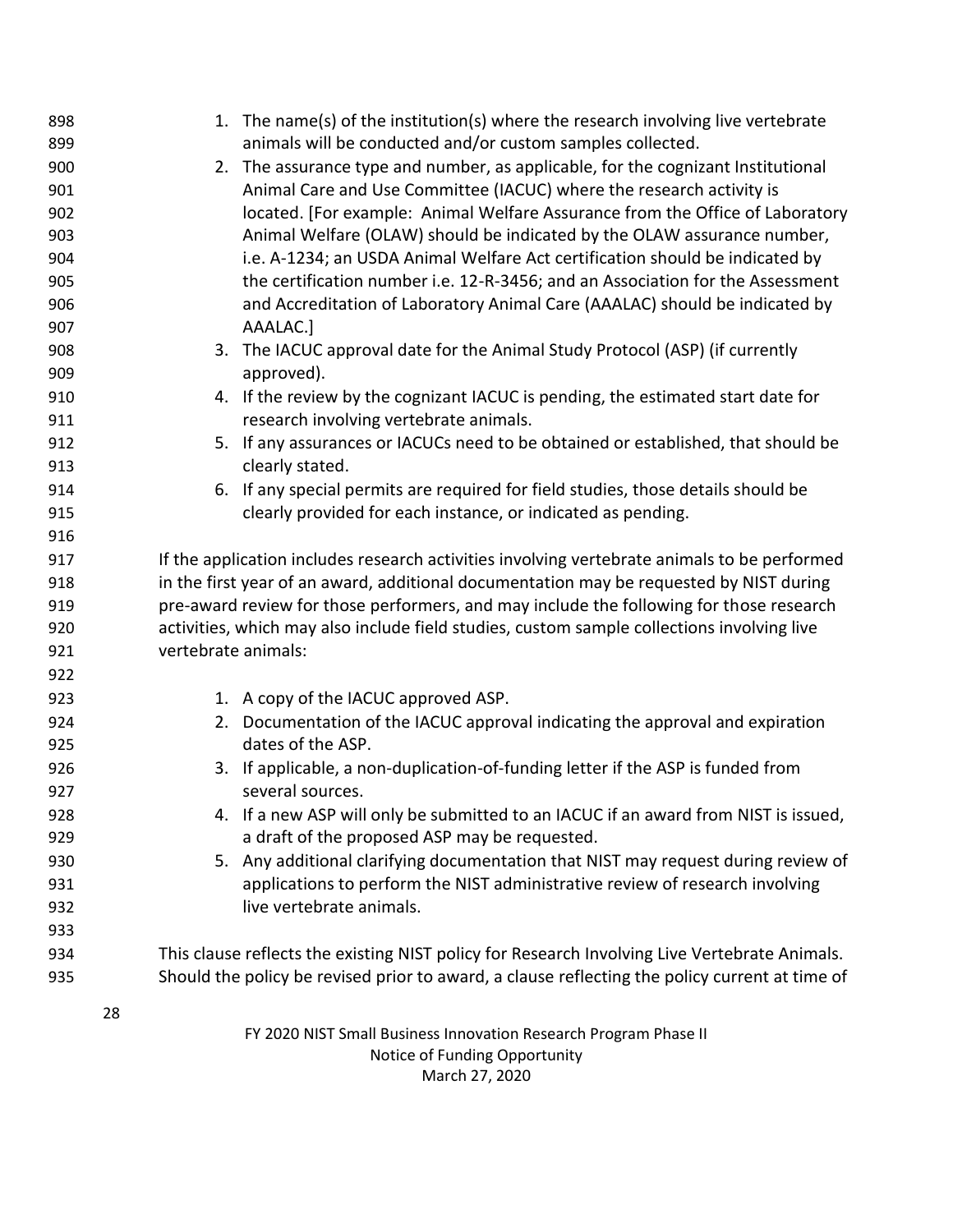1. The name(s) of the institution(s) where the research involving live vertebrate animals will be conducted and/or custom samples collected.
2. The assurance type and number, as applicable, for the cognizant Institutional Animal Care and Use Committee (IACUC) where the research activity is located. [For example: Animal Welfare Assurance from the Office of Laboratory Animal Welfare (OLAW) should be indicated by the OLAW assurance number, i.e. A-1234; an USDA Animal Welfare Act certification should be indicated by the certification number i.e. 12-R-3456; and an Association for the Assessment and Accreditation of Laboratory Animal Care (AAALAC) should be indicated by AAALAC.]
3. The IACUC approval date for the Animal Study Protocol (ASP) (if currently approved).
4. If the review by the cognizant IACUC is pending, the estimated start date for research involving vertebrate animals.
5. If any assurances or IACUCs need to be obtained or established, that should be clearly stated.
6. If any special permits are required for field studies, those details should be clearly provided for each instance, or indicated as pending.

If the application includes research activities involving vertebrate animals to be performed in the first year of an award, additional documentation may be requested by NIST during pre-award review for those performers, and may include the following for those research activities, which may also include field studies, custom sample collections involving live vertebrate animals:

1. A copy of the IACUC approved ASP.
2. Documentation of the IACUC approval indicating the approval and expiration dates of the ASP.
3. If applicable, a non-duplication-of-funding letter if the ASP is funded from several sources.
4. If a new ASP will only be submitted to an IACUC if an award from NIST is issued, a draft of the proposed ASP may be requested.
5. Any additional clarifying documentation that NIST may request during review of applications to perform the NIST administrative review of research involving live vertebrate animals.

This clause reflects the existing NIST policy for Research Involving Live Vertebrate Animals. Should the policy be revised prior to award, a clause reflecting the policy current at time of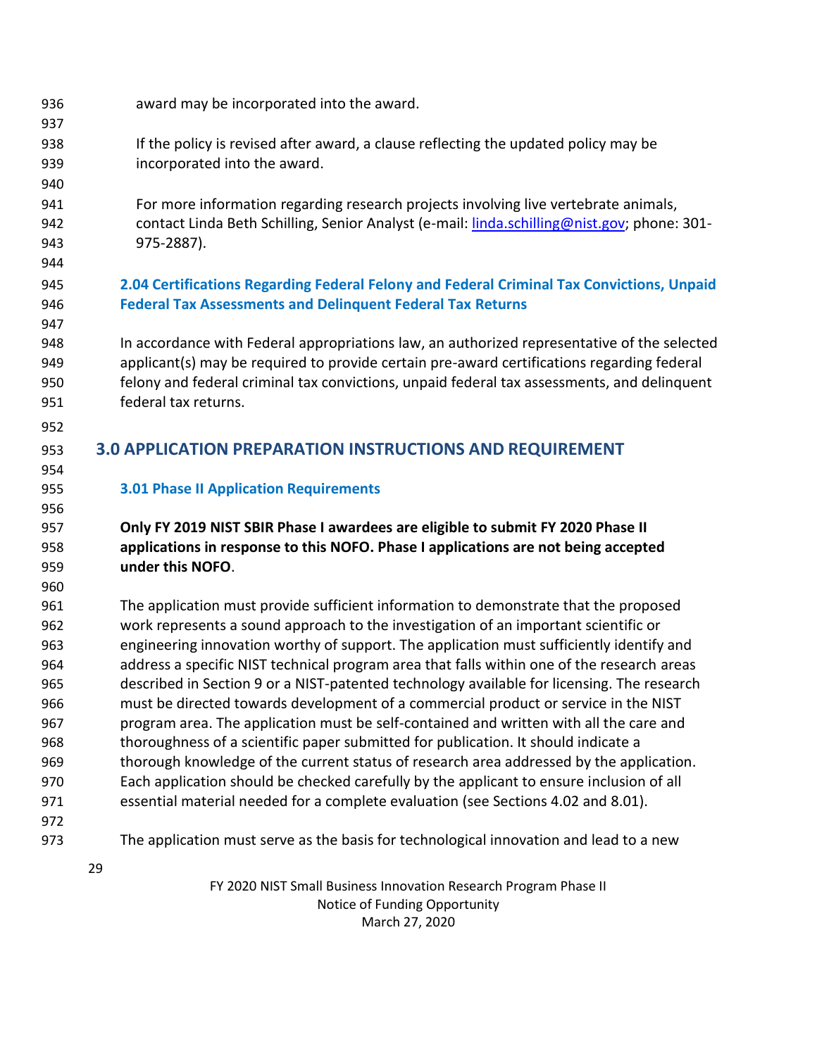award may be incorporated into the award.

If the policy is revised after award, a clause reflecting the updated policy may be incorporated into the award.

For more information regarding research projects involving live vertebrate animals, contact Linda Beth Schilling, Senior Analyst (e-mail: linda.schilling@nist.gov; phone: 301-975-2887).

### 2.04 Certifications Regarding Federal Felony and Federal Criminal Tax Convictions, Unpaid Federal Tax Assessments and Delinquent Federal Tax Returns

In accordance with Federal appropriations law, an authorized representative of the selected applicant(s) may be required to provide certain pre-award certifications regarding federal felony and federal criminal tax convictions, unpaid federal tax assessments, and delinquent federal tax returns.

## 3.0 APPLICATION PREPARATION INSTRUCTIONS AND REQUIREMENT

### 3.01 Phase II Application Requirements

**Only FY 2019 NIST SBIR Phase I awardees are eligible to submit FY 2020 Phase II applications in response to this NOFO. Phase I applications are not being accepted under this NOFO**.

The application must provide sufficient information to demonstrate that the proposed work represents a sound approach to the investigation of an important scientific or engineering innovation worthy of support. The application must sufficiently identify and address a specific NIST technical program area that falls within one of the research areas described in Section 9 or a NIST-patented technology available for licensing. The research must be directed towards development of a commercial product or service in the NIST program area. The application must be self-contained and written with all the care and thoroughness of a scientific paper submitted for publication. It should indicate a thorough knowledge of the current status of research area addressed by the application. Each application should be checked carefully by the applicant to ensure inclusion of all essential material needed for a complete evaluation (see Sections 4.02 and 8.01).

The application must serve as the basis for technological innovation and lead to a new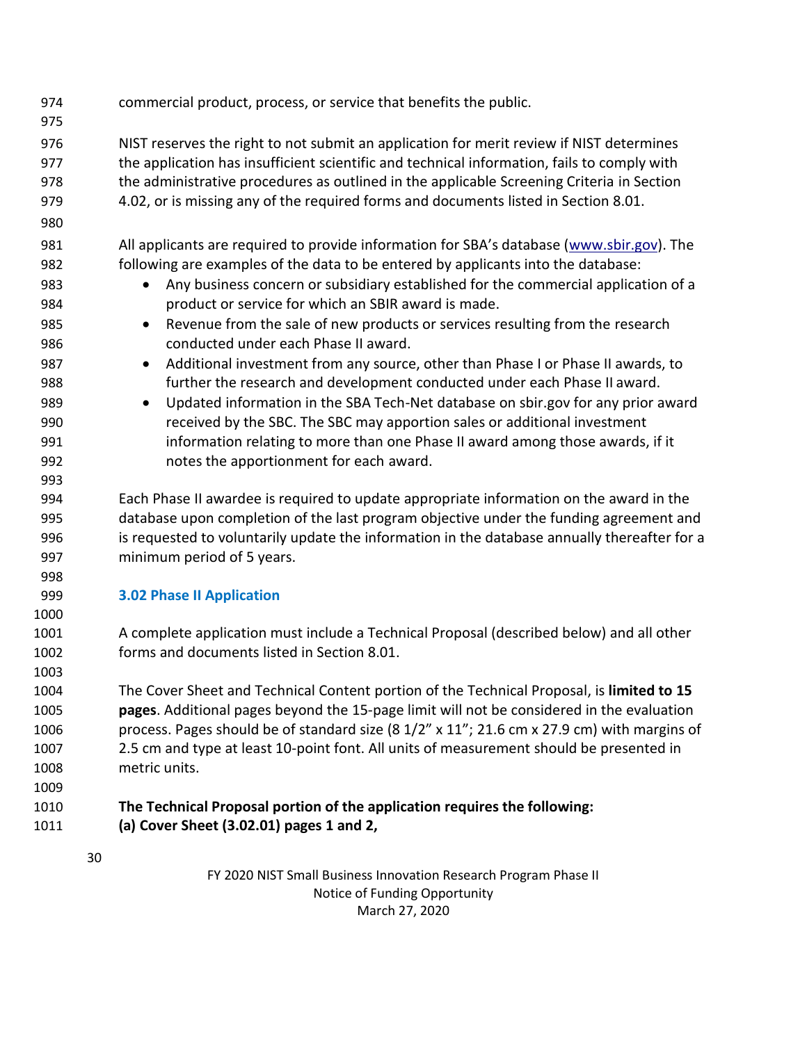commercial product, process, or service that benefits the public.

NIST reserves the right to not submit an application for merit review if NIST determines the application has insufficient scientific and technical information, fails to comply with the administrative procedures as outlined in the applicable Screening Criteria in Section 4.02, or is missing any of the required forms and documents listed in Section 8.01.

All applicants are required to provide information for SBA's database (www.sbir.gov). The following are examples of the data to be entered by applicants into the database:

- Any business concern or subsidiary established for the commercial application of a product or service for which an SBIR award is made.
- Revenue from the sale of new products or services resulting from the research conducted under each Phase II award.
- Additional investment from any source, other than Phase I or Phase II awards, to further the research and development conducted under each Phase II award.
- Updated information in the SBA Tech-Net database on sbir.gov for any prior award received by the SBC. The SBC may apportion sales or additional investment information relating to more than one Phase II award among those awards, if it notes the apportionment for each award.

Each Phase II awardee is required to update appropriate information on the award in the database upon completion of the last program objective under the funding agreement and is requested to voluntarily update the information in the database annually thereafter for a minimum period of 5 years.

## 3.02 Phase II Application

A complete application must include a Technical Proposal (described below) and all other forms and documents listed in Section 8.01.

The Cover Sheet and Technical Content portion of the Technical Proposal, is **limited to 15 pages**. Additional pages beyond the 15-page limit will not be considered in the evaluation process. Pages should be of standard size (8 1/2" x 11"; 21.6 cm x 27.9 cm) with margins of 2.5 cm and type at least 10-point font. All units of measurement should be presented in metric units.

**The Technical Proposal portion of the application requires the following:**

**(a) Cover Sheet (3.02.01) pages 1 and 2,**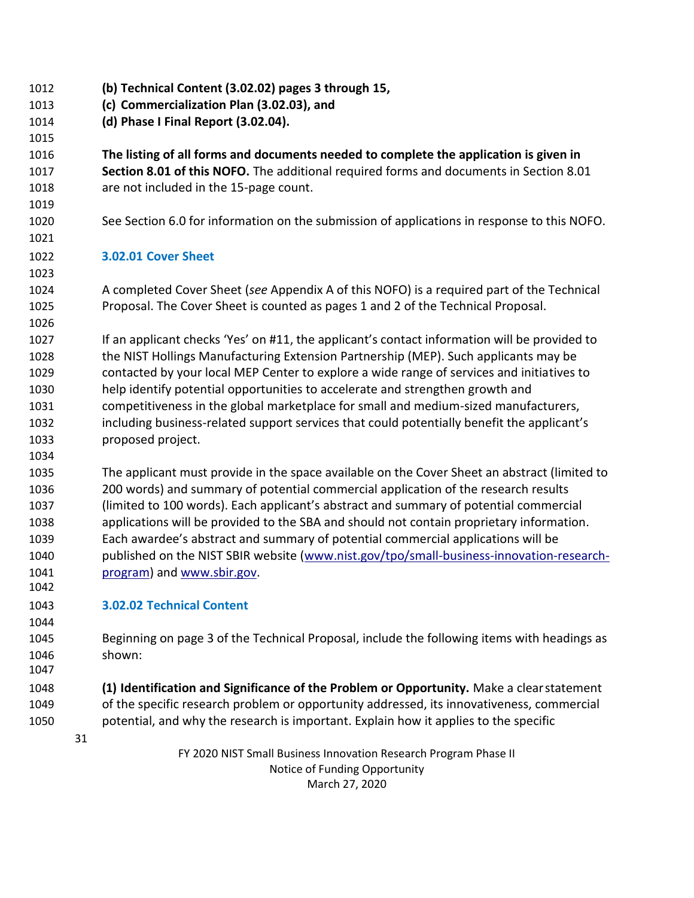**(b) Technical Content (3.02.02) pages 3 through 15,**
**(c) Commercialization Plan (3.02.03), and**
**(d) Phase I Final Report (3.02.04).**

**The listing of all forms and documents needed to complete the application is given in Section 8.01 of this NOFO.** The additional required forms and documents in Section 8.01 are not included in the 15-page count.

See Section 6.0 for information on the submission of applications in response to this NOFO.

### 3.02.01 Cover Sheet

A completed Cover Sheet (*see* Appendix A of this NOFO) is a required part of the Technical Proposal. The Cover Sheet is counted as pages 1 and 2 of the Technical Proposal.

If an applicant checks 'Yes' on #11, the applicant's contact information will be provided to the NIST Hollings Manufacturing Extension Partnership (MEP). Such applicants may be contacted by your local MEP Center to explore a wide range of services and initiatives to help identify potential opportunities to accelerate and strengthen growth and competitiveness in the global marketplace for small and medium-sized manufacturers, including business-related support services that could potentially benefit the applicant's proposed project.

The applicant must provide in the space available on the Cover Sheet an abstract (limited to 200 words) and summary of potential commercial application of the research results (limited to 100 words). Each applicant's abstract and summary of potential commercial applications will be provided to the SBA and should not contain proprietary information. Each awardee's abstract and summary of potential commercial applications will be published on the NIST SBIR website (www.nist.gov/tpo/small-business-innovation-research-program) and www.sbir.gov.

### 3.02.02 Technical Content

Beginning on page 3 of the Technical Proposal, include the following items with headings as shown:

**(1) Identification and Significance of the Problem or Opportunity.** Make a clear statement of the specific research problem or opportunity addressed, its innovativeness, commercial potential, and why the research is important. Explain how it applies to the specific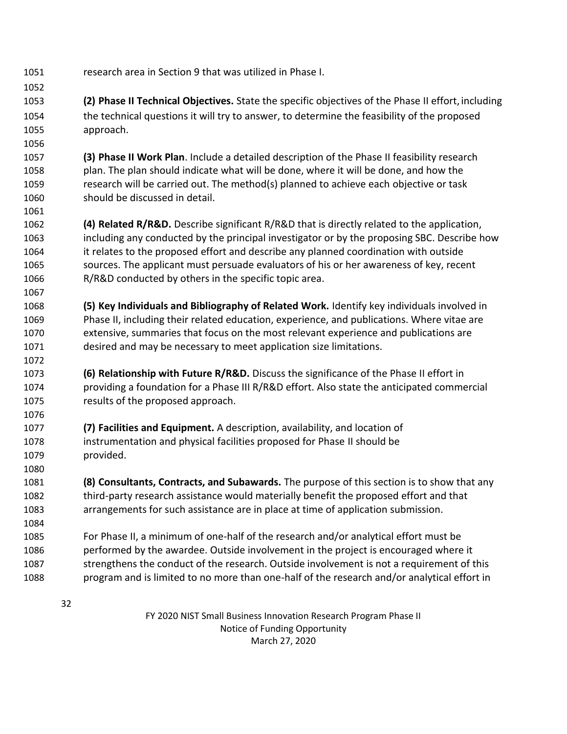research area in Section 9 that was utilized in Phase I.

**(2) Phase II Technical Objectives.** State the specific objectives of the Phase II effort, including the technical questions it will try to answer, to determine the feasibility of the proposed approach.

**(3) Phase II Work Plan**. Include a detailed description of the Phase II feasibility research plan. The plan should indicate what will be done, where it will be done, and how the research will be carried out. The method(s) planned to achieve each objective or task should be discussed in detail.

**(4) Related R/R&D.** Describe significant R/R&D that is directly related to the application, including any conducted by the principal investigator or by the proposing SBC. Describe how it relates to the proposed effort and describe any planned coordination with outside sources. The applicant must persuade evaluators of his or her awareness of key, recent R/R&D conducted by others in the specific topic area.

**(5) Key Individuals and Bibliography of Related Work.** Identify key individuals involved in Phase II, including their related education, experience, and publications. Where vitae are extensive, summaries that focus on the most relevant experience and publications are desired and may be necessary to meet application size limitations.

**(6) Relationship with Future R/R&D.** Discuss the significance of the Phase II effort in providing a foundation for a Phase III R/R&D effort. Also state the anticipated commercial results of the proposed approach.

**(7) Facilities and Equipment.** A description, availability, and location of instrumentation and physical facilities proposed for Phase II should be provided.

**(8) Consultants, Contracts, and Subawards.** The purpose of this section is to show that any third-party research assistance would materially benefit the proposed effort and that arrangements for such assistance are in place at time of application submission.

For Phase II, a minimum of one-half of the research and/or analytical effort must be performed by the awardee. Outside involvement in the project is encouraged where it strengthens the conduct of the research. Outside involvement is not a requirement of this program and is limited to no more than one-half of the research and/or analytical effort in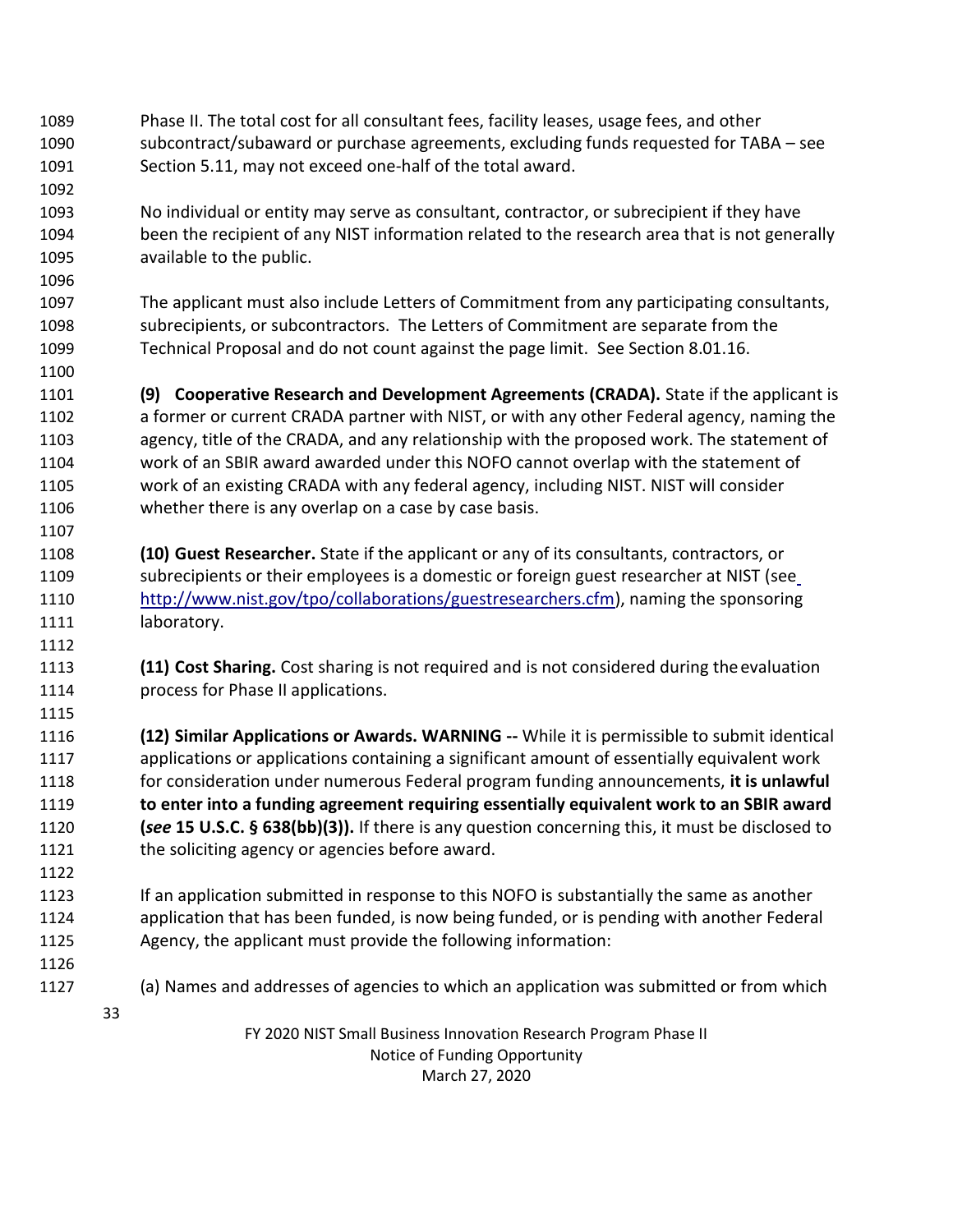Phase II. The total cost for all consultant fees, facility leases, usage fees, and other subcontract/subaward or purchase agreements, excluding funds requested for TABA – see Section 5.11, may not exceed one-half of the total award.

No individual or entity may serve as consultant, contractor, or subrecipient if they have been the recipient of any NIST information related to the research area that is not generally available to the public.

The applicant must also include Letters of Commitment from any participating consultants, subrecipients, or subcontractors. The Letters of Commitment are separate from the Technical Proposal and do not count against the page limit. See Section 8.01.16.

**(9) Cooperative Research and Development Agreements (CRADA).** State if the applicant is a former or current CRADA partner with NIST, or with any other Federal agency, naming the agency, title of the CRADA, and any relationship with the proposed work. The statement of work of an SBIR award awarded under this NOFO cannot overlap with the statement of work of an existing CRADA with any federal agency, including NIST. NIST will consider whether there is any overlap on a case by case basis.

**(10) Guest Researcher.** State if the applicant or any of its consultants, contractors, or subrecipients or their employees is a domestic or foreign guest researcher at NIST (see http://www.nist.gov/tpo/collaborations/guestresearchers.cfm), naming the sponsoring laboratory.

**(11) Cost Sharing.** Cost sharing is not required and is not considered during the evaluation process for Phase II applications.

**(12) Similar Applications or Awards. WARNING --** While it is permissible to submit identical applications or applications containing a significant amount of essentially equivalent work for consideration under numerous Federal program funding announcements, **it is unlawful to enter into a funding agreement requiring essentially equivalent work to an SBIR award (*see* 15 U.S.C. § 638(bb)(3)).** If there is any question concerning this, it must be disclosed to the soliciting agency or agencies before award.

If an application submitted in response to this NOFO is substantially the same as another application that has been funded, is now being funded, or is pending with another Federal Agency, the applicant must provide the following information:

(a) Names and addresses of agencies to which an application was submitted or from which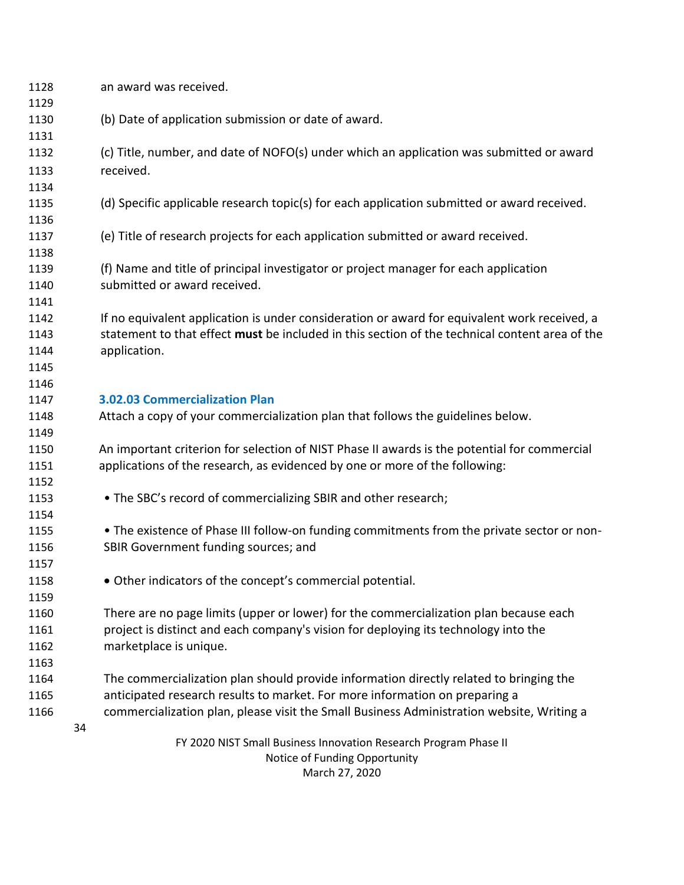an award was received.

(b) Date of application submission or date of award.

(c) Title, number, and date of NOFO(s) under which an application was submitted or award received.

(d) Specific applicable research topic(s) for each application submitted or award received.

(e) Title of research projects for each application submitted or award received.

(f) Name and title of principal investigator or project manager for each application submitted or award received.

If no equivalent application is under consideration or award for equivalent work received, a statement to that effect **must** be included in this section of the technical content area of the application.

### 3.02.03 Commercialization Plan

Attach a copy of your commercialization plan that follows the guidelines below.

An important criterion for selection of NIST Phase II awards is the potential for commercial applications of the research, as evidenced by one or more of the following:

- The SBC's record of commercializing SBIR and other research;

- The existence of Phase III follow-on funding commitments from the private sector or non-SBIR Government funding sources; and

- Other indicators of the concept's commercial potential.

There are no page limits (upper or lower) for the commercialization plan because each project is distinct and each company's vision for deploying its technology into the marketplace is unique.

The commercialization plan should provide information directly related to bringing the anticipated research results to market. For more information on preparing a commercialization plan, please visit the Small Business Administration website, Writing a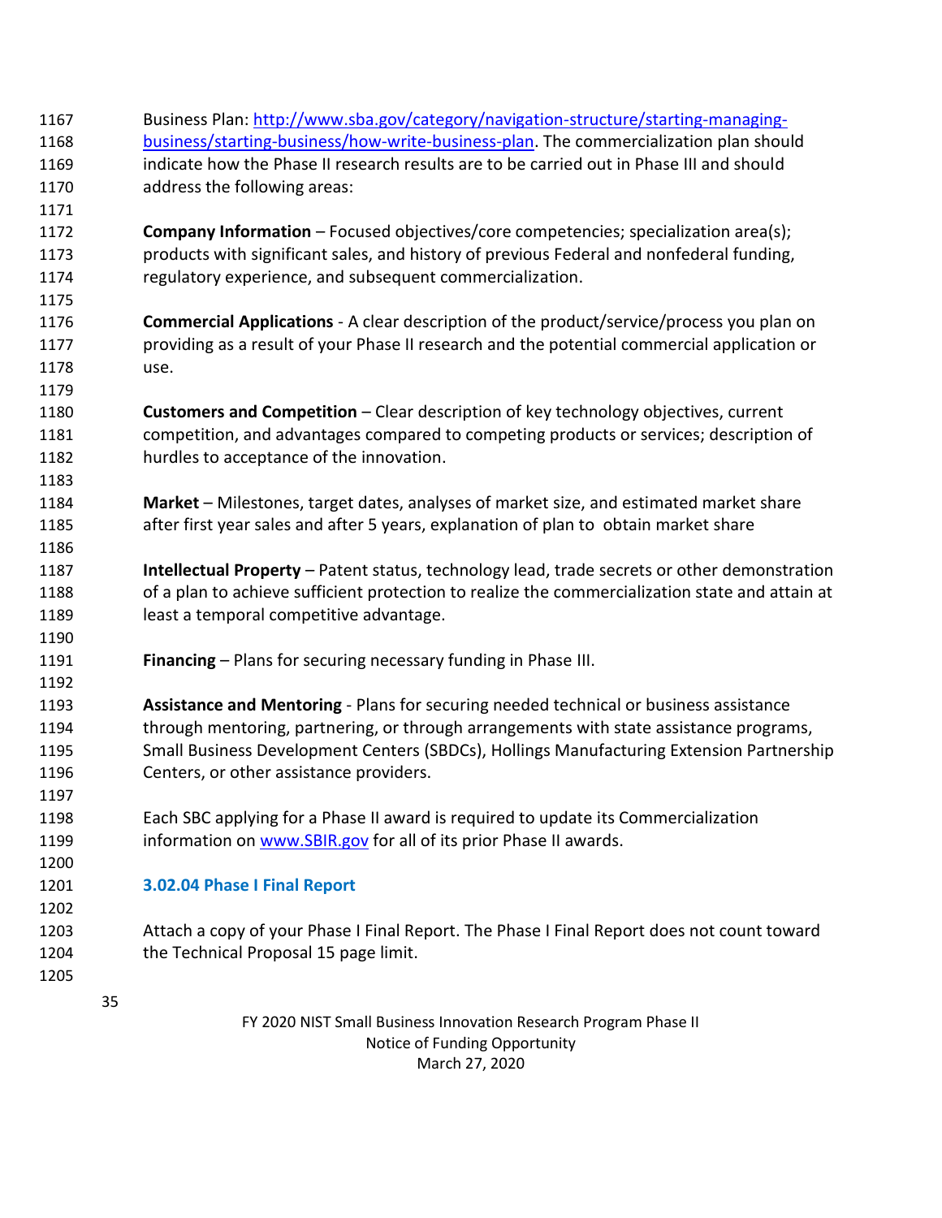Business Plan: [http://www.sba.gov/category/navigation-structure/starting-managing-business/starting-business/how-write-business-plan](http://www.sba.gov/category/navigation-structure/starting-managing-business/starting-business/how-write-business-plan). The commercialization plan should indicate how the Phase II research results are to be carried out in Phase III and should address the following areas:

**Company Information** – Focused objectives/core competencies; specialization area(s); products with significant sales, and history of previous Federal and nonfederal funding, regulatory experience, and subsequent commercialization.

**Commercial Applications** - A clear description of the product/service/process you plan on providing as a result of your Phase II research and the potential commercial application or use.

**Customers and Competition** – Clear description of key technology objectives, current competition, and advantages compared to competing products or services; description of hurdles to acceptance of the innovation.

**Market** – Milestones, target dates, analyses of market size, and estimated market share after first year sales and after 5 years, explanation of plan to obtain market share

**Intellectual Property** – Patent status, technology lead, trade secrets or other demonstration of a plan to achieve sufficient protection to realize the commercialization state and attain at least a temporal competitive advantage.

**Financing** – Plans for securing necessary funding in Phase III.

**Assistance and Mentoring** - Plans for securing needed technical or business assistance through mentoring, partnering, or through arrangements with state assistance programs, Small Business Development Centers (SBDCs), Hollings Manufacturing Extension Partnership Centers, or other assistance providers.

Each SBC applying for a Phase II award is required to update its Commercialization information on [www.SBIR.gov](http://www.SBIR.gov) for all of its prior Phase II awards.

### 3.02.04 Phase I Final Report

Attach a copy of your Phase I Final Report. The Phase I Final Report does not count toward the Technical Proposal 15 page limit.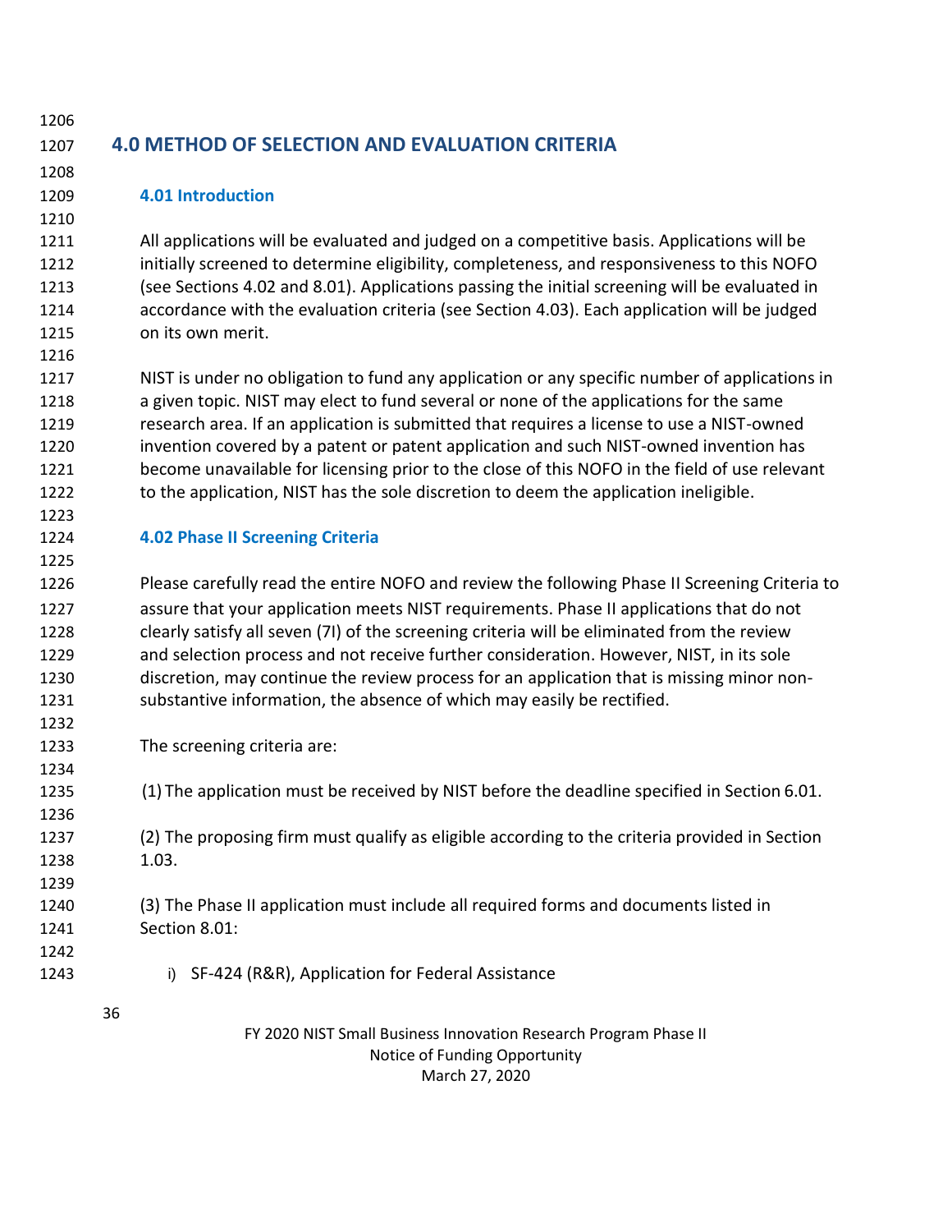# 4.0 METHOD OF SELECTION AND EVALUATION CRITERIA

## 4.01 Introduction

All applications will be evaluated and judged on a competitive basis. Applications will be initially screened to determine eligibility, completeness, and responsiveness to this NOFO (see Sections 4.02 and 8.01). Applications passing the initial screening will be evaluated in accordance with the evaluation criteria (see Section 4.03). Each application will be judged on its own merit.

NIST is under no obligation to fund any application or any specific number of applications in a given topic. NIST may elect to fund several or none of the applications for the same research area. If an application is submitted that requires a license to use a NIST-owned invention covered by a patent or patent application and such NIST-owned invention has become unavailable for licensing prior to the close of this NOFO in the field of use relevant to the application, NIST has the sole discretion to deem the application ineligible.

## 4.02 Phase II Screening Criteria

Please carefully read the entire NOFO and review the following Phase II Screening Criteria to assure that your application meets NIST requirements. Phase II applications that do not clearly satisfy all seven (7I) of the screening criteria will be eliminated from the review and selection process and not receive further consideration. However, NIST, in its sole discretion, may continue the review process for an application that is missing minor non-substantive information, the absence of which may easily be rectified.

The screening criteria are:

(1) The application must be received by NIST before the deadline specified in Section 6.01.

(2) The proposing firm must qualify as eligible according to the criteria provided in Section 1.03.

(3) The Phase II application must include all required forms and documents listed in Section 8.01:

i) SF-424 (R&R), Application for Federal Assistance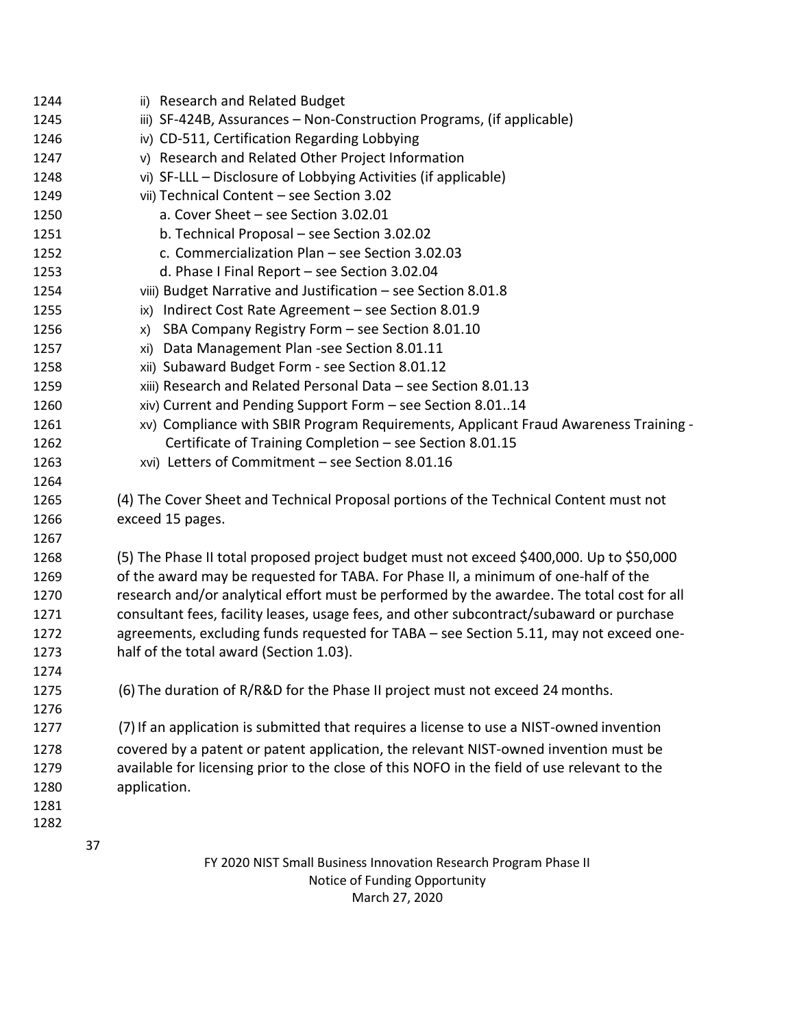ii) Research and Related Budget
iii) SF-424B, Assurances – Non-Construction Programs, (if applicable)
iv) CD-511, Certification Regarding Lobbying
v) Research and Related Other Project Information
vi) SF-LLL – Disclosure of Lobbying Activities (if applicable)
vii) Technical Content – see Section 3.02
    a. Cover Sheet – see Section 3.02.01
    b. Technical Proposal – see Section 3.02.02
    c. Commercialization Plan – see Section 3.02.03
    d. Phase I Final Report – see Section 3.02.04
viii) Budget Narrative and Justification – see Section 8.01.8
ix) Indirect Cost Rate Agreement – see Section 8.01.9
x) SBA Company Registry Form – see Section 8.01.10
xi) Data Management Plan -see Section 8.01.11
xii) Subaward Budget Form - see Section 8.01.12
xiii) Research and Related Personal Data – see Section 8.01.13
xiv) Current and Pending Support Form – see Section 8.01..14
xv) Compliance with SBIR Program Requirements, Applicant Fraud Awareness Training - Certificate of Training Completion – see Section 8.01.15
xvi) Letters of Commitment – see Section 8.01.16

(4) The Cover Sheet and Technical Proposal portions of the Technical Content must not exceed 15 pages.

(5) The Phase II total proposed project budget must not exceed $400,000. Up to $50,000 of the award may be requested for TABA. For Phase II, a minimum of one-half of the research and/or analytical effort must be performed by the awardee. The total cost for all consultant fees, facility leases, usage fees, and other subcontract/subaward or purchase agreements, excluding funds requested for TABA – see Section 5.11, may not exceed one-half of the total award (Section 1.03).

(6) The duration of R/R&D for the Phase II project must not exceed 24 months.

(7) If an application is submitted that requires a license to use a NIST-owned invention covered by a patent or patent application, the relevant NIST-owned invention must be available for licensing prior to the close of this NOFO in the field of use relevant to the application.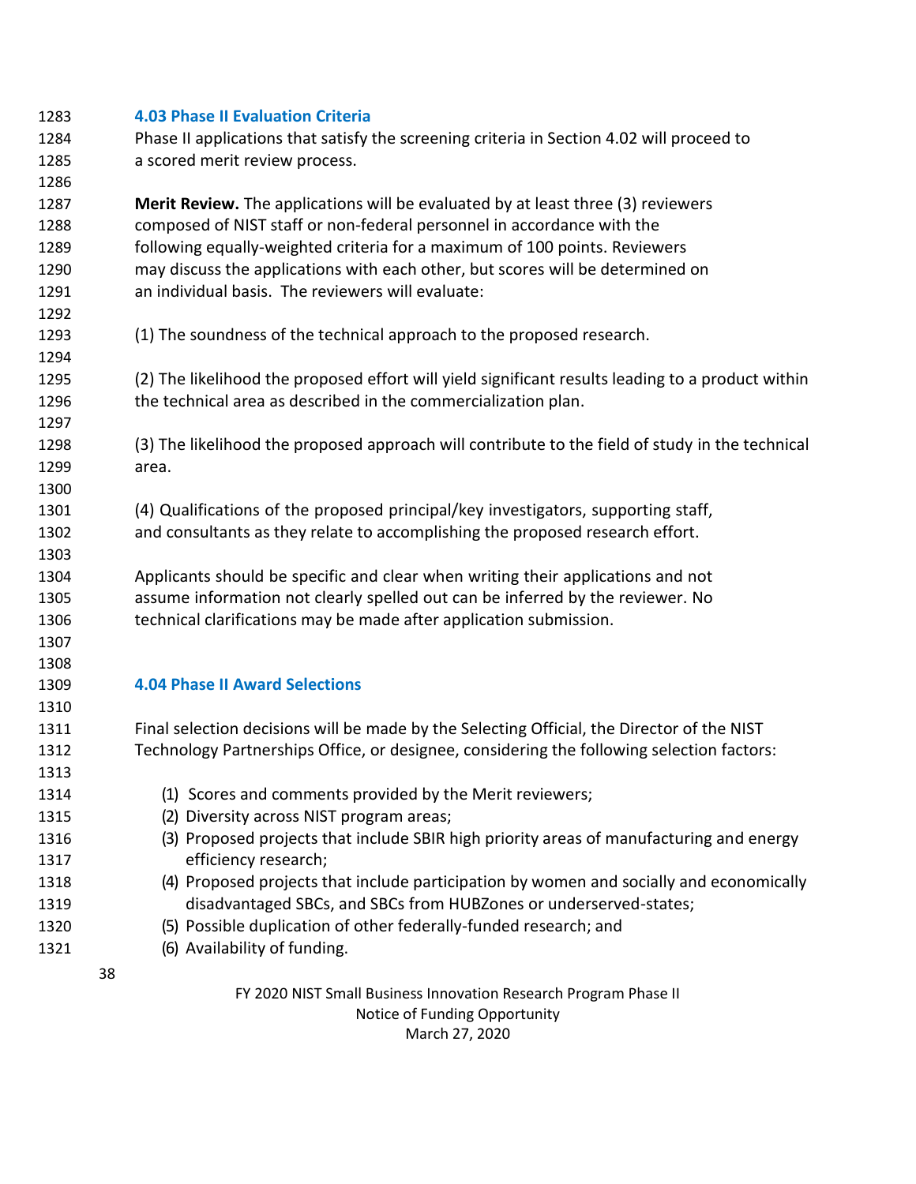### 4.03 Phase II Evaluation Criteria

Phase II applications that satisfy the screening criteria in Section 4.02 will proceed to a scored merit review process.

**Merit Review.** The applications will be evaluated by at least three (3) reviewers composed of NIST staff or non-federal personnel in accordance with the following equally-weighted criteria for a maximum of 100 points. Reviewers may discuss the applications with each other, but scores will be determined on an individual basis. The reviewers will evaluate:

(1) The soundness of the technical approach to the proposed research.

(2) The likelihood the proposed effort will yield significant results leading to a product within the technical area as described in the commercialization plan.

(3) The likelihood the proposed approach will contribute to the field of study in the technical area.

(4) Qualifications of the proposed principal/key investigators, supporting staff, and consultants as they relate to accomplishing the proposed research effort.

Applicants should be specific and clear when writing their applications and not assume information not clearly spelled out can be inferred by the reviewer. No technical clarifications may be made after application submission.

### 4.04 Phase II Award Selections

Final selection decisions will be made by the Selecting Official, the Director of the NIST Technology Partnerships Office, or designee, considering the following selection factors:

1. Scores and comments provided by the Merit reviewers;
2. Diversity across NIST program areas;
3. Proposed projects that include SBIR high priority areas of manufacturing and energy efficiency research;
4. Proposed projects that include participation by women and socially and economically disadvantaged SBCs, and SBCs from HUBZones or underserved-states;
5. Possible duplication of other federally-funded research; and
6. Availability of funding.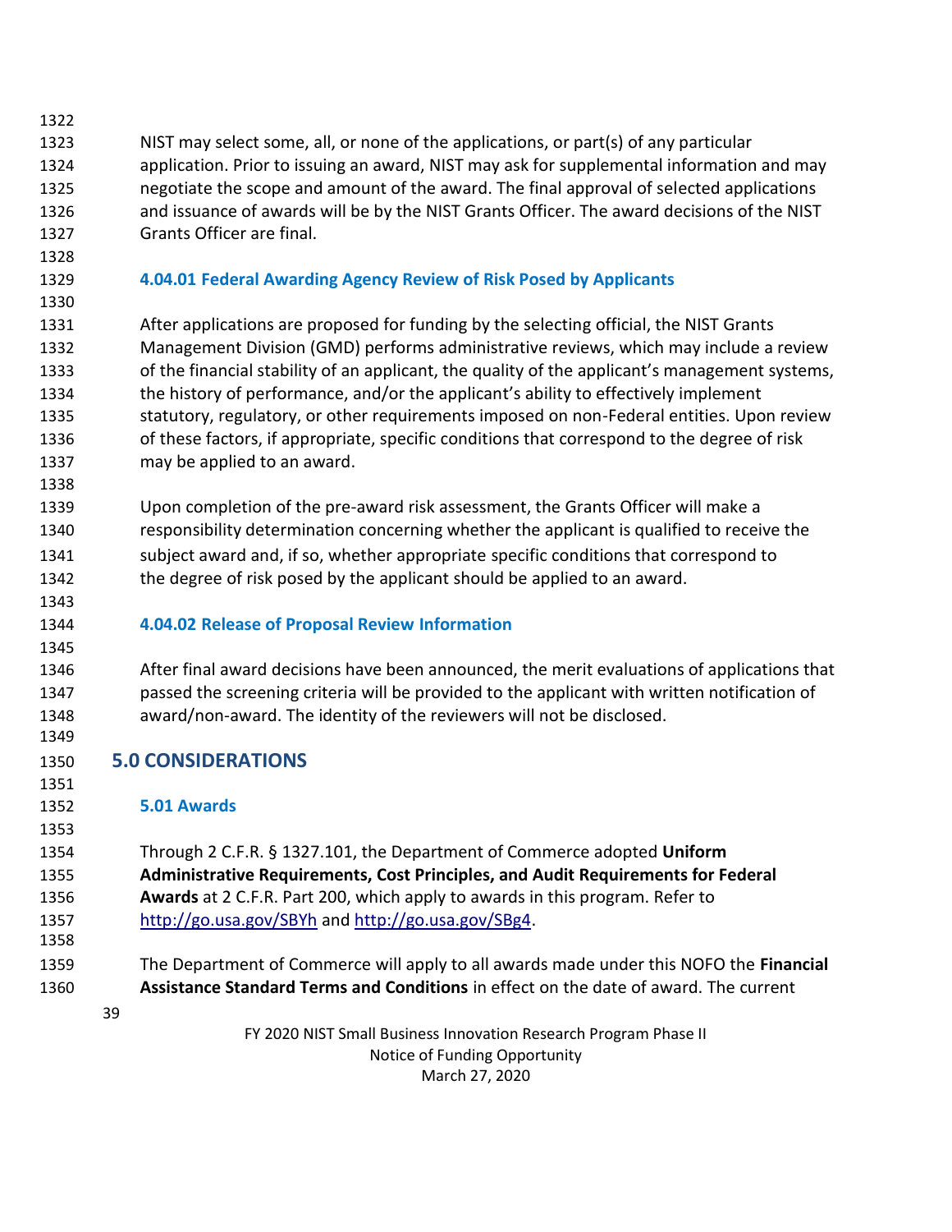NIST may select some, all, or none of the applications, or part(s) of any particular application. Prior to issuing an award, NIST may ask for supplemental information and may negotiate the scope and amount of the award. The final approval of selected applications and issuance of awards will be by the NIST Grants Officer. The award decisions of the NIST Grants Officer are final.

### 4.04.01 Federal Awarding Agency Review of Risk Posed by Applicants

After applications are proposed for funding by the selecting official, the NIST Grants Management Division (GMD) performs administrative reviews, which may include a review of the financial stability of an applicant, the quality of the applicant's management systems, the history of performance, and/or the applicant's ability to effectively implement statutory, regulatory, or other requirements imposed on non-Federal entities. Upon review of these factors, if appropriate, specific conditions that correspond to the degree of risk may be applied to an award.

Upon completion of the pre-award risk assessment, the Grants Officer will make a responsibility determination concerning whether the applicant is qualified to receive the subject award and, if so, whether appropriate specific conditions that correspond to the degree of risk posed by the applicant should be applied to an award.

### 4.04.02 Release of Proposal Review Information

After final award decisions have been announced, the merit evaluations of applications that passed the screening criteria will be provided to the applicant with written notification of award/non-award. The identity of the reviewers will not be disclosed.

## 5.0 CONSIDERATIONS

### 5.01 Awards

Through 2 C.F.R. § 1327.101, the Department of Commerce adopted **Uniform Administrative Requirements, Cost Principles, and Audit Requirements for Federal Awards** at 2 C.F.R. Part 200, which apply to awards in this program. Refer to http://go.usa.gov/SBYh and http://go.usa.gov/SBg4.

The Department of Commerce will apply to all awards made under this NOFO the **Financial Assistance Standard Terms and Conditions** in effect on the date of award. The current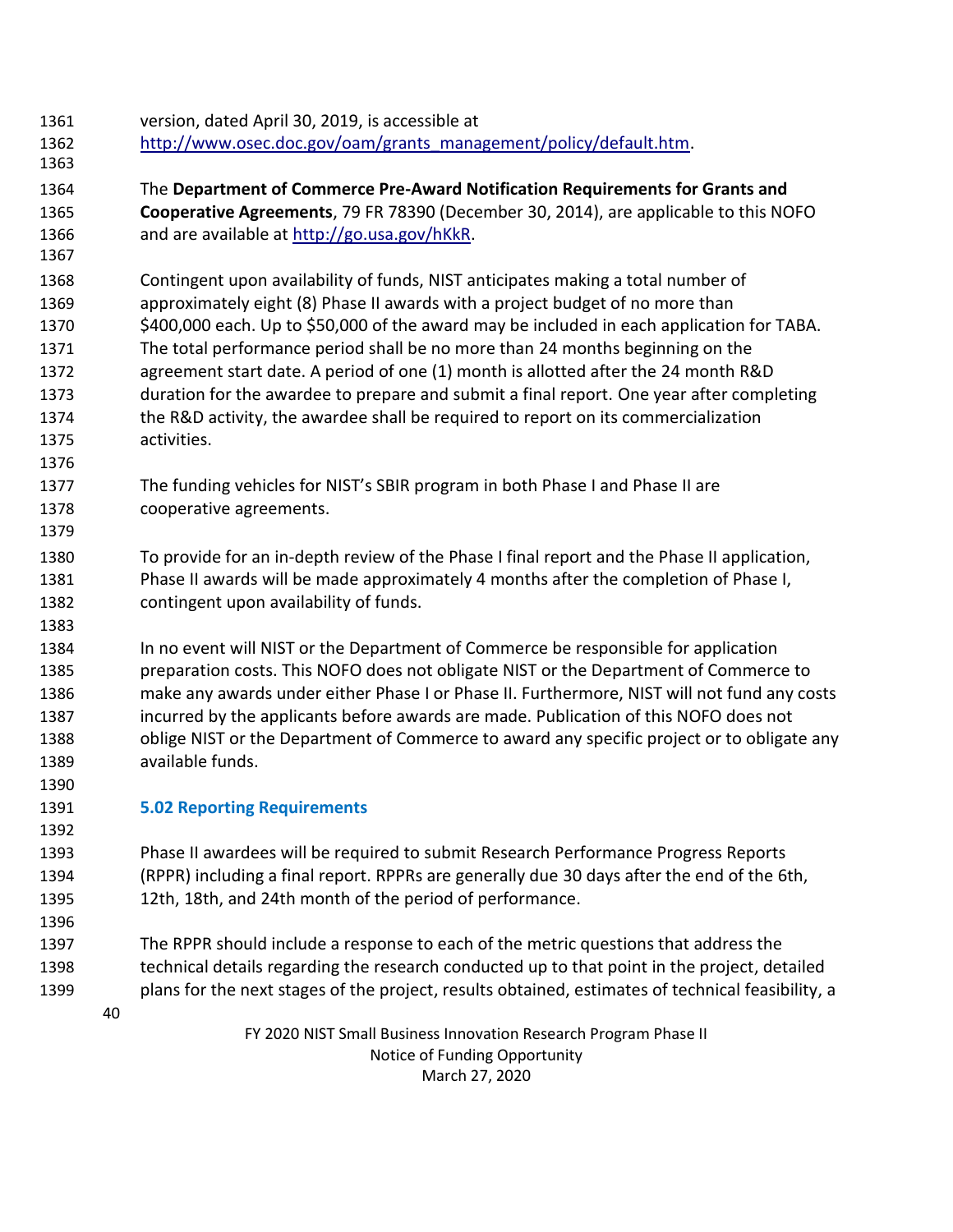version, dated April 30, 2019, is accessible at http://www.osec.doc.gov/oam/grants_management/policy/default.htm.

The **Department of Commerce Pre-Award Notification Requirements for Grants and Cooperative Agreements**, 79 FR 78390 (December 30, 2014), are applicable to this NOFO and are available at http://go.usa.gov/hKkR.

Contingent upon availability of funds, NIST anticipates making a total number of approximately eight (8) Phase II awards with a project budget of no more than $400,000 each. Up to $50,000 of the award may be included in each application for TABA. The total performance period shall be no more than 24 months beginning on the agreement start date. A period of one (1) month is allotted after the 24 month R&D duration for the awardee to prepare and submit a final report. One year after completing the R&D activity, the awardee shall be required to report on its commercialization activities.

The funding vehicles for NIST's SBIR program in both Phase I and Phase II are cooperative agreements.

To provide for an in-depth review of the Phase I final report and the Phase II application, Phase II awards will be made approximately 4 months after the completion of Phase I, contingent upon availability of funds.

In no event will NIST or the Department of Commerce be responsible for application preparation costs. This NOFO does not obligate NIST or the Department of Commerce to make any awards under either Phase I or Phase II. Furthermore, NIST will not fund any costs incurred by the applicants before awards are made. Publication of this NOFO does not oblige NIST or the Department of Commerce to award any specific project or to obligate any available funds.

### 5.02 Reporting Requirements

Phase II awardees will be required to submit Research Performance Progress Reports (RPPR) including a final report. RPPRs are generally due 30 days after the end of the 6th, 12th, 18th, and 24th month of the period of performance.

The RPPR should include a response to each of the metric questions that address the technical details regarding the research conducted up to that point in the project, detailed plans for the next stages of the project, results obtained, estimates of technical feasibility, a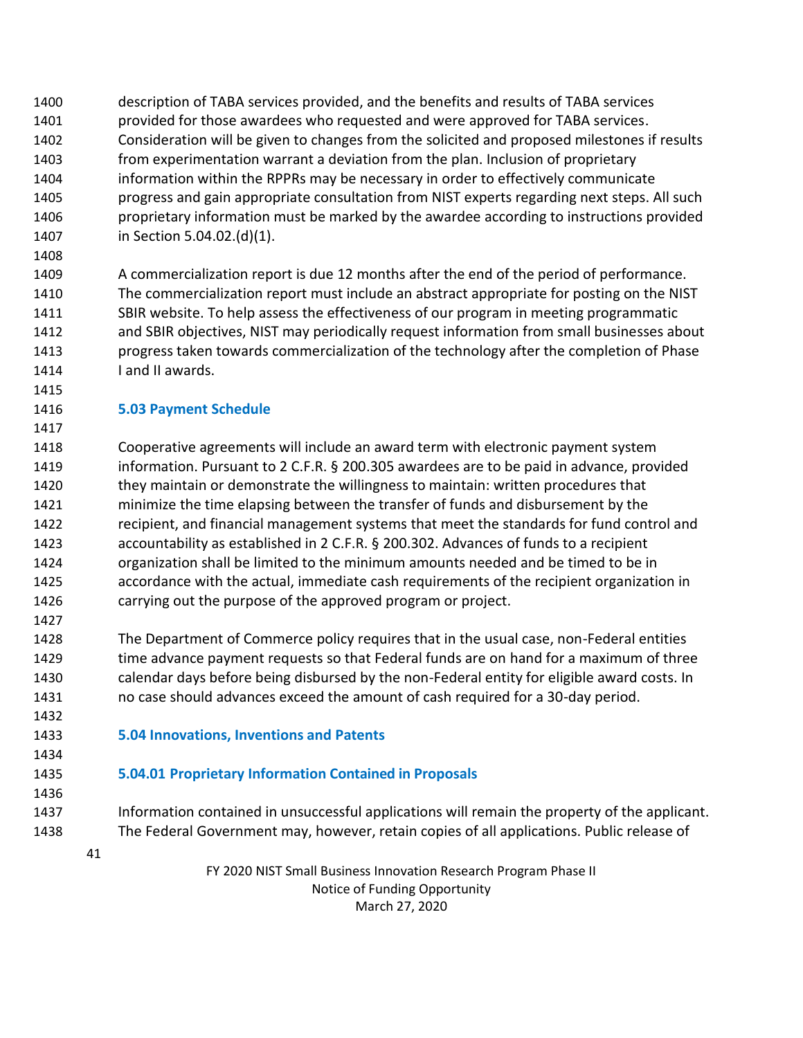description of TABA services provided, and the benefits and results of TABA services provided for those awardees who requested and were approved for TABA services. Consideration will be given to changes from the solicited and proposed milestones if results from experimentation warrant a deviation from the plan. Inclusion of proprietary information within the RPPRs may be necessary in order to effectively communicate progress and gain appropriate consultation from NIST experts regarding next steps. All such proprietary information must be marked by the awardee according to instructions provided in Section 5.04.02.(d)(1).

A commercialization report is due 12 months after the end of the period of performance. The commercialization report must include an abstract appropriate for posting on the NIST SBIR website. To help assess the effectiveness of our program in meeting programmatic and SBIR objectives, NIST may periodically request information from small businesses about progress taken towards commercialization of the technology after the completion of Phase I and II awards.

### 5.03 Payment Schedule

Cooperative agreements will include an award term with electronic payment system information. Pursuant to 2 C.F.R. § 200.305 awardees are to be paid in advance, provided they maintain or demonstrate the willingness to maintain: written procedures that minimize the time elapsing between the transfer of funds and disbursement by the recipient, and financial management systems that meet the standards for fund control and accountability as established in 2 C.F.R. § 200.302. Advances of funds to a recipient organization shall be limited to the minimum amounts needed and be timed to be in accordance with the actual, immediate cash requirements of the recipient organization in carrying out the purpose of the approved program or project.

The Department of Commerce policy requires that in the usual case, non-Federal entities time advance payment requests so that Federal funds are on hand for a maximum of three calendar days before being disbursed by the non-Federal entity for eligible award costs. In no case should advances exceed the amount of cash required for a 30-day period.

### 5.04 Innovations, Inventions and Patents

#### 5.04.01 Proprietary Information Contained in Proposals

Information contained in unsuccessful applications will remain the property of the applicant. The Federal Government may, however, retain copies of all applications. Public release of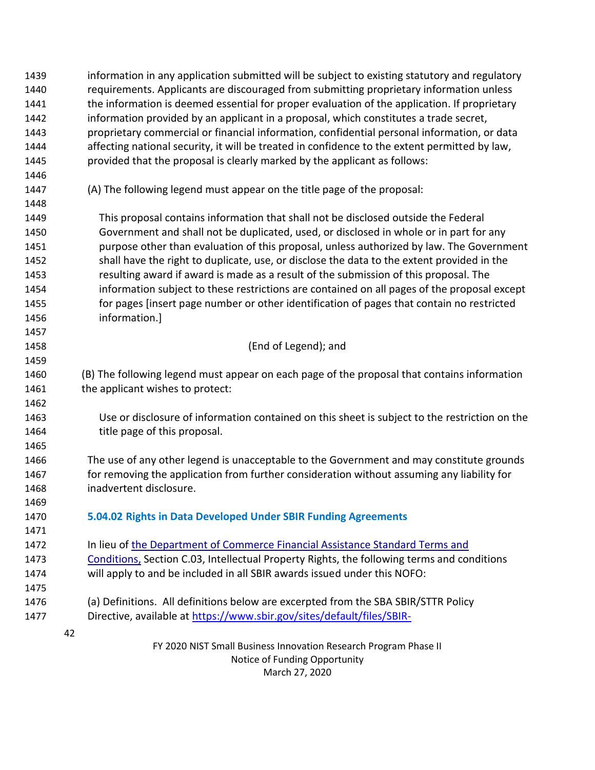information in any application submitted will be subject to existing statutory and regulatory requirements. Applicants are discouraged from submitting proprietary information unless the information is deemed essential for proper evaluation of the application. If proprietary information provided by an applicant in a proposal, which constitutes a trade secret, proprietary commercial or financial information, confidential personal information, or data affecting national security, it will be treated in confidence to the extent permitted by law, provided that the proposal is clearly marked by the applicant as follows:

(A) The following legend must appear on the title page of the proposal:

> This proposal contains information that shall not be disclosed outside the Federal Government and shall not be duplicated, used, or disclosed in whole or in part for any purpose other than evaluation of this proposal, unless authorized by law. The Government shall have the right to duplicate, use, or disclose the data to the extent provided in the resulting award if award is made as a result of the submission of this proposal. The information subject to these restrictions are contained on all pages of the proposal except for pages [insert page number or other identification of pages that contain no restricted information.]

(End of Legend); and

(B) The following legend must appear on each page of the proposal that contains information the applicant wishes to protect:

> Use or disclosure of information contained on this sheet is subject to the restriction on the title page of this proposal.

The use of any other legend is unacceptable to the Government and may constitute grounds for removing the application from further consideration without assuming any liability for inadvertent disclosure.

### 5.04.02 Rights in Data Developed Under SBIR Funding Agreements

In lieu of the Department of Commerce Financial Assistance Standard Terms and Conditions, Section C.03, Intellectual Property Rights, the following terms and conditions will apply to and be included in all SBIR awards issued under this NOFO:

(a) Definitions. All definitions below are excerpted from the SBA SBIR/STTR Policy Directive, available at https://www.sbir.gov/sites/default/files/SBIR-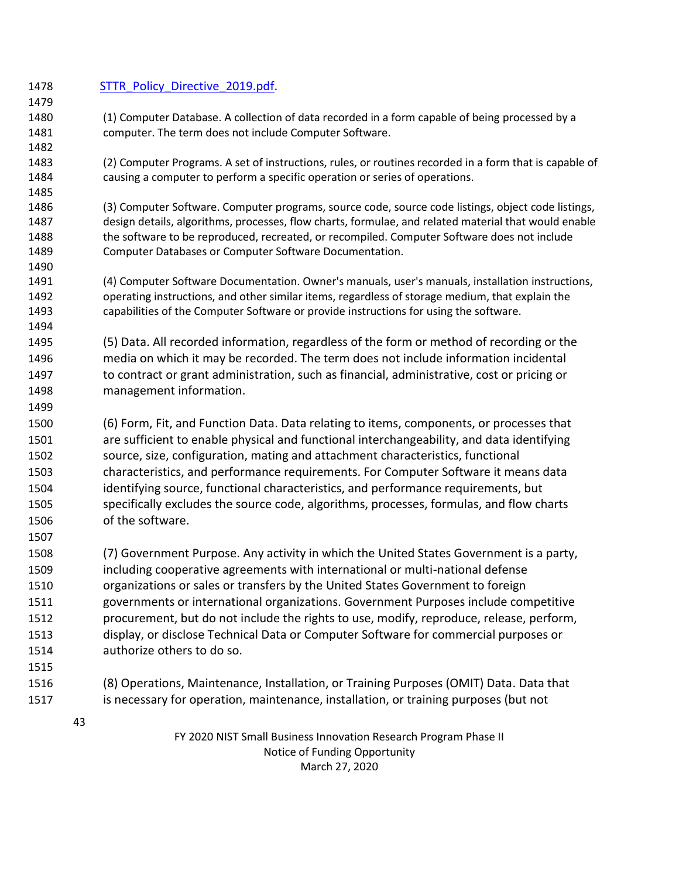STTR_Policy_Directive_2019.pdf.

(1) Computer Database. A collection of data recorded in a form capable of being processed by a computer. The term does not include Computer Software.

(2) Computer Programs. A set of instructions, rules, or routines recorded in a form that is capable of causing a computer to perform a specific operation or series of operations.

(3) Computer Software. Computer programs, source code, source code listings, object code listings, design details, algorithms, processes, flow charts, formulae, and related material that would enable the software to be reproduced, recreated, or recompiled. Computer Software does not include Computer Databases or Computer Software Documentation.

(4) Computer Software Documentation. Owner's manuals, user's manuals, installation instructions, operating instructions, and other similar items, regardless of storage medium, that explain the capabilities of the Computer Software or provide instructions for using the software.

(5) Data. All recorded information, regardless of the form or method of recording or the media on which it may be recorded. The term does not include information incidental to contract or grant administration, such as financial, administrative, cost or pricing or management information.

(6) Form, Fit, and Function Data. Data relating to items, components, or processes that are sufficient to enable physical and functional interchangeability, and data identifying source, size, configuration, mating and attachment characteristics, functional characteristics, and performance requirements. For Computer Software it means data identifying source, functional characteristics, and performance requirements, but specifically excludes the source code, algorithms, processes, formulas, and flow charts of the software.

(7) Government Purpose. Any activity in which the United States Government is a party, including cooperative agreements with international or multi-national defense organizations or sales or transfers by the United States Government to foreign governments or international organizations. Government Purposes include competitive procurement, but do not include the rights to use, modify, reproduce, release, perform, display, or disclose Technical Data or Computer Software for commercial purposes or authorize others to do so.

(8) Operations, Maintenance, Installation, or Training Purposes (OMIT) Data. Data that is necessary for operation, maintenance, installation, or training purposes (but not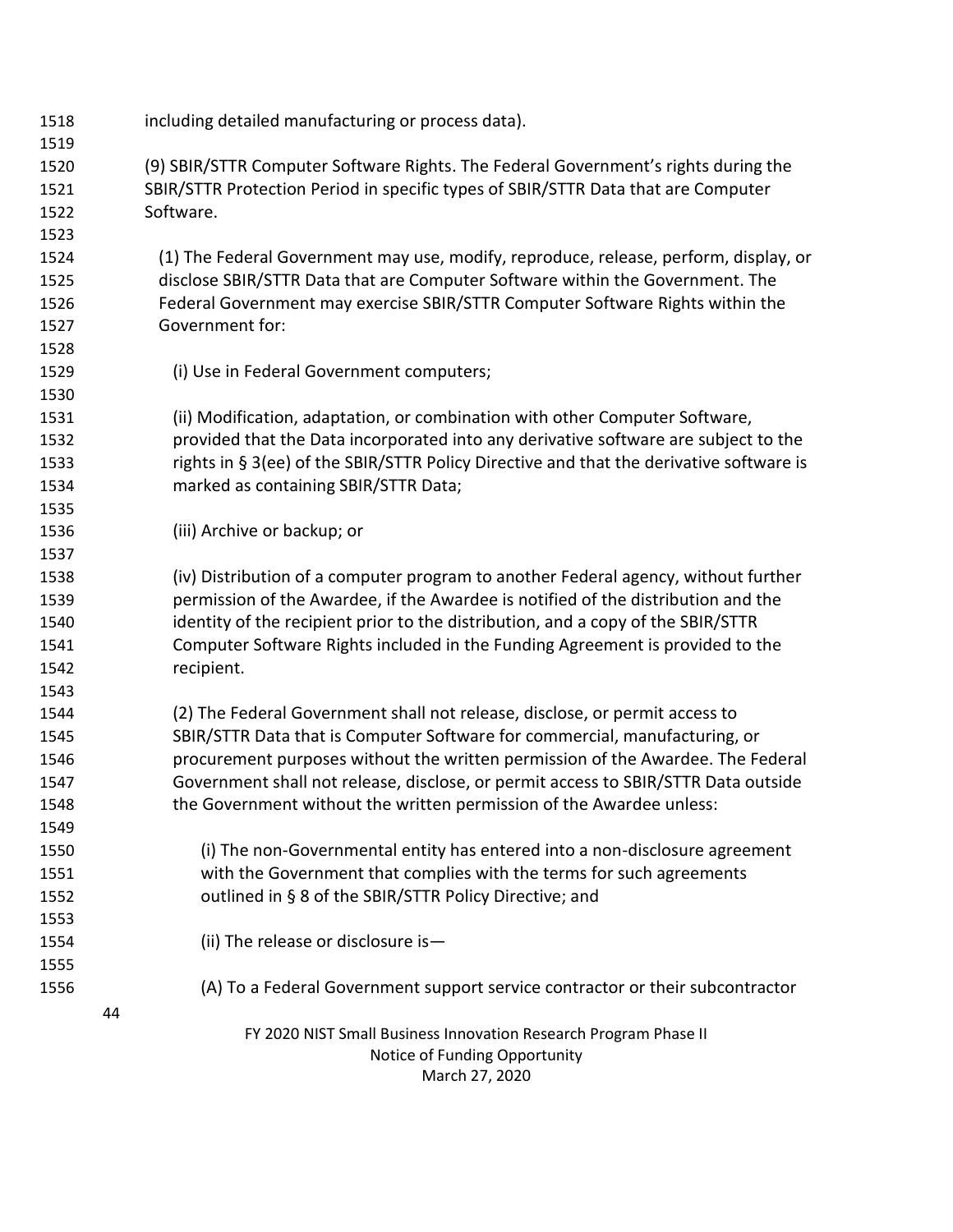including detailed manufacturing or process data).

(9) SBIR/STTR Computer Software Rights. The Federal Government's rights during the SBIR/STTR Protection Period in specific types of SBIR/STTR Data that are Computer Software.

(1) The Federal Government may use, modify, reproduce, release, perform, display, or disclose SBIR/STTR Data that are Computer Software within the Government. The Federal Government may exercise SBIR/STTR Computer Software Rights within the Government for:

(i) Use in Federal Government computers;

(ii) Modification, adaptation, or combination with other Computer Software, provided that the Data incorporated into any derivative software are subject to the rights in § 3(ee) of the SBIR/STTR Policy Directive and that the derivative software is marked as containing SBIR/STTR Data;

(iii) Archive or backup; or

(iv) Distribution of a computer program to another Federal agency, without further permission of the Awardee, if the Awardee is notified of the distribution and the identity of the recipient prior to the distribution, and a copy of the SBIR/STTR Computer Software Rights included in the Funding Agreement is provided to the recipient.

(2) The Federal Government shall not release, disclose, or permit access to SBIR/STTR Data that is Computer Software for commercial, manufacturing, or procurement purposes without the written permission of the Awardee. The Federal Government shall not release, disclose, or permit access to SBIR/STTR Data outside the Government without the written permission of the Awardee unless:

(i) The non-Governmental entity has entered into a non-disclosure agreement with the Government that complies with the terms for such agreements outlined in § 8 of the SBIR/STTR Policy Directive; and

(ii) The release or disclosure is—

(A) To a Federal Government support service contractor or their subcontractor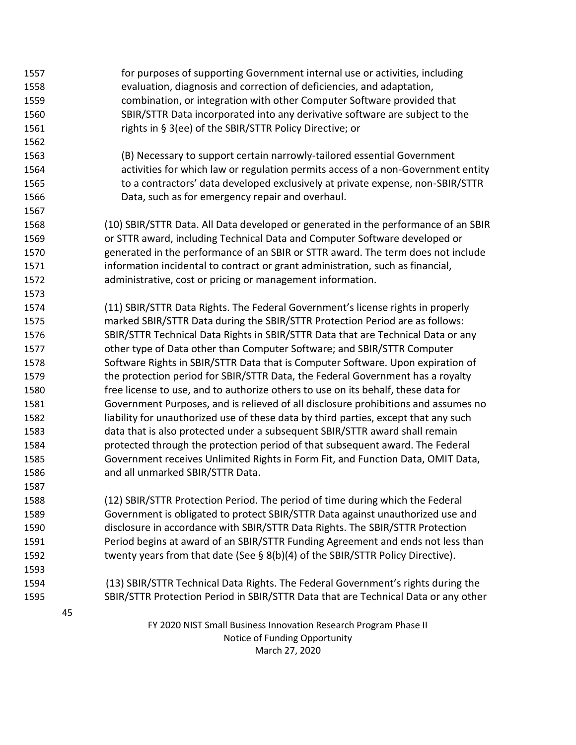for purposes of supporting Government internal use or activities, including evaluation, diagnosis and correction of deficiencies, and adaptation, combination, or integration with other Computer Software provided that SBIR/STTR Data incorporated into any derivative software are subject to the rights in § 3(ee) of the SBIR/STTR Policy Directive; or

(B) Necessary to support certain narrowly-tailored essential Government activities for which law or regulation permits access of a non-Government entity to a contractors' data developed exclusively at private expense, non-SBIR/STTR Data, such as for emergency repair and overhaul.

(10) SBIR/STTR Data. All Data developed or generated in the performance of an SBIR or STTR award, including Technical Data and Computer Software developed or generated in the performance of an SBIR or STTR award. The term does not include information incidental to contract or grant administration, such as financial, administrative, cost or pricing or management information.

(11) SBIR/STTR Data Rights. The Federal Government's license rights in properly marked SBIR/STTR Data during the SBIR/STTR Protection Period are as follows: SBIR/STTR Technical Data Rights in SBIR/STTR Data that are Technical Data or any other type of Data other than Computer Software; and SBIR/STTR Computer Software Rights in SBIR/STTR Data that is Computer Software. Upon expiration of the protection period for SBIR/STTR Data, the Federal Government has a royalty free license to use, and to authorize others to use on its behalf, these data for Government Purposes, and is relieved of all disclosure prohibitions and assumes no liability for unauthorized use of these data by third parties, except that any such data that is also protected under a subsequent SBIR/STTR award shall remain protected through the protection period of that subsequent award. The Federal Government receives Unlimited Rights in Form Fit, and Function Data, OMIT Data, and all unmarked SBIR/STTR Data.

(12) SBIR/STTR Protection Period. The period of time during which the Federal Government is obligated to protect SBIR/STTR Data against unauthorized use and disclosure in accordance with SBIR/STTR Data Rights. The SBIR/STTR Protection Period begins at award of an SBIR/STTR Funding Agreement and ends not less than twenty years from that date (See § 8(b)(4) of the SBIR/STTR Policy Directive).

(13) SBIR/STTR Technical Data Rights. The Federal Government's rights during the SBIR/STTR Protection Period in SBIR/STTR Data that are Technical Data or any other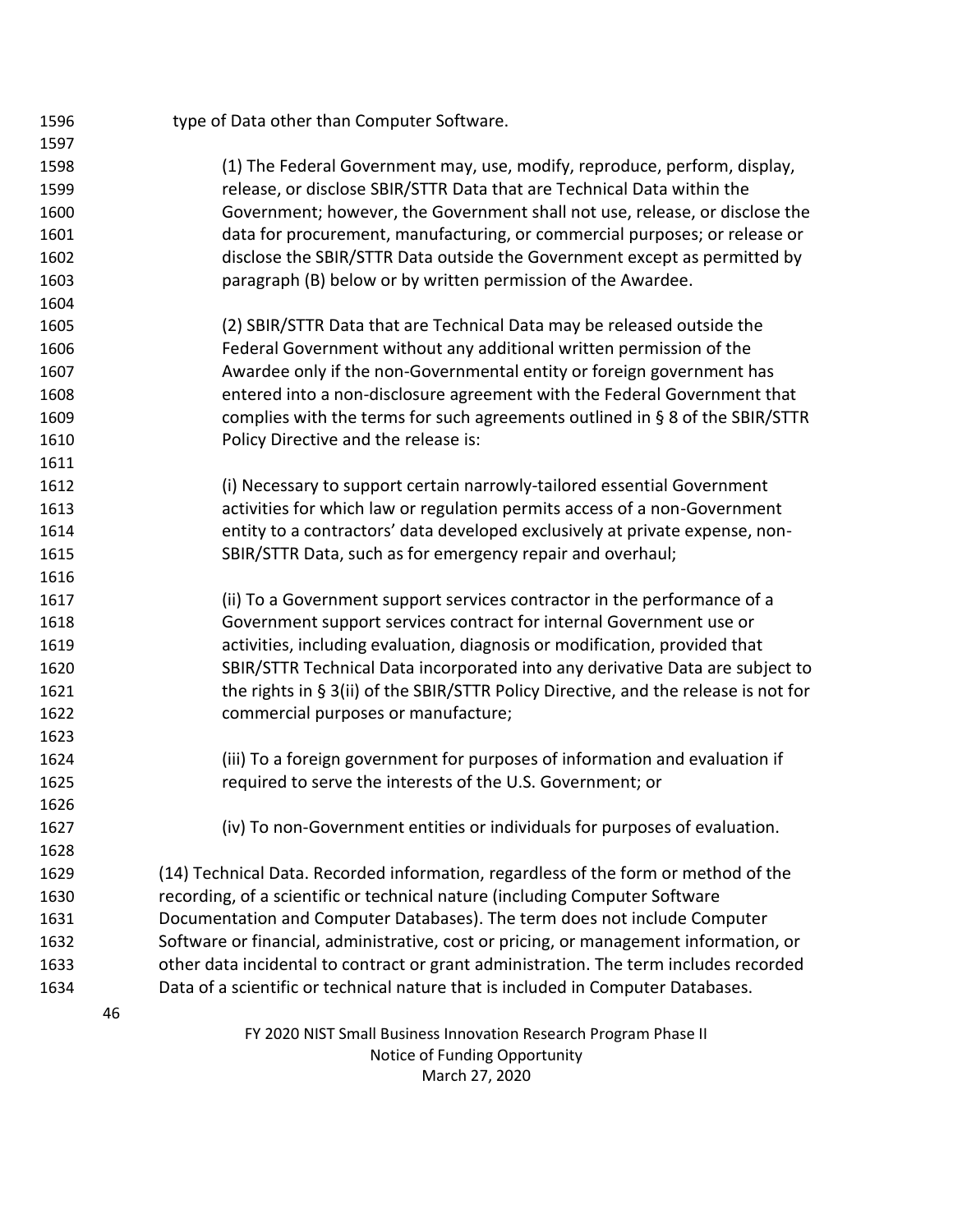type of Data other than Computer Software.

(1) The Federal Government may, use, modify, reproduce, perform, display, release, or disclose SBIR/STTR Data that are Technical Data within the Government; however, the Government shall not use, release, or disclose the data for procurement, manufacturing, or commercial purposes; or release or disclose the SBIR/STTR Data outside the Government except as permitted by paragraph (B) below or by written permission of the Awardee.

(2) SBIR/STTR Data that are Technical Data may be released outside the Federal Government without any additional written permission of the Awardee only if the non-Governmental entity or foreign government has entered into a non-disclosure agreement with the Federal Government that complies with the terms for such agreements outlined in § 8 of the SBIR/STTR Policy Directive and the release is:

(i) Necessary to support certain narrowly-tailored essential Government activities for which law or regulation permits access of a non-Government entity to a contractors' data developed exclusively at private expense, non-SBIR/STTR Data, such as for emergency repair and overhaul;

(ii) To a Government support services contractor in the performance of a Government support services contract for internal Government use or activities, including evaluation, diagnosis or modification, provided that SBIR/STTR Technical Data incorporated into any derivative Data are subject to the rights in § 3(ii) of the SBIR/STTR Policy Directive, and the release is not for commercial purposes or manufacture;

(iii) To a foreign government for purposes of information and evaluation if required to serve the interests of the U.S. Government; or

(iv) To non-Government entities or individuals for purposes of evaluation.

(14) Technical Data. Recorded information, regardless of the form or method of the recording, of a scientific or technical nature (including Computer Software Documentation and Computer Databases). The term does not include Computer Software or financial, administrative, cost or pricing, or management information, or other data incidental to contract or grant administration. The term includes recorded Data of a scientific or technical nature that is included in Computer Databases.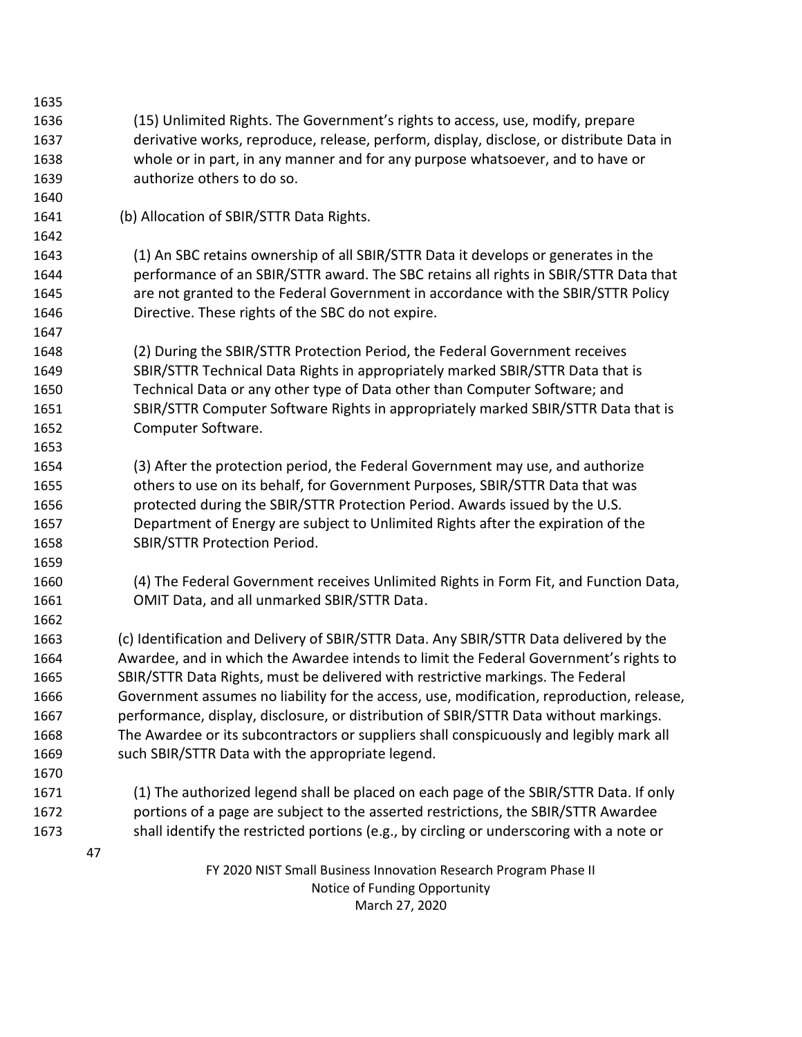(15) Unlimited Rights. The Government's rights to access, use, modify, prepare derivative works, reproduce, release, perform, display, disclose, or distribute Data in whole or in part, in any manner and for any purpose whatsoever, and to have or authorize others to do so.

(b) Allocation of SBIR/STTR Data Rights.

(1) An SBC retains ownership of all SBIR/STTR Data it develops or generates in the performance of an SBIR/STTR award. The SBC retains all rights in SBIR/STTR Data that are not granted to the Federal Government in accordance with the SBIR/STTR Policy Directive. These rights of the SBC do not expire.

(2) During the SBIR/STTR Protection Period, the Federal Government receives SBIR/STTR Technical Data Rights in appropriately marked SBIR/STTR Data that is Technical Data or any other type of Data other than Computer Software; and SBIR/STTR Computer Software Rights in appropriately marked SBIR/STTR Data that is Computer Software.

(3) After the protection period, the Federal Government may use, and authorize others to use on its behalf, for Government Purposes, SBIR/STTR Data that was protected during the SBIR/STTR Protection Period. Awards issued by the U.S. Department of Energy are subject to Unlimited Rights after the expiration of the SBIR/STTR Protection Period.

(4) The Federal Government receives Unlimited Rights in Form Fit, and Function Data, OMIT Data, and all unmarked SBIR/STTR Data.

(c) Identification and Delivery of SBIR/STTR Data. Any SBIR/STTR Data delivered by the Awardee, and in which the Awardee intends to limit the Federal Government's rights to SBIR/STTR Data Rights, must be delivered with restrictive markings. The Federal Government assumes no liability for the access, use, modification, reproduction, release, performance, display, disclosure, or distribution of SBIR/STTR Data without markings. The Awardee or its subcontractors or suppliers shall conspicuously and legibly mark all such SBIR/STTR Data with the appropriate legend.

(1) The authorized legend shall be placed on each page of the SBIR/STTR Data. If only portions of a page are subject to the asserted restrictions, the SBIR/STTR Awardee shall identify the restricted portions (e.g., by circling or underscoring with a note or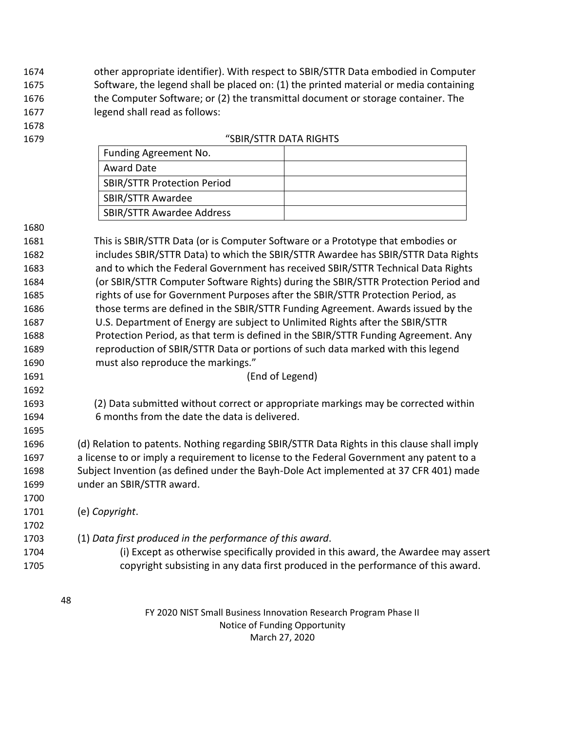other appropriate identifier). With respect to SBIR/STTR Data embodied in Computer Software, the legend shall be placed on: (1) the printed material or media containing the Computer Software; or (2) the transmittal document or storage container. The legend shall read as follows:

"SBIR/STTR DATA RIGHTS

| Funding Agreement No. | |
|---|---|
| Award Date | |
| SBIR/STTR Protection Period | |
| SBIR/STTR Awardee | |
| SBIR/STTR Awardee Address | |

This is SBIR/STTR Data (or is Computer Software or a Prototype that embodies or includes SBIR/STTR Data) to which the SBIR/STTR Awardee has SBIR/STTR Data Rights and to which the Federal Government has received SBIR/STTR Technical Data Rights (or SBIR/STTR Computer Software Rights) during the SBIR/STTR Protection Period and rights of use for Government Purposes after the SBIR/STTR Protection Period, as those terms are defined in the SBIR/STTR Funding Agreement. Awards issued by the U.S. Department of Energy are subject to Unlimited Rights after the SBIR/STTR Protection Period, as that term is defined in the SBIR/STTR Funding Agreement. Any reproduction of SBIR/STTR Data or portions of such data marked with this legend must also reproduce the markings."

(End of Legend)

(2) Data submitted without correct or appropriate markings may be corrected within 6 months from the date the data is delivered.

(d) Relation to patents. Nothing regarding SBIR/STTR Data Rights in this clause shall imply a license to or imply a requirement to license to the Federal Government any patent to a Subject Invention (as defined under the Bayh-Dole Act implemented at 37 CFR 401) made under an SBIR/STTR award.

(e) *Copyright*.

(1) *Data first produced in the performance of this award*.

(i) Except as otherwise specifically provided in this award, the Awardee may assert copyright subsisting in any data first produced in the performance of this award.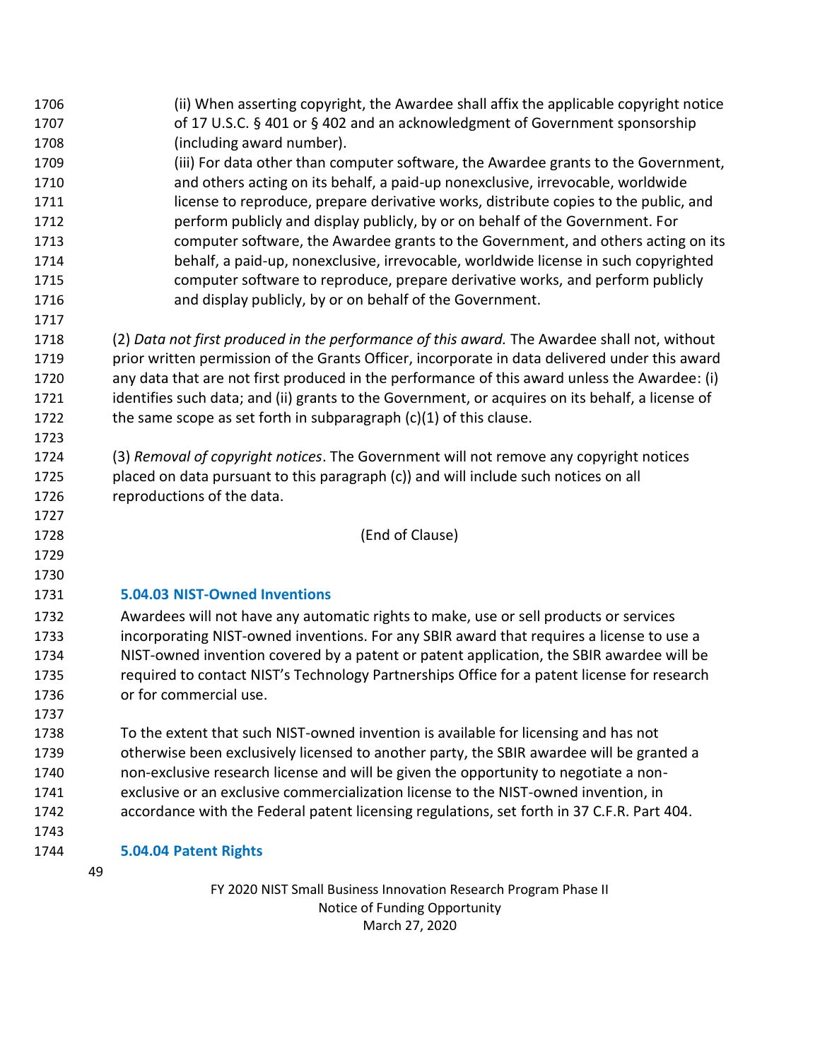(ii) When asserting copyright, the Awardee shall affix the applicable copyright notice of 17 U.S.C. § 401 or § 402 and an acknowledgment of Government sponsorship (including award number).

(iii) For data other than computer software, the Awardee grants to the Government, and others acting on its behalf, a paid-up nonexclusive, irrevocable, worldwide license to reproduce, prepare derivative works, distribute copies to the public, and perform publicly and display publicly, by or on behalf of the Government. For computer software, the Awardee grants to the Government, and others acting on its behalf, a paid-up, nonexclusive, irrevocable, worldwide license in such copyrighted computer software to reproduce, prepare derivative works, and perform publicly and display publicly, by or on behalf of the Government.

(2) *Data not first produced in the performance of this award.* The Awardee shall not, without prior written permission of the Grants Officer, incorporate in data delivered under this award any data that are not first produced in the performance of this award unless the Awardee: (i) identifies such data; and (ii) grants to the Government, or acquires on its behalf, a license of the same scope as set forth in subparagraph (c)(1) of this clause.

(3) *Removal of copyright notices*. The Government will not remove any copyright notices placed on data pursuant to this paragraph (c)) and will include such notices on all reproductions of the data.

(End of Clause)

### 5.04.03 NIST-Owned Inventions

Awardees will not have any automatic rights to make, use or sell products or services incorporating NIST-owned inventions. For any SBIR award that requires a license to use a NIST-owned invention covered by a patent or patent application, the SBIR awardee will be required to contact NIST's Technology Partnerships Office for a patent license for research or for commercial use.

To the extent that such NIST-owned invention is available for licensing and has not otherwise been exclusively licensed to another party, the SBIR awardee will be granted a non-exclusive research license and will be given the opportunity to negotiate a non-exclusive or an exclusive commercialization license to the NIST-owned invention, in accordance with the Federal patent licensing regulations, set forth in 37 C.F.R. Part 404.

### 5.04.04 Patent Rights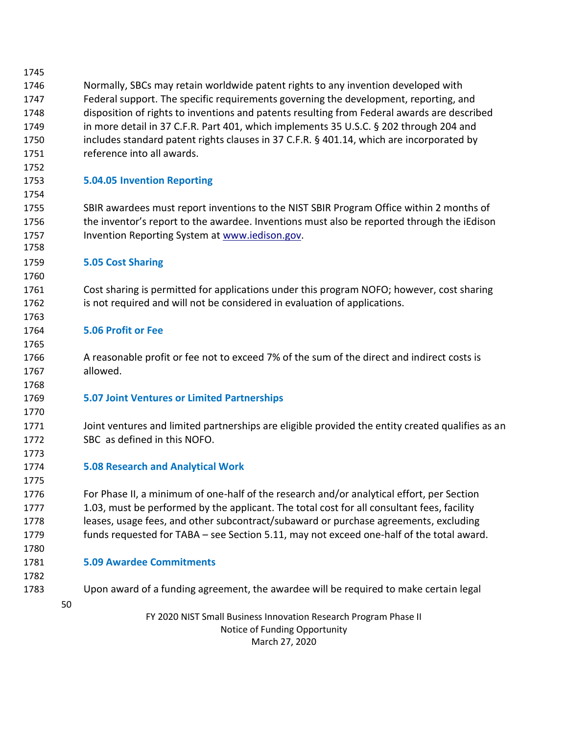Normally, SBCs may retain worldwide patent rights to any invention developed with Federal support. The specific requirements governing the development, reporting, and disposition of rights to inventions and patents resulting from Federal awards are described in more detail in 37 C.F.R. Part 401, which implements 35 U.S.C. § 202 through 204 and includes standard patent rights clauses in 37 C.F.R. § 401.14, which are incorporated by reference into all awards.

### 5.04.05 Invention Reporting

SBIR awardees must report inventions to the NIST SBIR Program Office within 2 months of the inventor's report to the awardee. Inventions must also be reported through the iEdison Invention Reporting System at [www.iedison.gov](www.iedison.gov).

## 5.05 Cost Sharing

Cost sharing is permitted for applications under this program NOFO; however, cost sharing is not required and will not be considered in evaluation of applications.

## 5.06 Profit or Fee

A reasonable profit or fee not to exceed 7% of the sum of the direct and indirect costs is allowed.

## 5.07 Joint Ventures or Limited Partnerships

Joint ventures and limited partnerships are eligible provided the entity created qualifies as an SBC as defined in this NOFO.

## 5.08 Research and Analytical Work

For Phase II, a minimum of one-half of the research and/or analytical effort, per Section 1.03, must be performed by the applicant. The total cost for all consultant fees, facility leases, usage fees, and other subcontract/subaward or purchase agreements, excluding funds requested for TABA – see Section 5.11, may not exceed one-half of the total award.

## 5.09 Awardee Commitments

Upon award of a funding agreement, the awardee will be required to make certain legal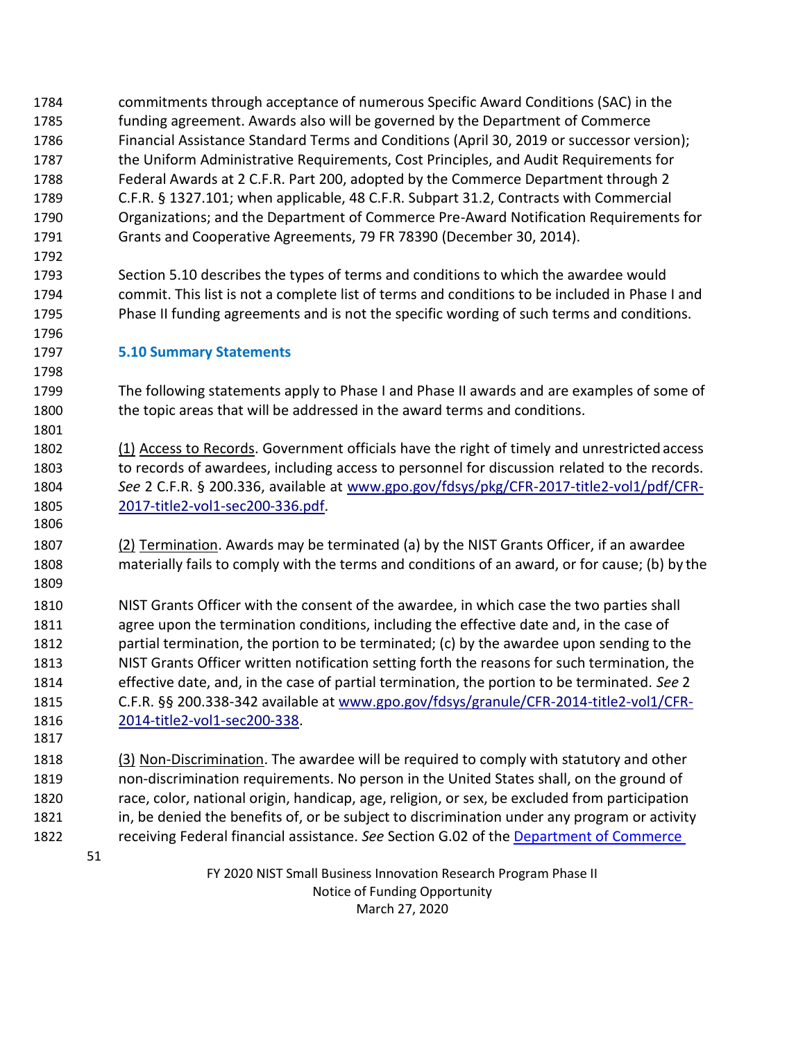commitments through acceptance of numerous Specific Award Conditions (SAC) in the funding agreement. Awards also will be governed by the Department of Commerce Financial Assistance Standard Terms and Conditions (April 30, 2019 or successor version); the Uniform Administrative Requirements, Cost Principles, and Audit Requirements for Federal Awards at 2 C.F.R. Part 200, adopted by the Commerce Department through 2 C.F.R. § 1327.101; when applicable, 48 C.F.R. Subpart 31.2, Contracts with Commercial Organizations; and the Department of Commerce Pre-Award Notification Requirements for Grants and Cooperative Agreements, 79 FR 78390 (December 30, 2014).

Section 5.10 describes the types of terms and conditions to which the awardee would commit. This list is not a complete list of terms and conditions to be included in Phase I and Phase II funding agreements and is not the specific wording of such terms and conditions.

### 5.10 Summary Statements

The following statements apply to Phase I and Phase II awards and are examples of some of the topic areas that will be addressed in the award terms and conditions.

(1) Access to Records. Government officials have the right of timely and unrestricted access to records of awardees, including access to personnel for discussion related to the records. *See* 2 C.F.R. § 200.336, available at [www.gpo.gov/fdsys/pkg/CFR-2017-title2-vol1/pdf/CFR-2017-title2-vol1-sec200-336.pdf](www.gpo.gov/fdsys/pkg/CFR-2017-title2-vol1/pdf/CFR-2017-title2-vol1-sec200-336.pdf).

(2) Termination. Awards may be terminated (a) by the NIST Grants Officer, if an awardee materially fails to comply with the terms and conditions of an award, or for cause; (b) by the NIST Grants Officer with the consent of the awardee, in which case the two parties shall agree upon the termination conditions, including the effective date and, in the case of partial termination, the portion to be terminated; (c) by the awardee upon sending to the NIST Grants Officer written notification setting forth the reasons for such termination, the effective date, and, in the case of partial termination, the portion to be terminated. *See* 2 C.F.R. §§ 200.338-342 available at [www.gpo.gov/fdsys/granule/CFR-2014-title2-vol1/CFR-2014-title2-vol1-sec200-338](www.gpo.gov/fdsys/granule/CFR-2014-title2-vol1/CFR-2014-title2-vol1-sec200-338).

(3) Non-Discrimination. The awardee will be required to comply with statutory and other non-discrimination requirements. No person in the United States shall, on the ground of race, color, national origin, handicap, age, religion, or sex, be excluded from participation in, be denied the benefits of, or be subject to discrimination under any program or activity receiving Federal financial assistance. *See* Section G.02 of the Department of Commerce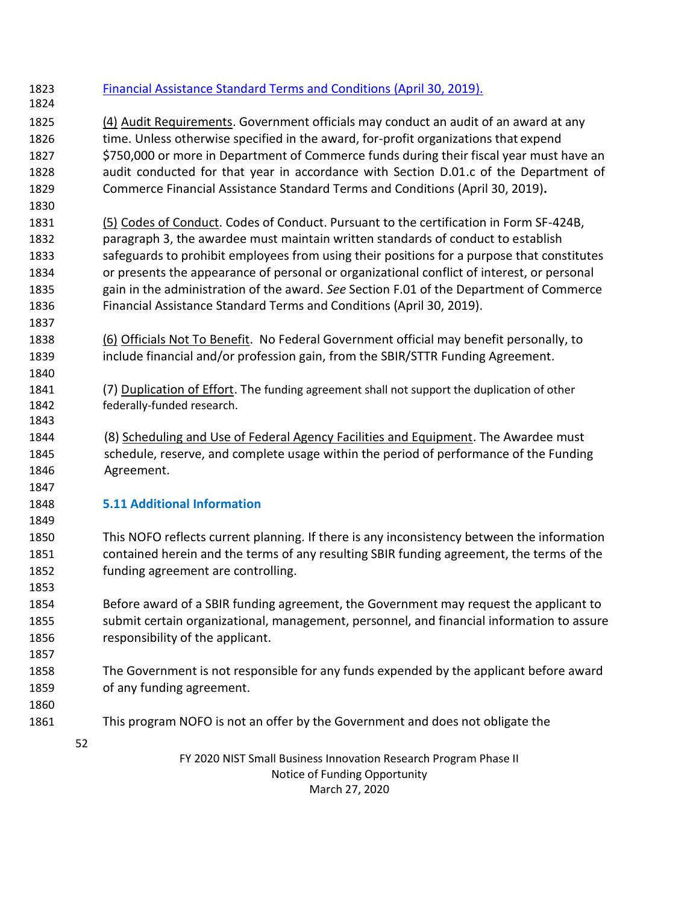[Financial Assistance Standard Terms and Conditions (April 30, 2019).]

(4) Audit Requirements. Government officials may conduct an audit of an award at any time. Unless otherwise specified in the award, for-profit organizations that expend $750,000 or more in Department of Commerce funds during their fiscal year must have an audit conducted for that year in accordance with Section D.01.c of the Department of Commerce Financial Assistance Standard Terms and Conditions (April 30, 2019).

(5) Codes of Conduct. Codes of Conduct. Pursuant to the certification in Form SF-424B, paragraph 3, the awardee must maintain written standards of conduct to establish safeguards to prohibit employees from using their positions for a purpose that constitutes or presents the appearance of personal or organizational conflict of interest, or personal gain in the administration of the award. *See* Section F.01 of the Department of Commerce Financial Assistance Standard Terms and Conditions (April 30, 2019).

(6) Officials Not To Benefit. No Federal Government official may benefit personally, to include financial and/or profession gain, from the SBIR/STTR Funding Agreement.

(7) Duplication of Effort. The funding agreement shall not support the duplication of other federally-funded research.

(8) Scheduling and Use of Federal Agency Facilities and Equipment. The Awardee must schedule, reserve, and complete usage within the period of performance of the Funding Agreement.

### 5.11 Additional Information

This NOFO reflects current planning. If there is any inconsistency between the information contained herein and the terms of any resulting SBIR funding agreement, the terms of the funding agreement are controlling.

Before award of a SBIR funding agreement, the Government may request the applicant to submit certain organizational, management, personnel, and financial information to assure responsibility of the applicant.

The Government is not responsible for any funds expended by the applicant before award of any funding agreement.

This program NOFO is not an offer by the Government and does not obligate the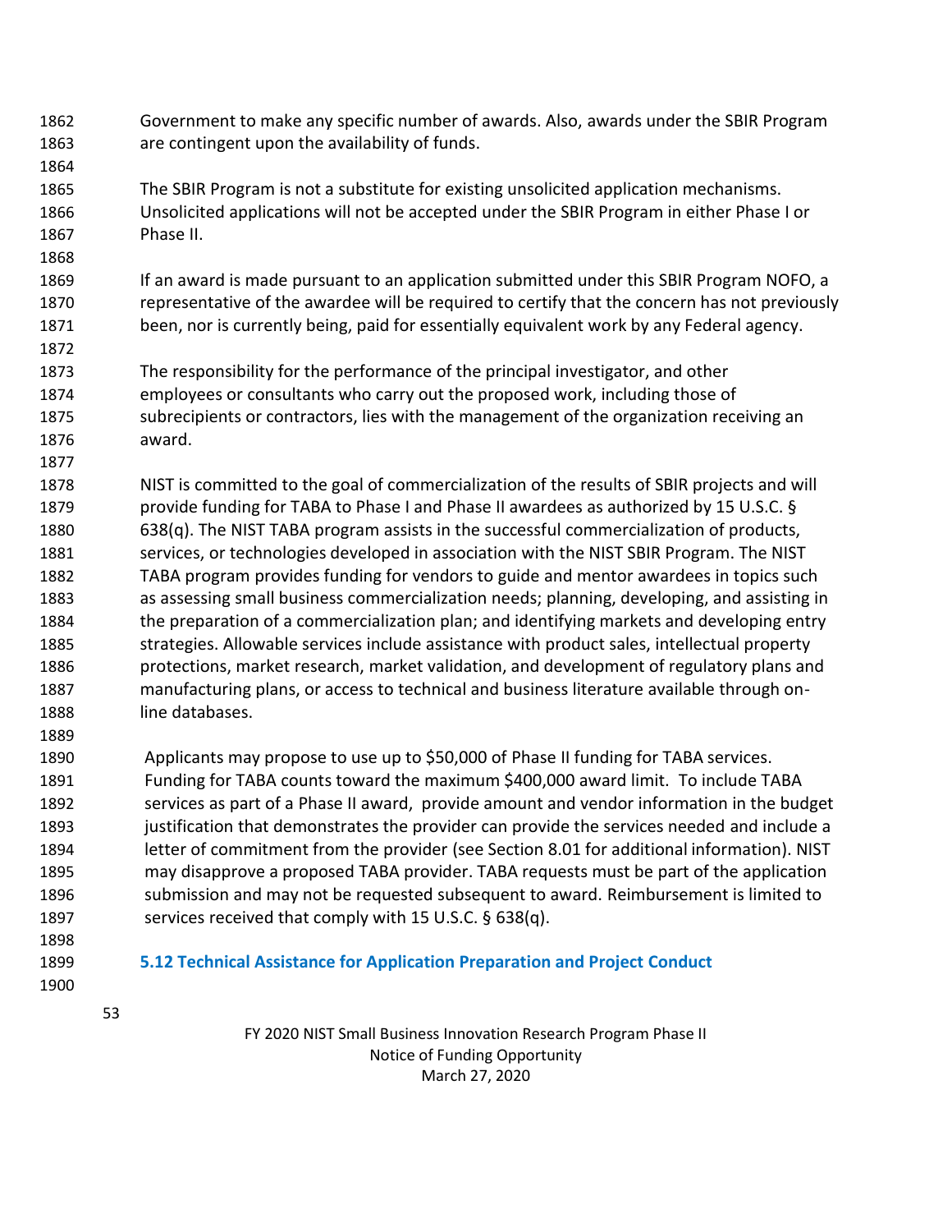Government to make any specific number of awards. Also, awards under the SBIR Program are contingent upon the availability of funds.

The SBIR Program is not a substitute for existing unsolicited application mechanisms. Unsolicited applications will not be accepted under the SBIR Program in either Phase I or Phase II.

If an award is made pursuant to an application submitted under this SBIR Program NOFO, a representative of the awardee will be required to certify that the concern has not previously been, nor is currently being, paid for essentially equivalent work by any Federal agency.

The responsibility for the performance of the principal investigator, and other employees or consultants who carry out the proposed work, including those of subrecipients or contractors, lies with the management of the organization receiving an award.

NIST is committed to the goal of commercialization of the results of SBIR projects and will provide funding for TABA to Phase I and Phase II awardees as authorized by 15 U.S.C. § 638(q). The NIST TABA program assists in the successful commercialization of products, services, or technologies developed in association with the NIST SBIR Program. The NIST TABA program provides funding for vendors to guide and mentor awardees in topics such as assessing small business commercialization needs; planning, developing, and assisting in the preparation of a commercialization plan; and identifying markets and developing entry strategies. Allowable services include assistance with product sales, intellectual property protections, market research, market validation, and development of regulatory plans and manufacturing plans, or access to technical and business literature available through on-line databases.

Applicants may propose to use up to $50,000 of Phase II funding for TABA services. Funding for TABA counts toward the maximum $400,000 award limit. To include TABA services as part of a Phase II award, provide amount and vendor information in the budget justification that demonstrates the provider can provide the services needed and include a letter of commitment from the provider (see Section 8.01 for additional information). NIST may disapprove a proposed TABA provider. TABA requests must be part of the application submission and may not be requested subsequent to award. Reimbursement is limited to services received that comply with 15 U.S.C. § 638(q).

## 5.12 Technical Assistance for Application Preparation and Project Conduct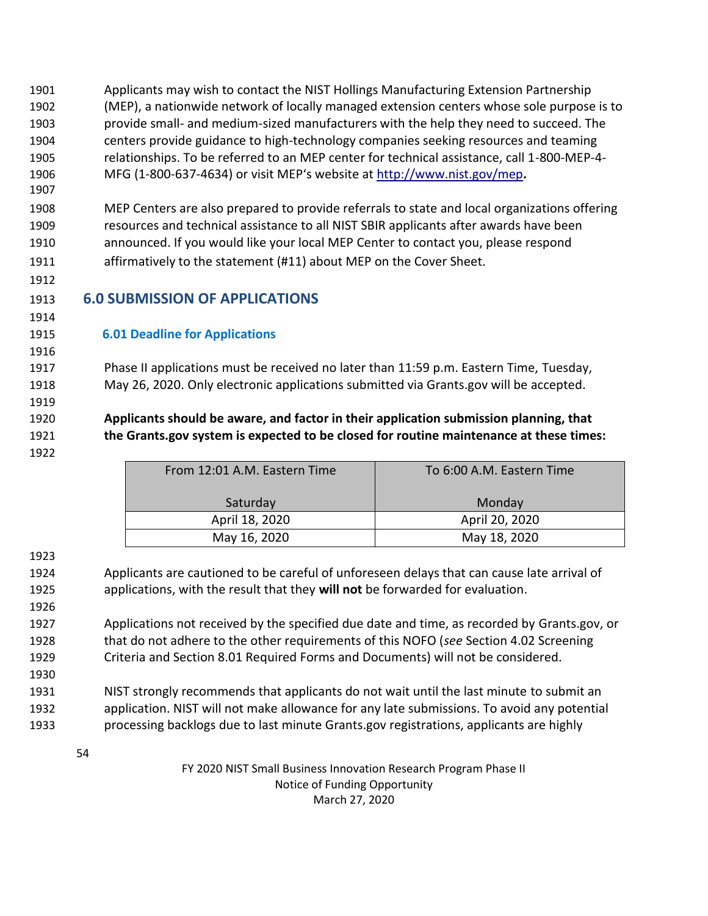Applicants may wish to contact the NIST Hollings Manufacturing Extension Partnership (MEP), a nationwide network of locally managed extension centers whose sole purpose is to provide small- and medium-sized manufacturers with the help they need to succeed. The centers provide guidance to high-technology companies seeking resources and teaming relationships. To be referred to an MEP center for technical assistance, call 1-800-MEP-4-MFG (1-800-637-4634) or visit MEP's website at http://www.nist.gov/mep**.**

MEP Centers are also prepared to provide referrals to state and local organizations offering resources and technical assistance to all NIST SBIR applicants after awards have been announced. If you would like your local MEP Center to contact you, please respond affirmatively to the statement (#11) about MEP on the Cover Sheet.

## 6.0 SUBMISSION OF APPLICATIONS

### 6.01 Deadline for Applications

Phase II applications must be received no later than 11:59 p.m. Eastern Time, Tuesday, May 26, 2020. Only electronic applications submitted via Grants.gov will be accepted.

**Applicants should be aware, and factor in their application submission planning, that the Grants.gov system is expected to be closed for routine maintenance at these times:**

| From 12:01 A.M. Eastern Time<br><br>Saturday | To 6:00 A.M. Eastern Time<br><br>Monday |
|---|---|
| April 18, 2020 | April 20, 2020 |
| May 16, 2020 | May 18, 2020 |

Applicants are cautioned to be careful of unforeseen delays that can cause late arrival of applications, with the result that they **will not** be forwarded for evaluation.

Applications not received by the specified due date and time, as recorded by Grants.gov, or that do not adhere to the other requirements of this NOFO (*see* Section 4.02 Screening Criteria and Section 8.01 Required Forms and Documents) will not be considered.

NIST strongly recommends that applicants do not wait until the last minute to submit an application. NIST will not make allowance for any late submissions. To avoid any potential processing backlogs due to last minute Grants.gov registrations, applicants are highly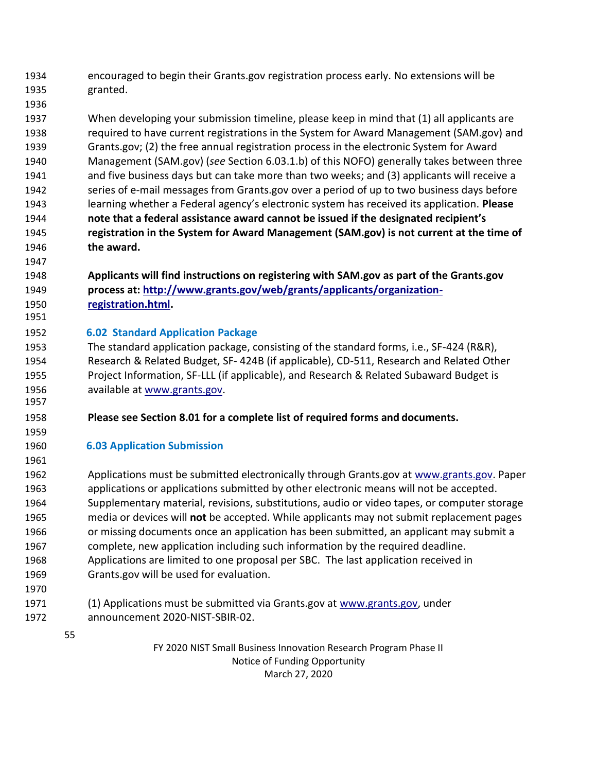encouraged to begin their Grants.gov registration process early. No extensions will be granted.

When developing your submission timeline, please keep in mind that (1) all applicants are required to have current registrations in the System for Award Management (SAM.gov) and Grants.gov; (2) the free annual registration process in the electronic System for Award Management (SAM.gov) (*see* Section 6.03.1.b) of this NOFO) generally takes between three and five business days but can take more than two weeks; and (3) applicants will receive a series of e-mail messages from Grants.gov over a period of up to two business days before learning whether a Federal agency's electronic system has received its application. **Please note that a federal assistance award cannot be issued if the designated recipient's registration in the System for Award Management (SAM.gov) is not current at the time of the award.**

**Applicants will find instructions on registering with SAM.gov as part of the Grants.gov process at: [http://www.grants.gov/web/grants/applicants/organization-registration.html](http://www.grants.gov/web/grants/applicants/organization-registration.html).**

### 6.02 Standard Application Package

The standard application package, consisting of the standard forms, i.e., SF-424 (R&R), Research & Related Budget, SF- 424B (if applicable), CD-511, Research and Related Other Project Information, SF-LLL (if applicable), and Research & Related Subaward Budget is available at [www.grants.gov](http://www.grants.gov).

**Please see Section 8.01 for a complete list of required forms and documents.**

### 6.03 Application Submission

Applications must be submitted electronically through Grants.gov at [www.grants.gov](http://www.grants.gov). Paper applications or applications submitted by other electronic means will not be accepted. Supplementary material, revisions, substitutions, audio or video tapes, or computer storage media or devices will **not** be accepted. While applicants may not submit replacement pages or missing documents once an application has been submitted, an applicant may submit a complete, new application including such information by the required deadline. Applications are limited to one proposal per SBC. The last application received in Grants.gov will be used for evaluation.

(1) Applications must be submitted via Grants.gov at [www.grants.gov](http://www.grants.gov), under announcement 2020-NIST-SBIR-02.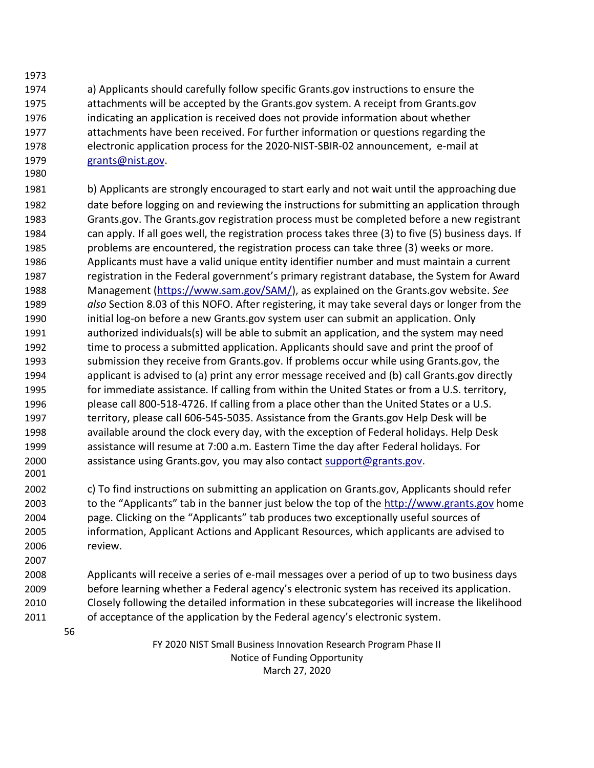a) Applicants should carefully follow specific Grants.gov instructions to ensure the attachments will be accepted by the Grants.gov system. A receipt from Grants.gov indicating an application is received does not provide information about whether attachments have been received. For further information or questions regarding the electronic application process for the 2020-NIST-SBIR-02 announcement, e-mail at grants@nist.gov.

b) Applicants are strongly encouraged to start early and not wait until the approaching due date before logging on and reviewing the instructions for submitting an application through Grants.gov. The Grants.gov registration process must be completed before a new registrant can apply. If all goes well, the registration process takes three (3) to five (5) business days. If problems are encountered, the registration process can take three (3) weeks or more. Applicants must have a valid unique entity identifier number and must maintain a current registration in the Federal government's primary registrant database, the System for Award Management (https://www.sam.gov/SAM/), as explained on the Grants.gov website. *See also* Section 8.03 of this NOFO. After registering, it may take several days or longer from the initial log-on before a new Grants.gov system user can submit an application. Only authorized individuals(s) will be able to submit an application, and the system may need time to process a submitted application. Applicants should save and print the proof of submission they receive from Grants.gov. If problems occur while using Grants.gov, the applicant is advised to (a) print any error message received and (b) call Grants.gov directly for immediate assistance. If calling from within the United States or from a U.S. territory, please call 800-518-4726. If calling from a place other than the United States or a U.S. territory, please call 606-545-5035. Assistance from the Grants.gov Help Desk will be available around the clock every day, with the exception of Federal holidays. Help Desk assistance will resume at 7:00 a.m. Eastern Time the day after Federal holidays. For assistance using Grants.gov, you may also contact support@grants.gov.

c) To find instructions on submitting an application on Grants.gov, Applicants should refer to the "Applicants" tab in the banner just below the top of the http://www.grants.gov home page. Clicking on the "Applicants" tab produces two exceptionally useful sources of information, Applicant Actions and Applicant Resources, which applicants are advised to review.

Applicants will receive a series of e-mail messages over a period of up to two business days before learning whether a Federal agency's electronic system has received its application. Closely following the detailed information in these subcategories will increase the likelihood of acceptance of the application by the Federal agency's electronic system.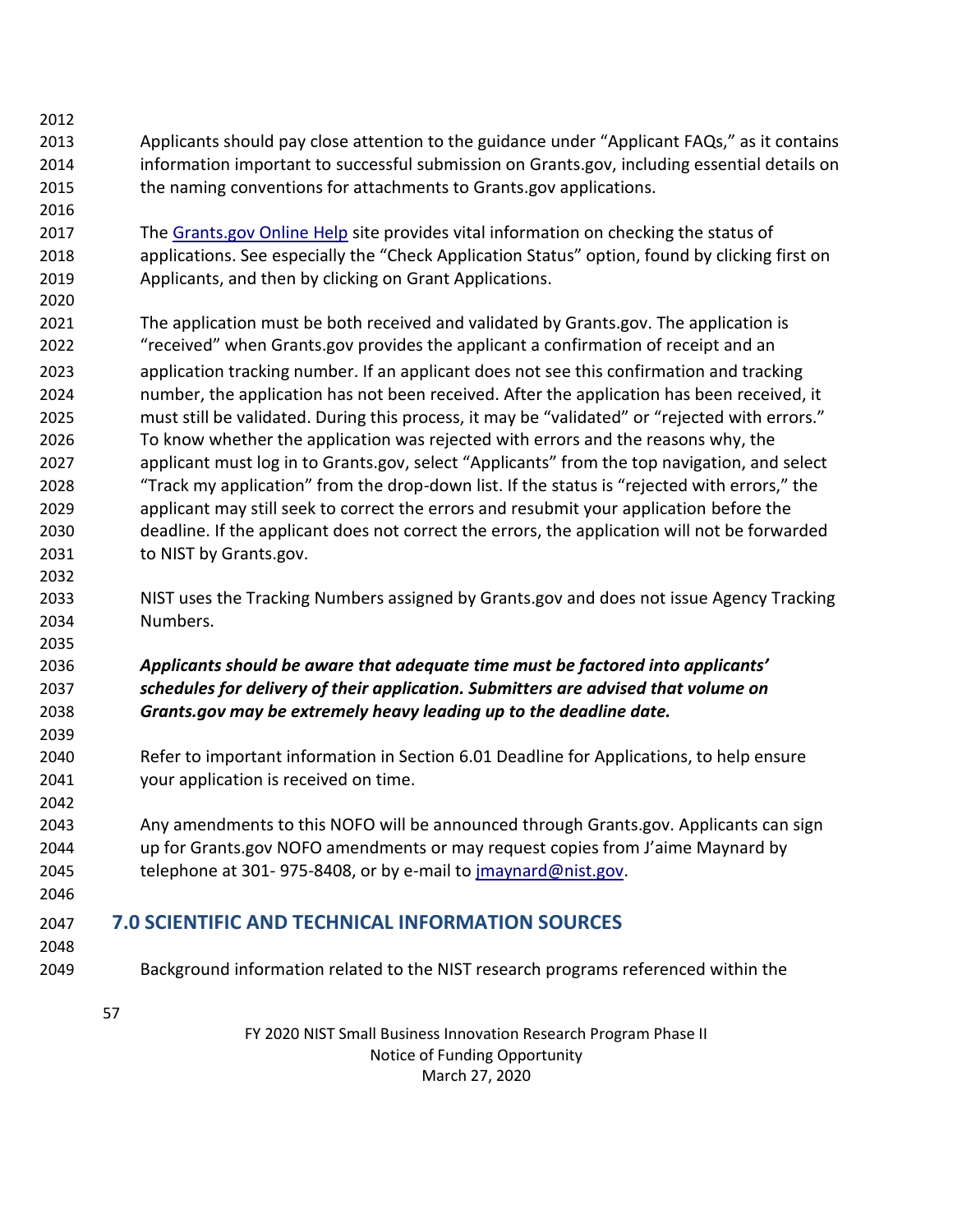Applicants should pay close attention to the guidance under "Applicant FAQs," as it contains information important to successful submission on Grants.gov, including essential details on the naming conventions for attachments to Grants.gov applications.

The [Grants.gov Online Help](Grants.gov Online Help) site provides vital information on checking the status of applications. See especially the "Check Application Status" option, found by clicking first on Applicants, and then by clicking on Grant Applications.

The application must be both received and validated by Grants.gov. The application is "received" when Grants.gov provides the applicant a confirmation of receipt and an application tracking number. If an applicant does not see this confirmation and tracking number, the application has not been received. After the application has been received, it must still be validated. During this process, it may be "validated" or "rejected with errors." To know whether the application was rejected with errors and the reasons why, the applicant must log in to Grants.gov, select "Applicants" from the top navigation, and select "Track my application" from the drop-down list. If the status is "rejected with errors," the applicant may still seek to correct the errors and resubmit your application before the deadline. If the applicant does not correct the errors, the application will not be forwarded to NIST by Grants.gov.

NIST uses the Tracking Numbers assigned by Grants.gov and does not issue Agency Tracking Numbers.

***Applicants should be aware that adequate time must be factored into applicants' schedules for delivery of their application. Submitters are advised that volume on Grants.gov may be extremely heavy leading up to the deadline date.***

Refer to important information in Section 6.01 Deadline for Applications, to help ensure your application is received on time.

Any amendments to this NOFO will be announced through Grants.gov. Applicants can sign up for Grants.gov NOFO amendments or may request copies from J'aime Maynard by telephone at 301- 975-8408, or by e-mail to [jmaynard@nist.gov](mailto:jmaynard@nist.gov).

## 7.0 SCIENTIFIC AND TECHNICAL INFORMATION SOURCES

Background information related to the NIST research programs referenced within the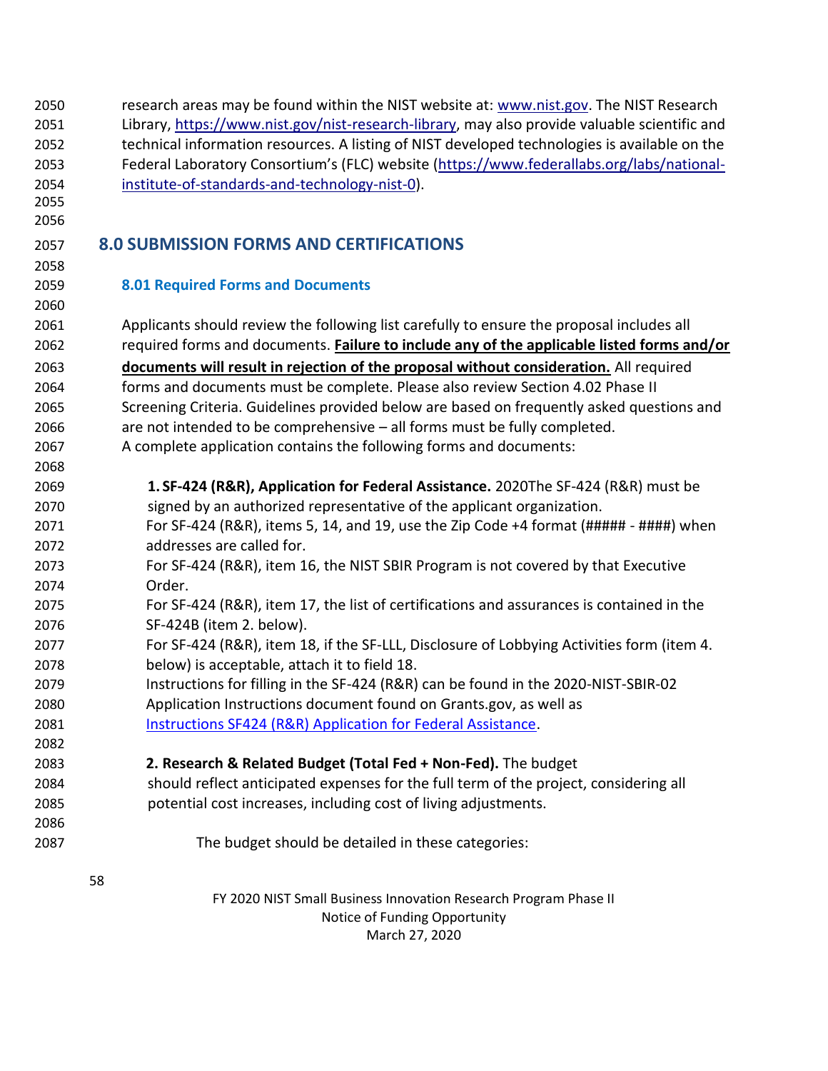research areas may be found within the NIST website at: [www.nist.gov](www.nist.gov). The NIST Research Library, [https://www.nist.gov/nist-research-library](https://www.nist.gov/nist-research-library), may also provide valuable scientific and technical information resources. A listing of NIST developed technologies is available on the Federal Laboratory Consortium's (FLC) website ([https://www.federallabs.org/labs/national-institute-of-standards-and-technology-nist-0](https://www.federallabs.org/labs/national-institute-of-standards-and-technology-nist-0)).

## 8.0 SUBMISSION FORMS AND CERTIFICATIONS

### 8.01 Required Forms and Documents

Applicants should review the following list carefully to ensure the proposal includes all required forms and documents. **Failure to include any of the applicable listed forms and/or documents will result in rejection of the proposal without consideration.** All required forms and documents must be complete. Please also review Section 4.02 Phase II Screening Criteria. Guidelines provided below are based on frequently asked questions and are not intended to be comprehensive – all forms must be fully completed.
A complete application contains the following forms and documents:

**1. SF-424 (R&R), Application for Federal Assistance.** 2020The SF-424 (R&R) must be signed by an authorized representative of the applicant organization.
For SF-424 (R&R), items 5, 14, and 19, use the Zip Code +4 format (##### - ####) when addresses are called for.
For SF-424 (R&R), item 16, the NIST SBIR Program is not covered by that Executive Order.
For SF-424 (R&R), item 17, the list of certifications and assurances is contained in the SF-424B (item 2. below).
For SF-424 (R&R), item 18, if the SF-LLL, Disclosure of Lobbying Activities form (item 4. below) is acceptable, attach it to field 18.
Instructions for filling in the SF-424 (R&R) can be found in the 2020-NIST-SBIR-02 Application Instructions document found on Grants.gov, as well as [Instructions SF424 (R&R) Application for Federal Assistance](Instructions SF424 (R&R) Application for Federal Assistance).

**2. Research & Related Budget (Total Fed + Non-Fed).** The budget should reflect anticipated expenses for the full term of the project, considering all potential cost increases, including cost of living adjustments.

The budget should be detailed in these categories: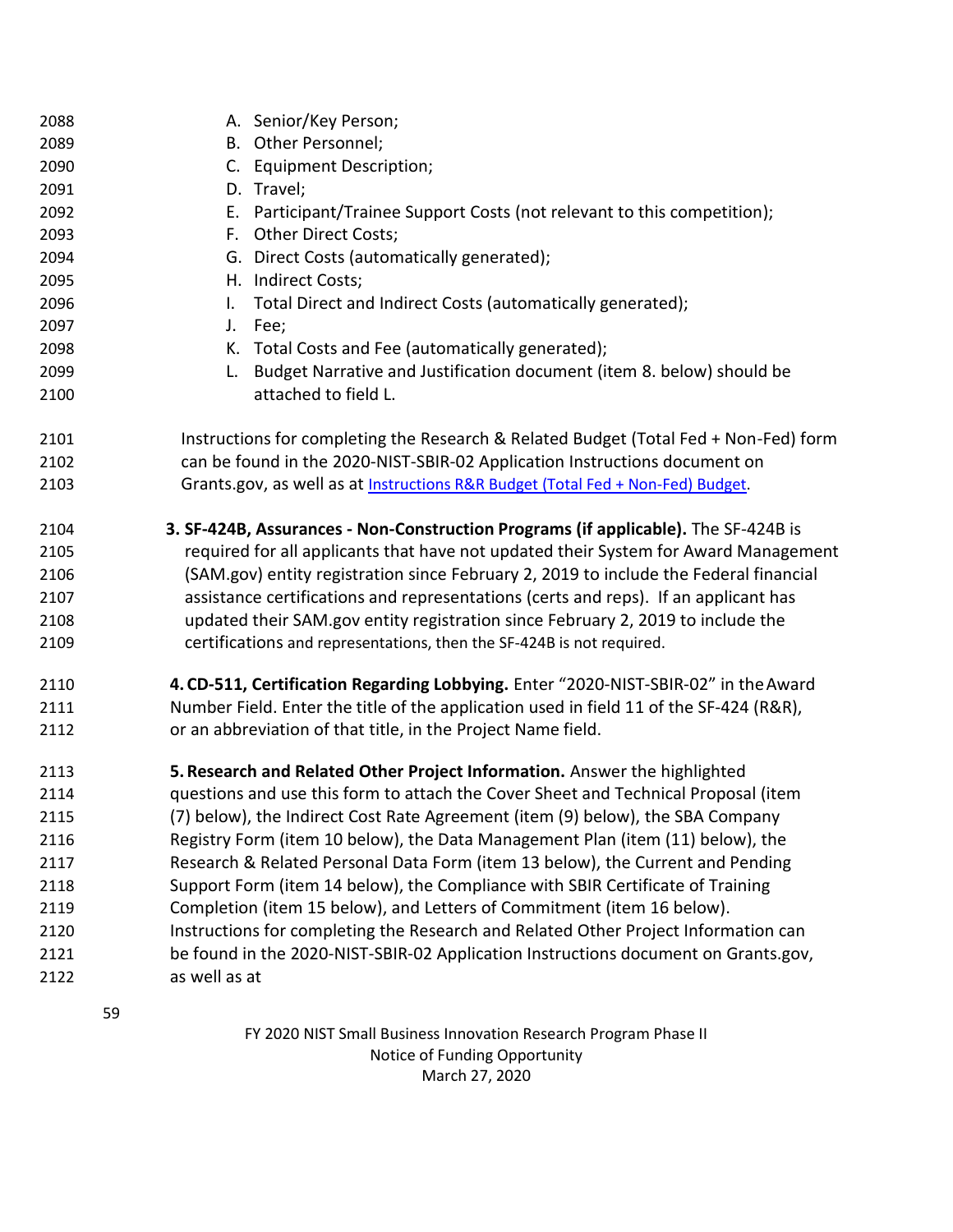A. Senior/Key Person;
B. Other Personnel;
C. Equipment Description;
D. Travel;
E. Participant/Trainee Support Costs (not relevant to this competition);
F. Other Direct Costs;
G. Direct Costs (automatically generated);
H. Indirect Costs;
I. Total Direct and Indirect Costs (automatically generated);
J. Fee;
K. Total Costs and Fee (automatically generated);
L. Budget Narrative and Justification document (item 8. below) should be attached to field L.

Instructions for completing the Research & Related Budget (Total Fed + Non-Fed) form can be found in the 2020-NIST-SBIR-02 Application Instructions document on Grants.gov, as well as at [Instructions R&R Budget (Total Fed + Non-Fed) Budget](Instructions R&R Budget (Total Fed + Non-Fed) Budget).

**3. SF-424B, Assurances - Non-Construction Programs (if applicable).** The SF-424B is required for all applicants that have not updated their System for Award Management (SAM.gov) entity registration since February 2, 2019 to include the Federal financial assistance certifications and representations (certs and reps). If an applicant has updated their SAM.gov entity registration since February 2, 2019 to include the certifications and representations, then the SF-424B is not required.

**4. CD-511, Certification Regarding Lobbying.** Enter "2020-NIST-SBIR-02" in the Award Number Field. Enter the title of the application used in field 11 of the SF-424 (R&R), or an abbreviation of that title, in the Project Name field.

**5. Research and Related Other Project Information.** Answer the highlighted questions and use this form to attach the Cover Sheet and Technical Proposal (item (7) below), the Indirect Cost Rate Agreement (item (9) below), the SBA Company Registry Form (item 10 below), the Data Management Plan (item (11) below), the Research & Related Personal Data Form (item 13 below), the Current and Pending Support Form (item 14 below), the Compliance with SBIR Certificate of Training Completion (item 15 below), and Letters of Commitment (item 16 below). Instructions for completing the Research and Related Other Project Information can be found in the 2020-NIST-SBIR-02 Application Instructions document on Grants.gov, as well as at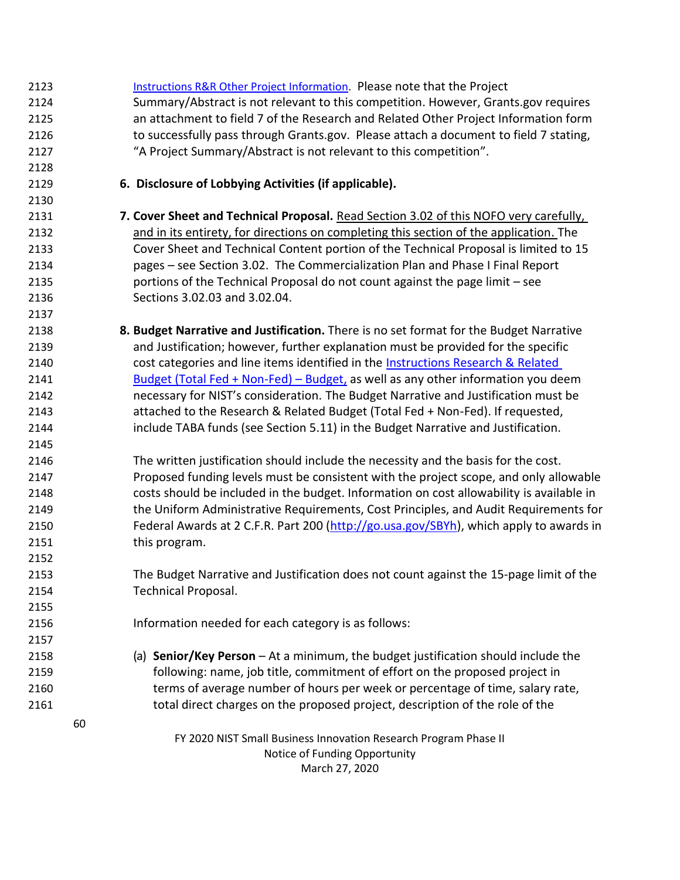[Instructions R&R Other Project Information](). Please note that the Project Summary/Abstract is not relevant to this competition. However, Grants.gov requires an attachment to field 7 of the Research and Related Other Project Information form to successfully pass through Grants.gov. Please attach a document to field 7 stating, "A Project Summary/Abstract is not relevant to this competition".

6. **Disclosure of Lobbying Activities (if applicable).**

7. **Cover Sheet and Technical Proposal.** Read Section 3.02 of this NOFO very carefully, and in its entirety, for directions on completing this section of the application. The Cover Sheet and Technical Content portion of the Technical Proposal is limited to 15 pages – see Section 3.02. The Commercialization Plan and Phase I Final Report portions of the Technical Proposal do not count against the page limit – see Sections 3.02.03 and 3.02.04.

8. **Budget Narrative and Justification.** There is no set format for the Budget Narrative and Justification; however, further explanation must be provided for the specific cost categories and line items identified in the [Instructions Research & Related Budget (Total Fed + Non-Fed) – Budget](), as well as any other information you deem necessary for NIST's consideration. The Budget Narrative and Justification must be attached to the Research & Related Budget (Total Fed + Non-Fed). If requested, include TABA funds (see Section 5.11) in the Budget Narrative and Justification.

   The written justification should include the necessity and the basis for the cost. Proposed funding levels must be consistent with the project scope, and only allowable costs should be included in the budget. Information on cost allowability is available in the Uniform Administrative Requirements, Cost Principles, and Audit Requirements for Federal Awards at 2 C.F.R. Part 200 (http://go.usa.gov/SBYh), which apply to awards in this program.

   The Budget Narrative and Justification does not count against the 15-page limit of the Technical Proposal.

   Information needed for each category is as follows:

   (a) **Senior/Key Person** – At a minimum, the budget justification should include the following: name, job title, commitment of effort on the proposed project in terms of average number of hours per week or percentage of time, salary rate, total direct charges on the proposed project, description of the role of the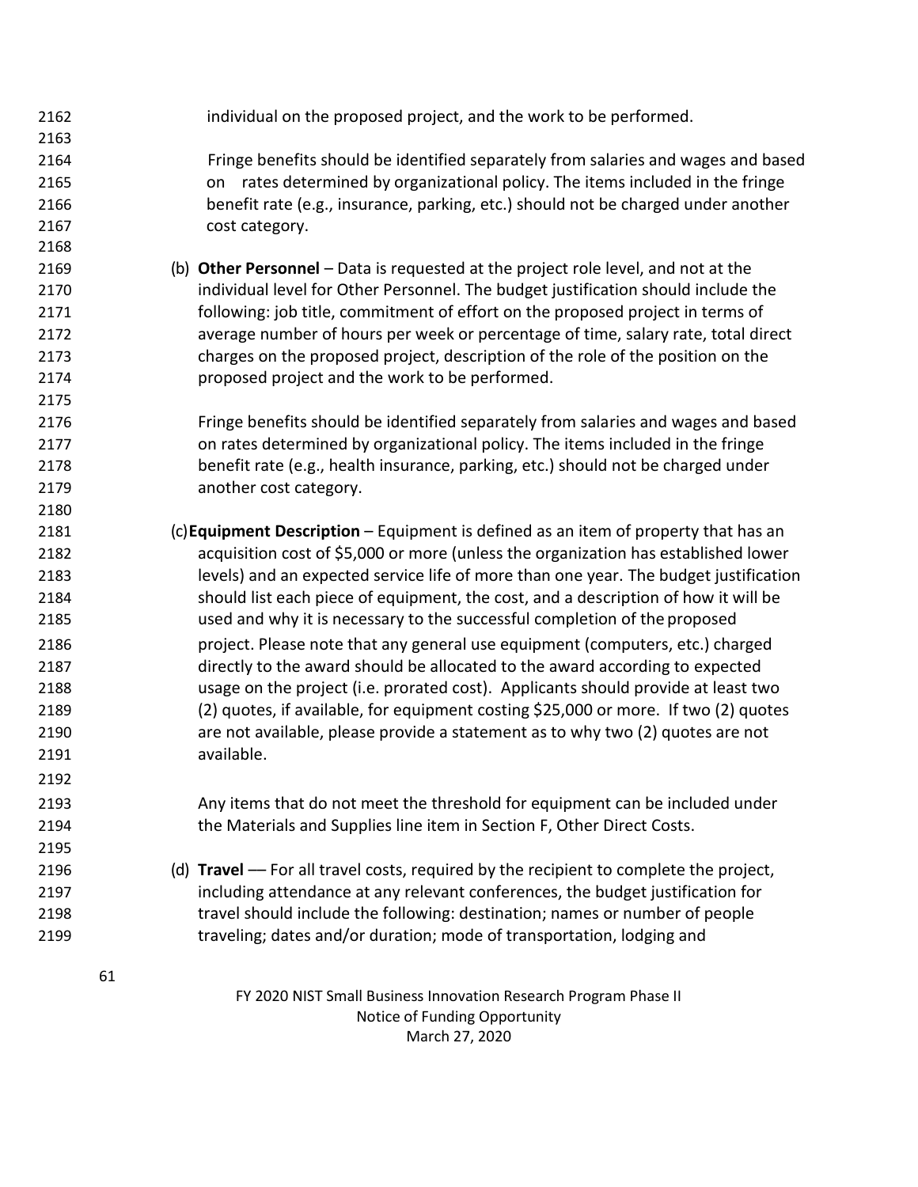individual on the proposed project, and the work to be performed.

Fringe benefits should be identified separately from salaries and wages and based on rates determined by organizational policy. The items included in the fringe benefit rate (e.g., insurance, parking, etc.) should not be charged under another cost category.

(b) **Other Personnel** – Data is requested at the project role level, and not at the individual level for Other Personnel. The budget justification should include the following: job title, commitment of effort on the proposed project in terms of average number of hours per week or percentage of time, salary rate, total direct charges on the proposed project, description of the role of the position on the proposed project and the work to be performed.

Fringe benefits should be identified separately from salaries and wages and based on rates determined by organizational policy. The items included in the fringe benefit rate (e.g., health insurance, parking, etc.) should not be charged under another cost category.

(c) **Equipment Description** – Equipment is defined as an item of property that has an acquisition cost of $5,000 or more (unless the organization has established lower levels) and an expected service life of more than one year. The budget justification should list each piece of equipment, the cost, and a description of how it will be used and why it is necessary to the successful completion of the proposed project. Please note that any general use equipment (computers, etc.) charged directly to the award should be allocated to the award according to expected usage on the project (i.e. prorated cost). Applicants should provide at least two (2) quotes, if available, for equipment costing $25,000 or more. If two (2) quotes are not available, please provide a statement as to why two (2) quotes are not available.

Any items that do not meet the threshold for equipment can be included under the Materials and Supplies line item in Section F, Other Direct Costs.

(d) **Travel** — For all travel costs, required by the recipient to complete the project, including attendance at any relevant conferences, the budget justification for travel should include the following: destination; names or number of people traveling; dates and/or duration; mode of transportation, lodging and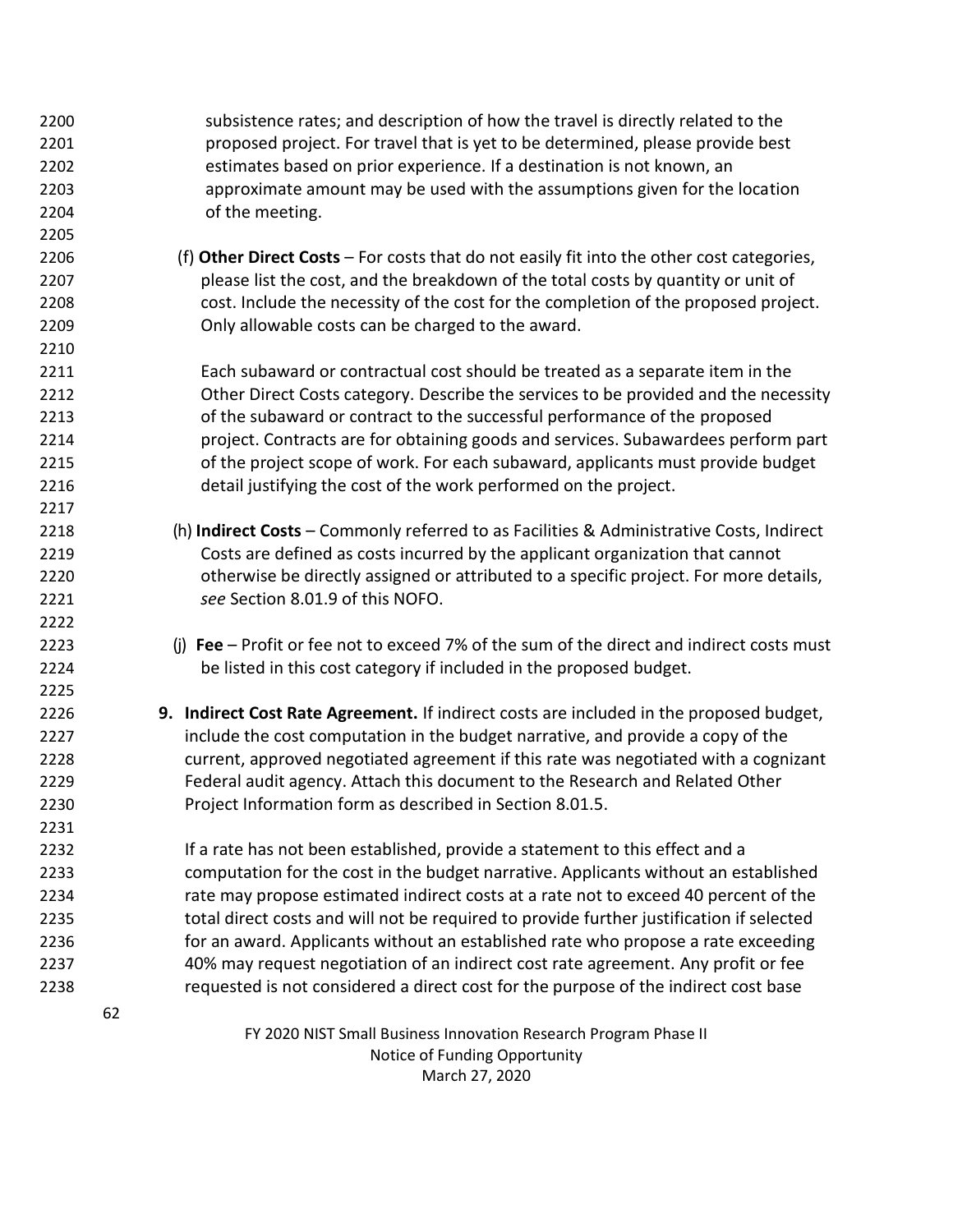subsistence rates; and description of how the travel is directly related to the proposed project. For travel that is yet to be determined, please provide best estimates based on prior experience. If a destination is not known, an approximate amount may be used with the assumptions given for the location of the meeting.

(f) **Other Direct Costs** – For costs that do not easily fit into the other cost categories, please list the cost, and the breakdown of the total costs by quantity or unit of cost. Include the necessity of the cost for the completion of the proposed project. Only allowable costs can be charged to the award.

Each subaward or contractual cost should be treated as a separate item in the Other Direct Costs category. Describe the services to be provided and the necessity of the subaward or contract to the successful performance of the proposed project. Contracts are for obtaining goods and services. Subawardees perform part of the project scope of work. For each subaward, applicants must provide budget detail justifying the cost of the work performed on the project.

(h) **Indirect Costs** – Commonly referred to as Facilities & Administrative Costs, Indirect Costs are defined as costs incurred by the applicant organization that cannot otherwise be directly assigned or attributed to a specific project. For more details, *see* Section 8.01.9 of this NOFO.

(j) **Fee** – Profit or fee not to exceed 7% of the sum of the direct and indirect costs must be listed in this cost category if included in the proposed budget.

9. **Indirect Cost Rate Agreement.** If indirect costs are included in the proposed budget, include the cost computation in the budget narrative, and provide a copy of the current, approved negotiated agreement if this rate was negotiated with a cognizant Federal audit agency. Attach this document to the Research and Related Other Project Information form as described in Section 8.01.5.

   If a rate has not been established, provide a statement to this effect and a computation for the cost in the budget narrative. Applicants without an established rate may propose estimated indirect costs at a rate not to exceed 40 percent of the total direct costs and will not be required to provide further justification if selected for an award. Applicants without an established rate who propose a rate exceeding 40% may request negotiation of an indirect cost rate agreement. Any profit or fee requested is not considered a direct cost for the purpose of the indirect cost base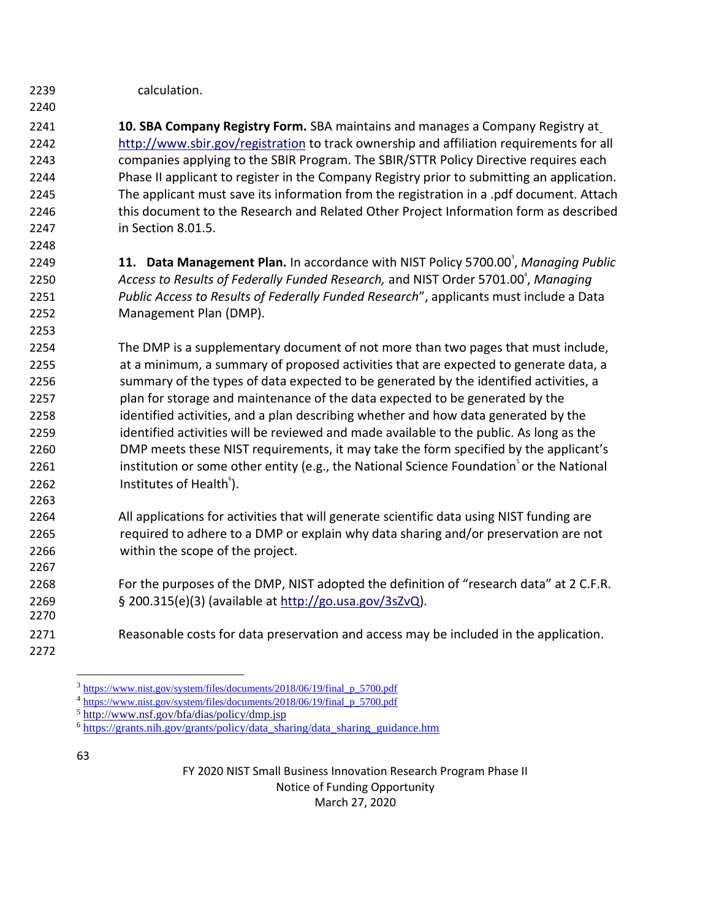calculation.

**10. SBA Company Registry Form.** SBA maintains and manages a Company Registry at http://www.sbir.gov/registration to track ownership and affiliation requirements for all companies applying to the SBIR Program. The SBIR/STTR Policy Directive requires each Phase II applicant to register in the Company Registry prior to submitting an application. The applicant must save its information from the registration in a .pdf document. Attach this document to the Research and Related Other Project Information form as described in Section 8.01.5.

**11. Data Management Plan.** In accordance with NIST Policy 5700.00[3], *Managing Public Access to Results of Federally Funded Research,* and NIST Order 5701.00[4], *Managing Public Access to Results of Federally Funded Research*", applicants must include a Data Management Plan (DMP).

The DMP is a supplementary document of not more than two pages that must include, at a minimum, a summary of proposed activities that are expected to generate data, a summary of the types of data expected to be generated by the identified activities, a plan for storage and maintenance of the data expected to be generated by the identified activities, and a plan describing whether and how data generated by the identified activities will be reviewed and made available to the public. As long as the DMP meets these NIST requirements, it may take the form specified by the applicant's institution or some other entity (e.g., the National Science Foundation[5] or the National Institutes of Health[6]).

All applications for activities that will generate scientific data using NIST funding are required to adhere to a DMP or explain why data sharing and/or preservation are not within the scope of the project.

For the purposes of the DMP, NIST adopted the definition of "research data" at 2 C.F.R. § 200.315(e)(3) (available at http://go.usa.gov/3sZvQ).

Reasonable costs for data preservation and access may be included in the application.

---

[3] https://www.nist.gov/system/files/documents/2018/06/19/final_p_5700.pdf

[4] https://www.nist.gov/system/files/documents/2018/06/19/final_p_5700.pdf

[5] http://www.nsf.gov/bfa/dias/policy/dmp.jsp

[6] https://grants.nih.gov/grants/policy/data_sharing/data_sharing_guidance.htm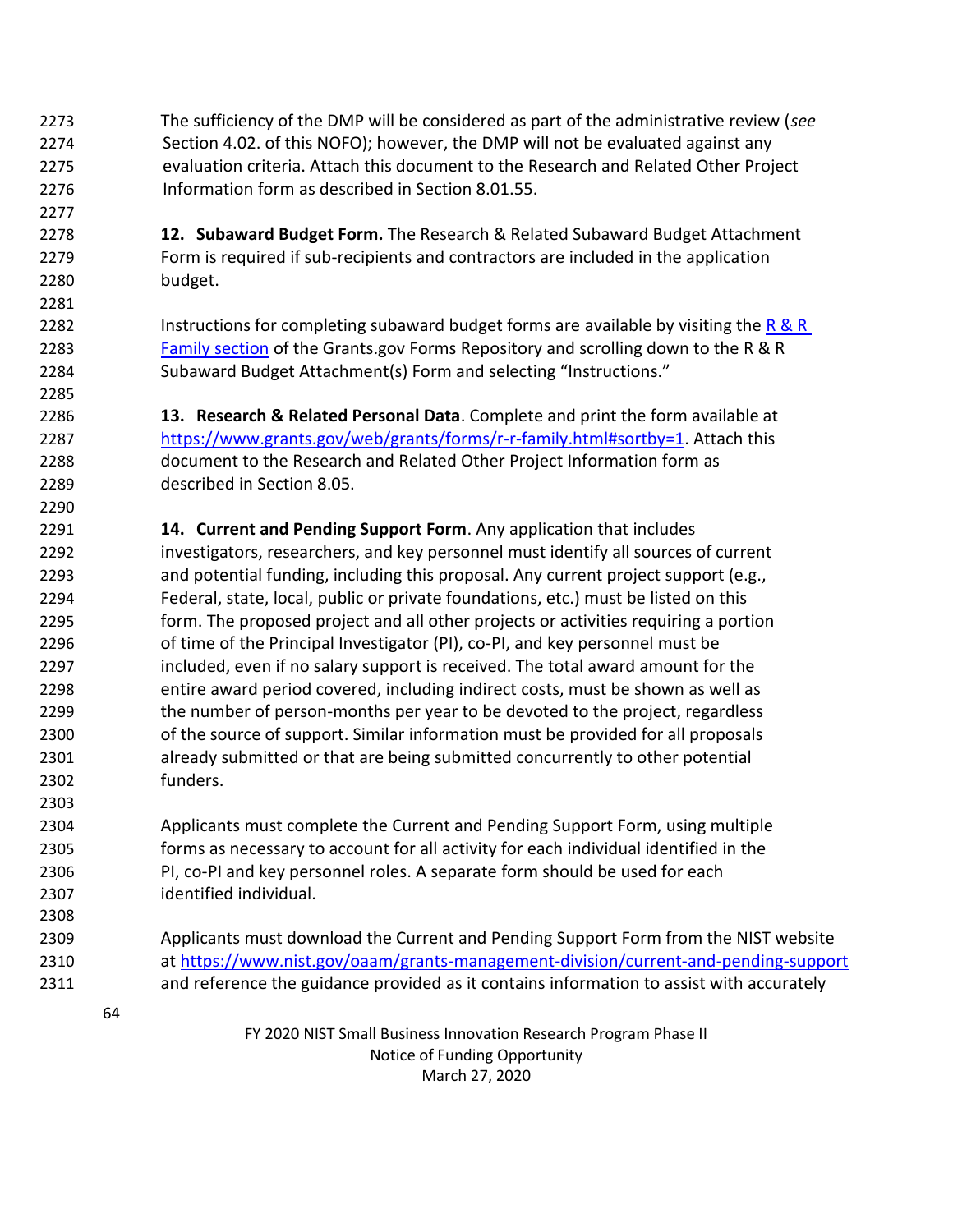The sufficiency of the DMP will be considered as part of the administrative review (*see* Section 4.02. of this NOFO); however, the DMP will not be evaluated against any evaluation criteria. Attach this document to the Research and Related Other Project Information form as described in Section 8.01.55.

**12. Subaward Budget Form.** The Research & Related Subaward Budget Attachment Form is required if sub-recipients and contractors are included in the application budget.

Instructions for completing subaward budget forms are available by visiting the R & R Family section of the Grants.gov Forms Repository and scrolling down to the R & R Subaward Budget Attachment(s) Form and selecting "Instructions."

**13. Research & Related Personal Data**. Complete and print the form available at https://www.grants.gov/web/grants/forms/r-r-family.html#sortby=1. Attach this document to the Research and Related Other Project Information form as described in Section 8.05.

**14. Current and Pending Support Form**. Any application that includes investigators, researchers, and key personnel must identify all sources of current and potential funding, including this proposal. Any current project support (e.g., Federal, state, local, public or private foundations, etc.) must be listed on this form. The proposed project and all other projects or activities requiring a portion of time of the Principal Investigator (PI), co-PI, and key personnel must be included, even if no salary support is received. The total award amount for the entire award period covered, including indirect costs, must be shown as well as the number of person-months per year to be devoted to the project, regardless of the source of support. Similar information must be provided for all proposals already submitted or that are being submitted concurrently to other potential funders.

Applicants must complete the Current and Pending Support Form, using multiple forms as necessary to account for all activity for each individual identified in the PI, co-PI and key personnel roles. A separate form should be used for each identified individual.

Applicants must download the Current and Pending Support Form from the NIST website at https://www.nist.gov/oaam/grants-management-division/current-and-pending-support and reference the guidance provided as it contains information to assist with accurately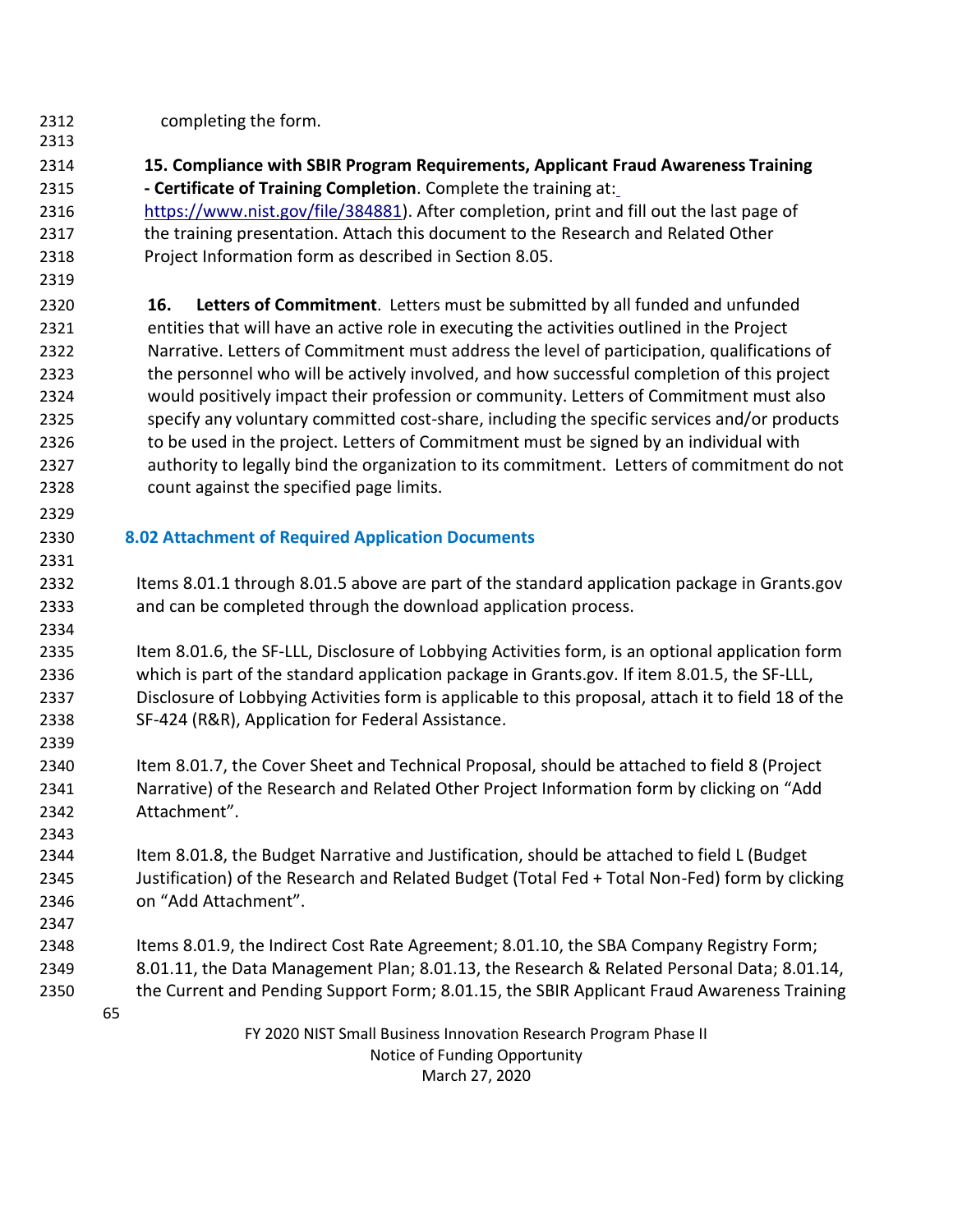completing the form.

**15. Compliance with SBIR Program Requirements, Applicant Fraud Awareness Training - Certificate of Training Completion**. Complete the training at: https://www.nist.gov/file/384881). After completion, print and fill out the last page of the training presentation. Attach this document to the Research and Related Other Project Information form as described in Section 8.05.

**16. Letters of Commitment**. Letters must be submitted by all funded and unfunded entities that will have an active role in executing the activities outlined in the Project Narrative. Letters of Commitment must address the level of participation, qualifications of the personnel who will be actively involved, and how successful completion of this project would positively impact their profession or community. Letters of Commitment must also specify any voluntary committed cost-share, including the specific services and/or products to be used in the project. Letters of Commitment must be signed by an individual with authority to legally bind the organization to its commitment. Letters of commitment do not count against the specified page limits.

## 8.02 Attachment of Required Application Documents

Items 8.01.1 through 8.01.5 above are part of the standard application package in Grants.gov and can be completed through the download application process.

Item 8.01.6, the SF-LLL, Disclosure of Lobbying Activities form, is an optional application form which is part of the standard application package in Grants.gov. If item 8.01.5, the SF-LLL, Disclosure of Lobbying Activities form is applicable to this proposal, attach it to field 18 of the SF-424 (R&R), Application for Federal Assistance.

Item 8.01.7, the Cover Sheet and Technical Proposal, should be attached to field 8 (Project Narrative) of the Research and Related Other Project Information form by clicking on "Add Attachment".

Item 8.01.8, the Budget Narrative and Justification, should be attached to field L (Budget Justification) of the Research and Related Budget (Total Fed + Total Non-Fed) form by clicking on "Add Attachment".

Items 8.01.9, the Indirect Cost Rate Agreement; 8.01.10, the SBA Company Registry Form; 8.01.11, the Data Management Plan; 8.01.13, the Research & Related Personal Data; 8.01.14, the Current and Pending Support Form; 8.01.15, the SBIR Applicant Fraud Awareness Training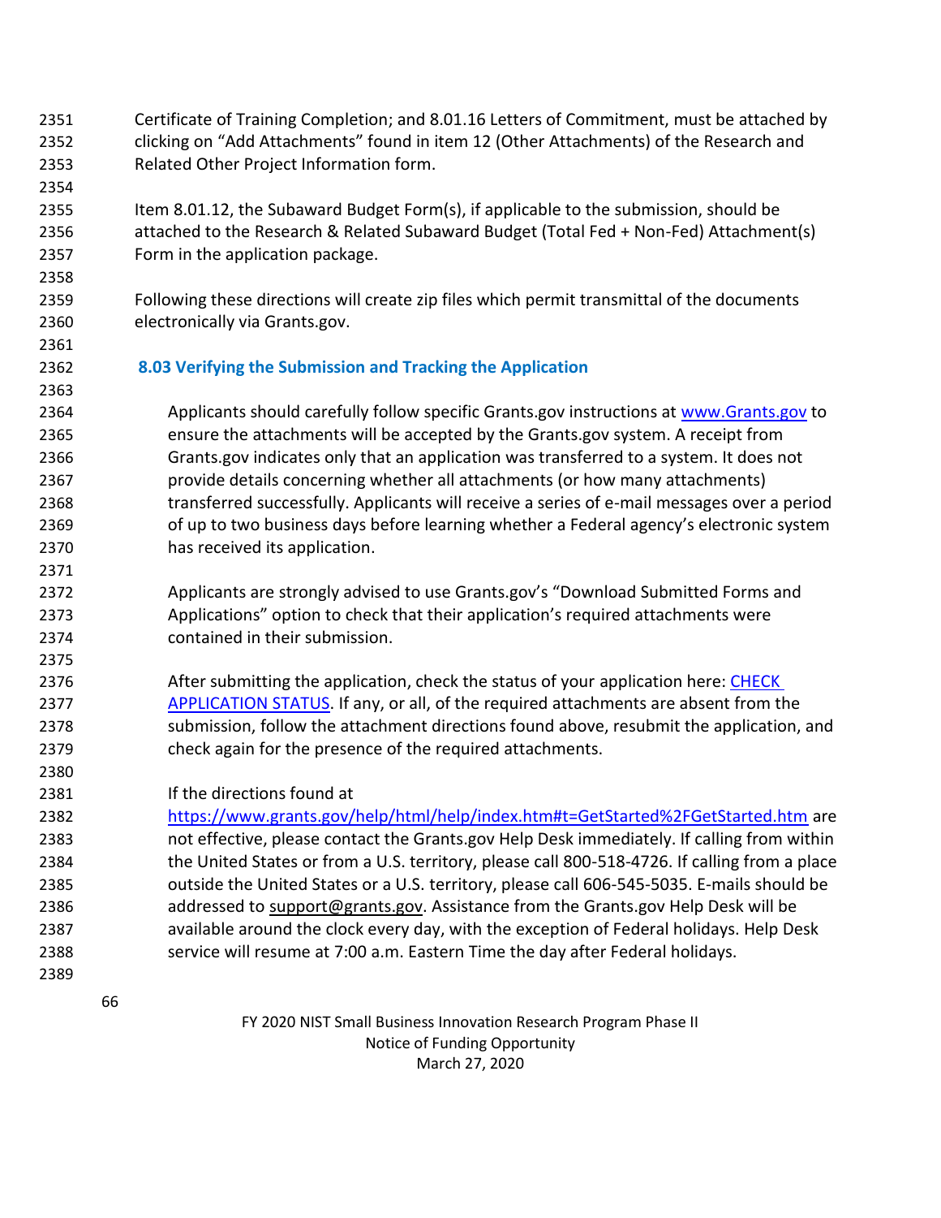Certificate of Training Completion; and 8.01.16 Letters of Commitment, must be attached by clicking on "Add Attachments" found in item 12 (Other Attachments) of the Research and Related Other Project Information form.

Item 8.01.12, the Subaward Budget Form(s), if applicable to the submission, should be attached to the Research & Related Subaward Budget (Total Fed + Non-Fed) Attachment(s) Form in the application package.

Following these directions will create zip files which permit transmittal of the documents electronically via Grants.gov.

### 8.03 Verifying the Submission and Tracking the Application

Applicants should carefully follow specific Grants.gov instructions at www.Grants.gov to ensure the attachments will be accepted by the Grants.gov system. A receipt from Grants.gov indicates only that an application was transferred to a system. It does not provide details concerning whether all attachments (or how many attachments) transferred successfully. Applicants will receive a series of e-mail messages over a period of up to two business days before learning whether a Federal agency's electronic system has received its application.

Applicants are strongly advised to use Grants.gov's "Download Submitted Forms and Applications" option to check that their application's required attachments were contained in their submission.

After submitting the application, check the status of your application here: CHECK APPLICATION STATUS. If any, or all, of the required attachments are absent from the submission, follow the attachment directions found above, resubmit the application, and check again for the presence of the required attachments.

If the directions found at https://www.grants.gov/help/html/help/index.htm#t=GetStarted%2FGetStarted.htm are not effective, please contact the Grants.gov Help Desk immediately. If calling from within the United States or from a U.S. territory, please call 800-518-4726. If calling from a place outside the United States or a U.S. territory, please call 606-545-5035. E-mails should be addressed to support@grants.gov. Assistance from the Grants.gov Help Desk will be available around the clock every day, with the exception of Federal holidays. Help Desk service will resume at 7:00 a.m. Eastern Time the day after Federal holidays.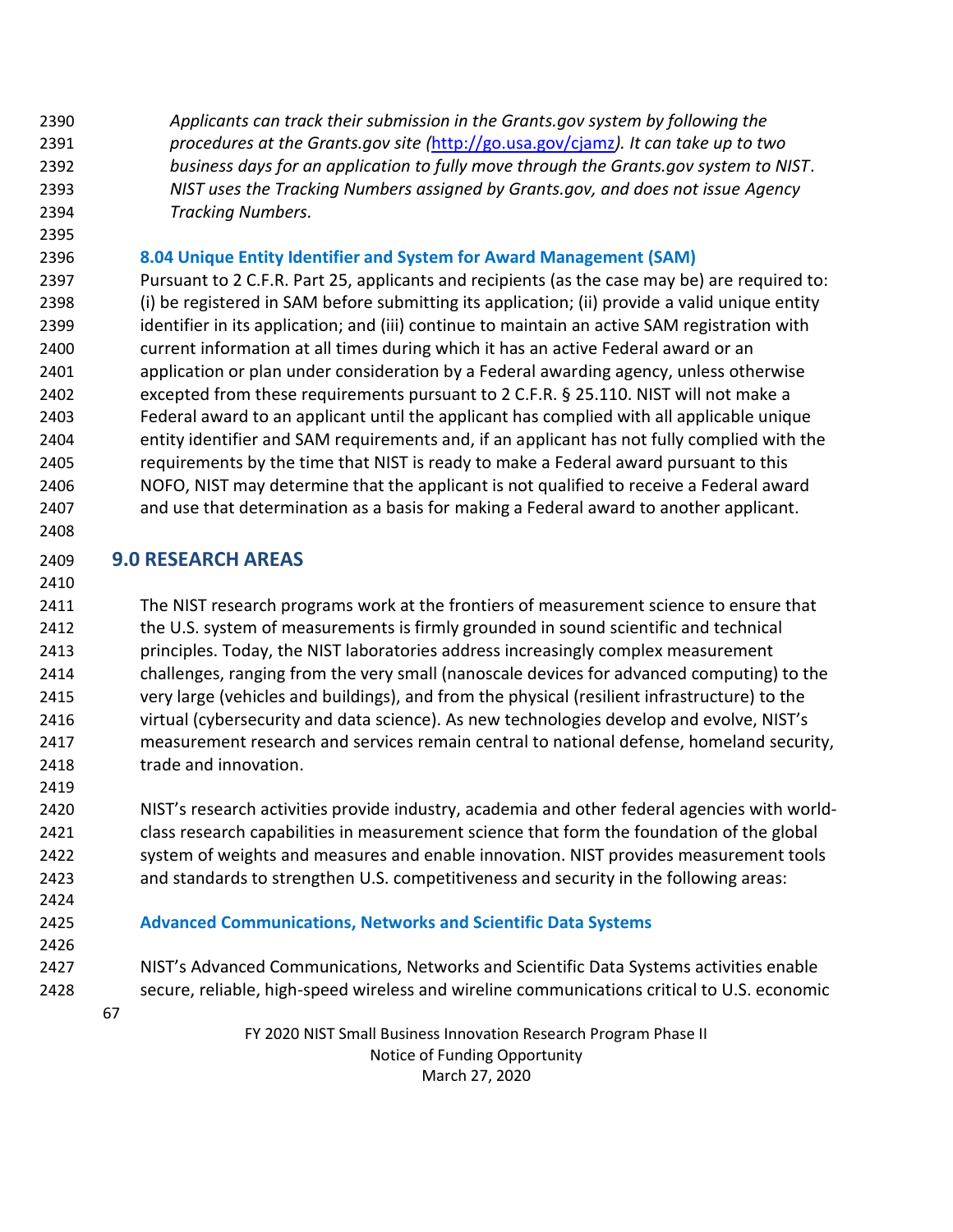*Applicants can track their submission in the Grants.gov system by following the procedures at the Grants.gov site (http://go.usa.gov/cjamz). It can take up to two business days for an application to fully move through the Grants.gov system to NIST. NIST uses the Tracking Numbers assigned by Grants.gov, and does not issue Agency Tracking Numbers.*

### 8.04 Unique Entity Identifier and System for Award Management (SAM)

Pursuant to 2 C.F.R. Part 25, applicants and recipients (as the case may be) are required to: (i) be registered in SAM before submitting its application; (ii) provide a valid unique entity identifier in its application; and (iii) continue to maintain an active SAM registration with current information at all times during which it has an active Federal award or an application or plan under consideration by a Federal awarding agency, unless otherwise excepted from these requirements pursuant to 2 C.F.R. § 25.110. NIST will not make a Federal award to an applicant until the applicant has complied with all applicable unique entity identifier and SAM requirements and, if an applicant has not fully complied with the requirements by the time that NIST is ready to make a Federal award pursuant to this NOFO, NIST may determine that the applicant is not qualified to receive a Federal award and use that determination as a basis for making a Federal award to another applicant.

## 9.0 RESEARCH AREAS

The NIST research programs work at the frontiers of measurement science to ensure that the U.S. system of measurements is firmly grounded in sound scientific and technical principles. Today, the NIST laboratories address increasingly complex measurement challenges, ranging from the very small (nanoscale devices for advanced computing) to the very large (vehicles and buildings), and from the physical (resilient infrastructure) to the virtual (cybersecurity and data science). As new technologies develop and evolve, NIST's measurement research and services remain central to national defense, homeland security, trade and innovation.

NIST's research activities provide industry, academia and other federal agencies with world-class research capabilities in measurement science that form the foundation of the global system of weights and measures and enable innovation. NIST provides measurement tools and standards to strengthen U.S. competitiveness and security in the following areas:

### Advanced Communications, Networks and Scientific Data Systems

NIST's Advanced Communications, Networks and Scientific Data Systems activities enable secure, reliable, high-speed wireless and wireline communications critical to U.S. economic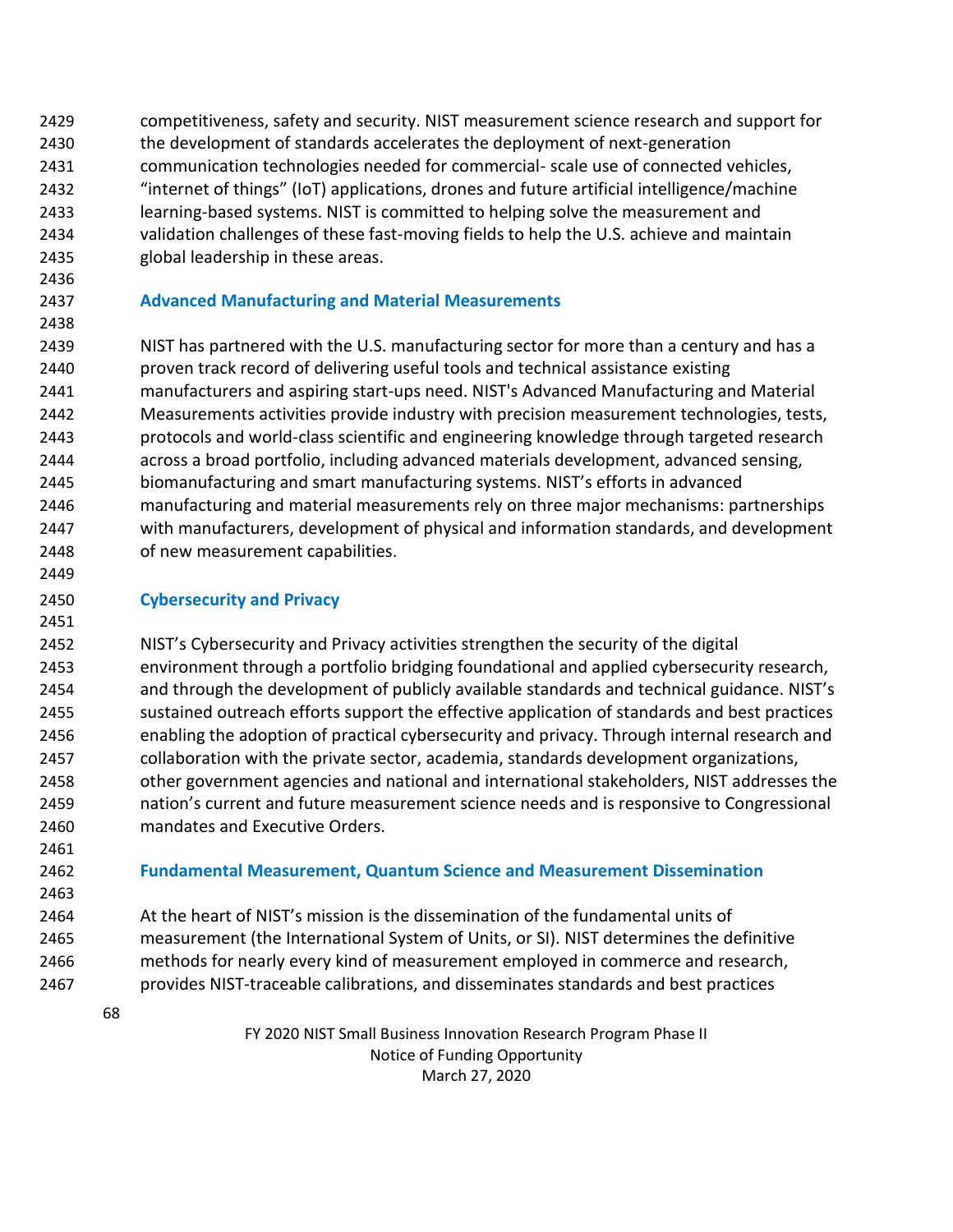competitiveness, safety and security. NIST measurement science research and support for the development of standards accelerates the deployment of next-generation communication technologies needed for commercial- scale use of connected vehicles, "internet of things" (IoT) applications, drones and future artificial intelligence/machine learning-based systems. NIST is committed to helping solve the measurement and validation challenges of these fast-moving fields to help the U.S. achieve and maintain global leadership in these areas.

### Advanced Manufacturing and Material Measurements

NIST has partnered with the U.S. manufacturing sector for more than a century and has a proven track record of delivering useful tools and technical assistance existing manufacturers and aspiring start-ups need. NIST's Advanced Manufacturing and Material Measurements activities provide industry with precision measurement technologies, tests, protocols and world-class scientific and engineering knowledge through targeted research across a broad portfolio, including advanced materials development, advanced sensing, biomanufacturing and smart manufacturing systems. NIST's efforts in advanced manufacturing and material measurements rely on three major mechanisms: partnerships with manufacturers, development of physical and information standards, and development of new measurement capabilities.

### Cybersecurity and Privacy

NIST's Cybersecurity and Privacy activities strengthen the security of the digital environment through a portfolio bridging foundational and applied cybersecurity research, and through the development of publicly available standards and technical guidance. NIST's sustained outreach efforts support the effective application of standards and best practices enabling the adoption of practical cybersecurity and privacy. Through internal research and collaboration with the private sector, academia, standards development organizations, other government agencies and national and international stakeholders, NIST addresses the nation's current and future measurement science needs and is responsive to Congressional mandates and Executive Orders.

### Fundamental Measurement, Quantum Science and Measurement Dissemination

At the heart of NIST's mission is the dissemination of the fundamental units of measurement (the International System of Units, or SI). NIST determines the definitive methods for nearly every kind of measurement employed in commerce and research, provides NIST-traceable calibrations, and disseminates standards and best practices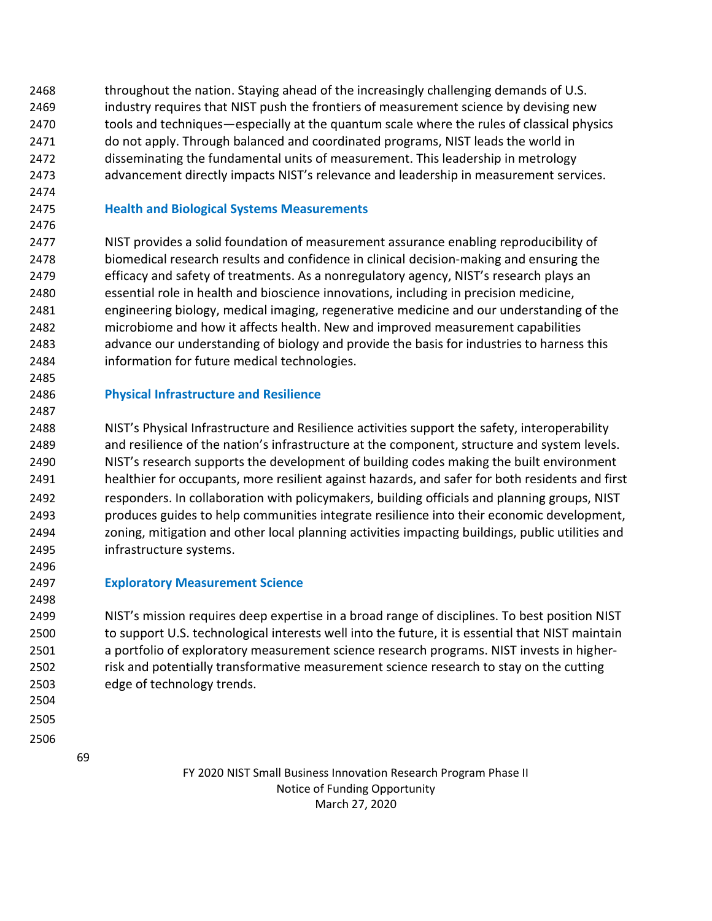throughout the nation. Staying ahead of the increasingly challenging demands of U.S. industry requires that NIST push the frontiers of measurement science by devising new tools and techniques—especially at the quantum scale where the rules of classical physics do not apply. Through balanced and coordinated programs, NIST leads the world in disseminating the fundamental units of measurement. This leadership in metrology advancement directly impacts NIST's relevance and leadership in measurement services.

### Health and Biological Systems Measurements

NIST provides a solid foundation of measurement assurance enabling reproducibility of biomedical research results and confidence in clinical decision-making and ensuring the efficacy and safety of treatments. As a nonregulatory agency, NIST's research plays an essential role in health and bioscience innovations, including in precision medicine, engineering biology, medical imaging, regenerative medicine and our understanding of the microbiome and how it affects health. New and improved measurement capabilities advance our understanding of biology and provide the basis for industries to harness this information for future medical technologies.

### Physical Infrastructure and Resilience

NIST's Physical Infrastructure and Resilience activities support the safety, interoperability and resilience of the nation's infrastructure at the component, structure and system levels. NIST's research supports the development of building codes making the built environment healthier for occupants, more resilient against hazards, and safer for both residents and first responders. In collaboration with policymakers, building officials and planning groups, NIST produces guides to help communities integrate resilience into their economic development, zoning, mitigation and other local planning activities impacting buildings, public utilities and infrastructure systems.

### Exploratory Measurement Science

NIST's mission requires deep expertise in a broad range of disciplines. To best position NIST to support U.S. technological interests well into the future, it is essential that NIST maintain a portfolio of exploratory measurement science research programs. NIST invests in higher-risk and potentially transformative measurement science research to stay on the cutting edge of technology trends.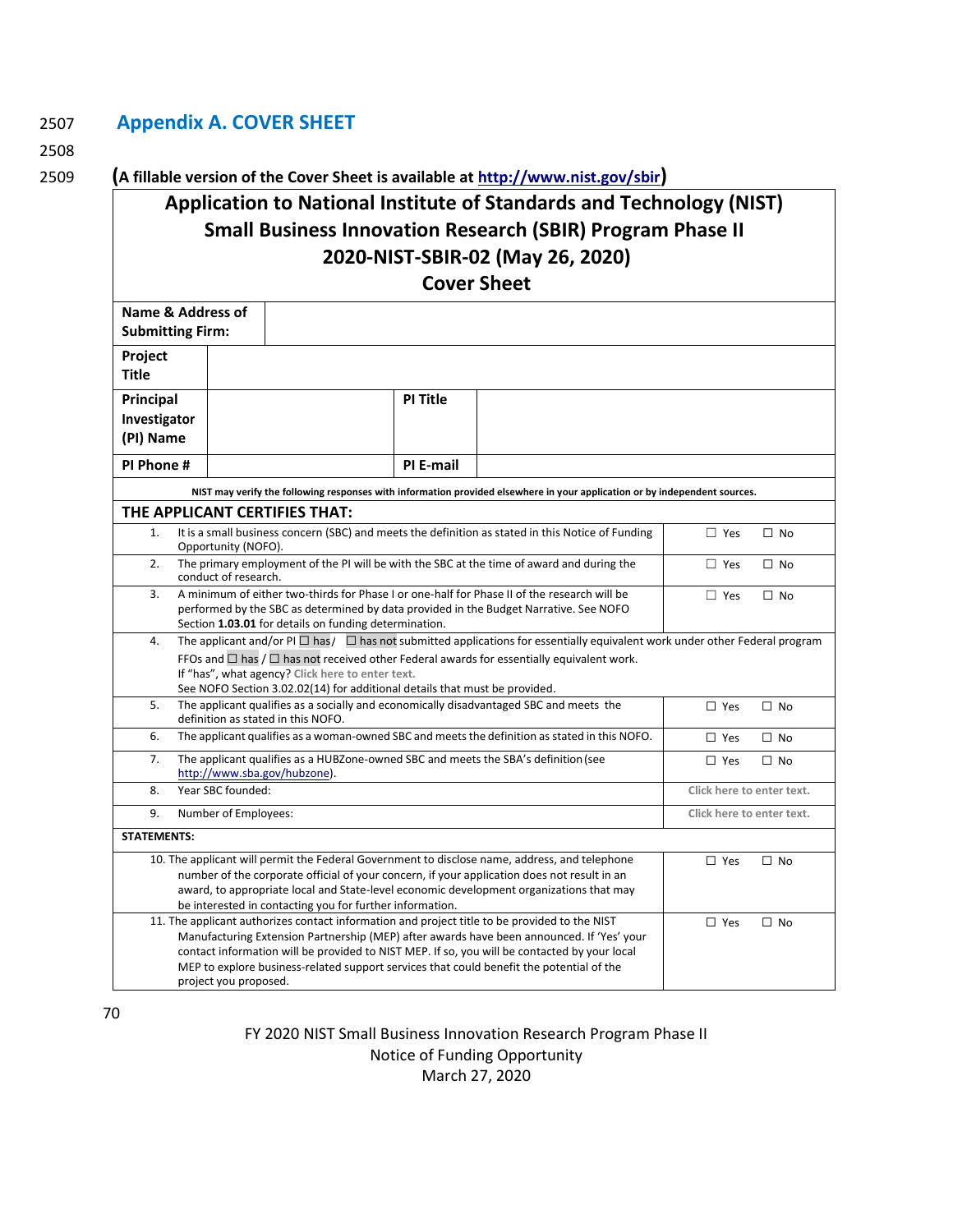## Appendix A. COVER SHEET

**(A fillable version of the Cover Sheet is available at http://www.nist.gov/sbir)**

**Application to National Institute of Standards and Technology (NIST) Small Business Innovation Research (SBIR) Program Phase II 2020-NIST-SBIR-02 (May 26, 2020) Cover Sheet**

| **Name & Address of Submitting Firm:** | | | |
|---|---|---|---|
| **Project Title** | | | |
| **Principal Investigator (PI) Name** | | **PI Title** | |
| **PI Phone #** | | **PI E-mail** | |

**NIST may verify the following responses with information provided elsewhere in your application or by independent sources.**

**THE APPLICANT CERTIFIES THAT:**

| # | Statement | Response |
|---|---|---|
| 1. | It is a small business concern (SBC) and meets the definition as stated in this Notice of Funding Opportunity (NOFO). | ☐ Yes ☐ No |
| 2. | The primary employment of the PI will be with the SBC at the time of award and during the conduct of research. | ☐ Yes ☐ No |
| 3. | A minimum of either two-thirds for Phase I or one-half for Phase II of the research will be performed by the SBC as determined by data provided in the Budget Narrative. See NOFO Section **1.03.01** for details on funding determination. | ☐ Yes ☐ No |
| 4. | The applicant and/or PI ☐ has/ ☐ has not submitted applications for essentially equivalent work under other Federal program FFOs and ☐ has / ☐ has not received other Federal awards for essentially equivalent work. If "has", what agency? Click here to enter text. See NOFO Section 3.02.02(14) for additional details that must be provided. | |
| 5. | The applicant qualifies as a socially and economically disadvantaged SBC and meets the definition as stated in this NOFO. | ☐ Yes ☐ No |
| 6. | The applicant qualifies as a woman-owned SBC and meets the definition as stated in this NOFO. | ☐ Yes ☐ No |
| 7. | The applicant qualifies as a HUBZone-owned SBC and meets the SBA's definition (see http://www.sba.gov/hubzone). | ☐ Yes ☐ No |
| 8. | Year SBC founded: | Click here to enter text. |
| 9. | Number of Employees: | Click here to enter text. |

**STATEMENTS:**

| # | Statement | Response |
|---|---|---|
| 10. | The applicant will permit the Federal Government to disclose name, address, and telephone number of the corporate official of your concern, if your application does not result in an award, to appropriate local and State-level economic development organizations that may be interested in contacting you for further information. | ☐ Yes ☐ No |
| 11. | The applicant authorizes contact information and project title to be provided to the NIST Manufacturing Extension Partnership (MEP) after awards have been announced. If 'Yes' your contact information will be provided to NIST MEP. If so, you will be contacted by your local MEP to explore business-related support services that could benefit the potential of the project you proposed. | ☐ Yes ☐ No |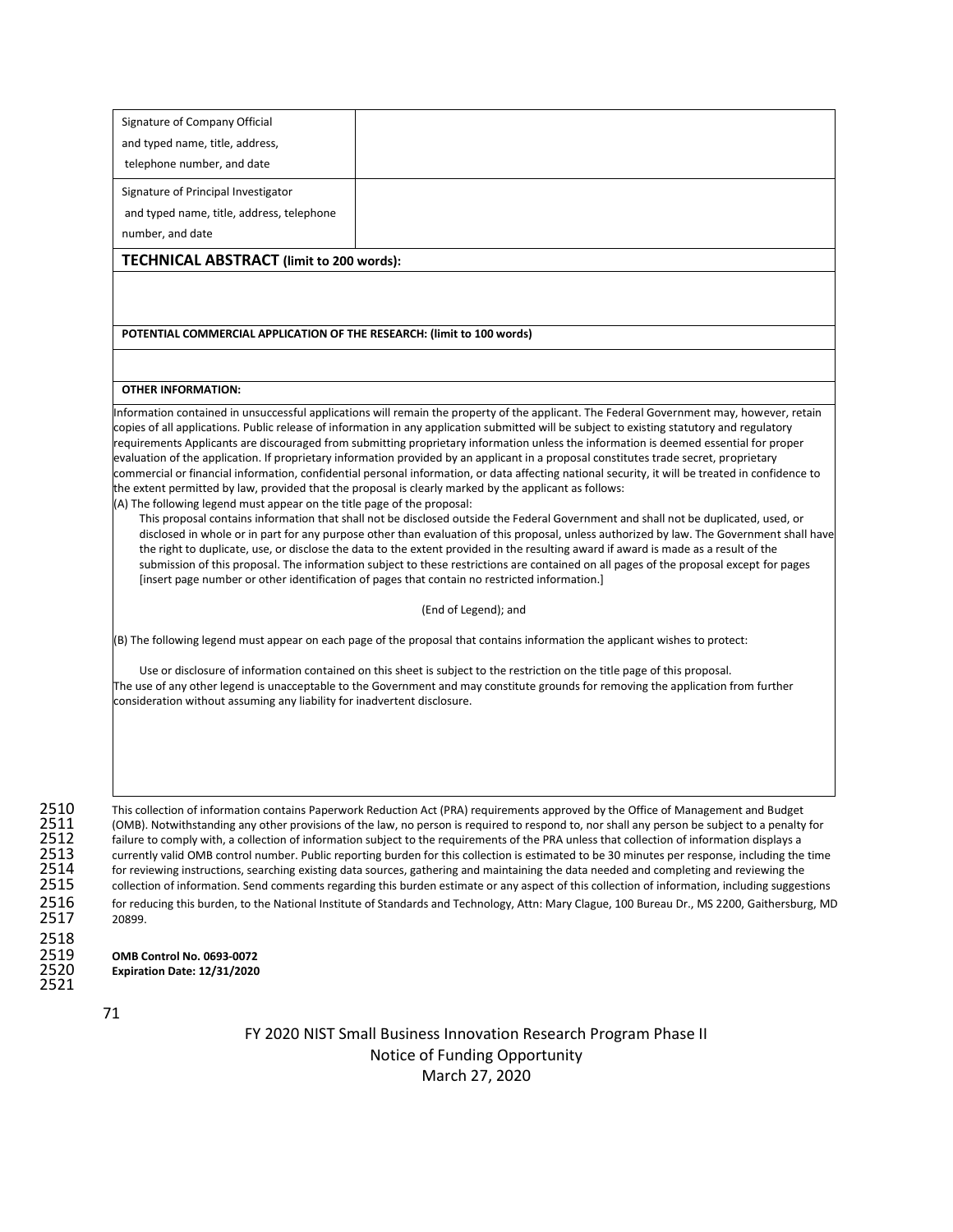| Signature of Company Official and typed name, title, address, telephone number, and date | |
|---|---|
| Signature of Principal Investigator and typed name, title, address, telephone number, and date | |

**TECHNICAL ABSTRACT (limit to 200 words):**

**POTENTIAL COMMERCIAL APPLICATION OF THE RESEARCH: (limit to 100 words)**

**OTHER INFORMATION:**

Information contained in unsuccessful applications will remain the property of the applicant. The Federal Government may, however, retain copies of all applications. Public release of information in any application submitted will be subject to existing statutory and regulatory requirements Applicants are discouraged from submitting proprietary information unless the information is deemed essential for proper evaluation of the application. If proprietary information provided by an applicant in a proposal constitutes trade secret, proprietary commercial or financial information, confidential personal information, or data affecting national security, it will be treated in confidence to the extent permitted by law, provided that the proposal is clearly marked by the applicant as follows:

(A) The following legend must appear on the title page of the proposal:

> This proposal contains information that shall not be disclosed outside the Federal Government and shall not be duplicated, used, or disclosed in whole or in part for any purpose other than evaluation of this proposal, unless authorized by law. The Government shall have the right to duplicate, use, or disclose the data to the extent provided in the resulting award if award is made as a result of the submission of this proposal. The information subject to these restrictions are contained on all pages of the proposal except for pages [insert page number or other identification of pages that contain no restricted information.]

(End of Legend); and

(B) The following legend must appear on each page of the proposal that contains information the applicant wishes to protect:

> Use or disclosure of information contained on this sheet is subject to the restriction on the title page of this proposal.

The use of any other legend is unacceptable to the Government and may constitute grounds for removing the application from further consideration without assuming any liability for inadvertent disclosure.

This collection of information contains Paperwork Reduction Act (PRA) requirements approved by the Office of Management and Budget (OMB). Notwithstanding any other provisions of the law, no person is required to respond to, nor shall any person be subject to a penalty for failure to comply with, a collection of information subject to the requirements of the PRA unless that collection of information displays a currently valid OMB control number. Public reporting burden for this collection is estimated to be 30 minutes per response, including the time for reviewing instructions, searching existing data sources, gathering and maintaining the data needed and completing and reviewing the collection of information. Send comments regarding this burden estimate or any aspect of this collection of information, including suggestions for reducing this burden, to the National Institute of Standards and Technology, Attn: Mary Clague, 100 Bureau Dr., MS 2200, Gaithersburg, MD 20899.

**OMB Control No. 0693-0072**
**Expiration Date: 12/31/2020**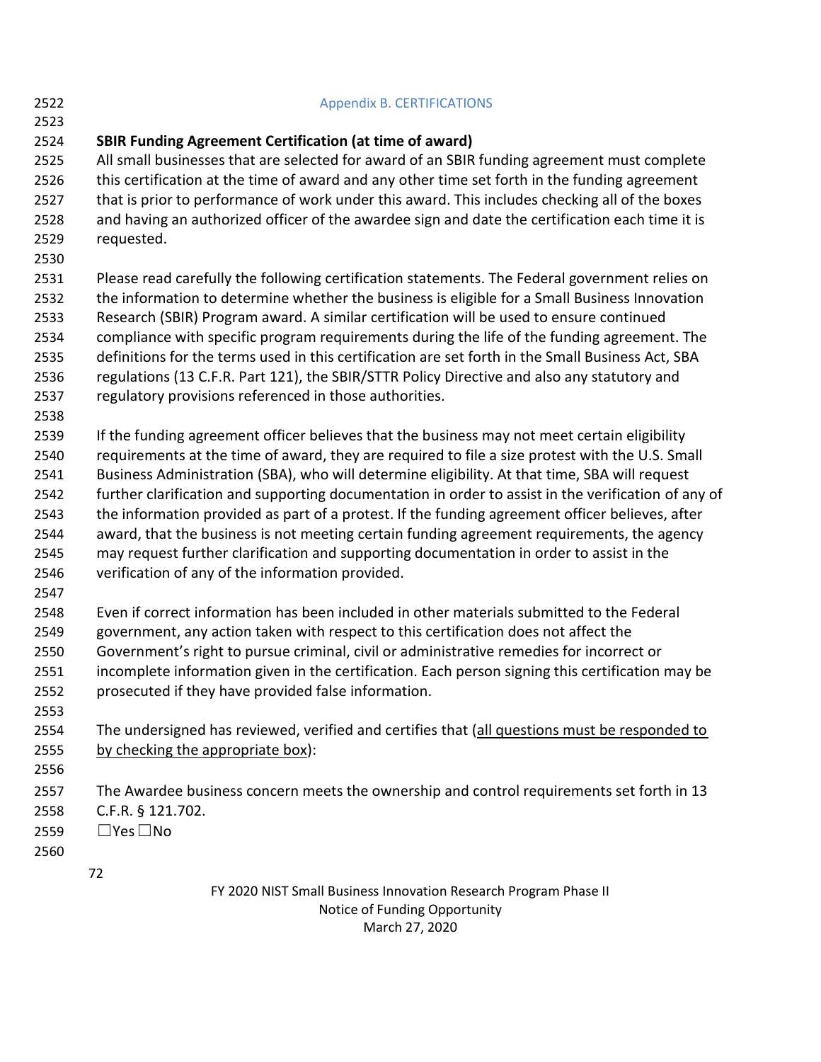## Appendix B. CERTIFICATIONS

**SBIR Funding Agreement Certification (at time of award)**

All small businesses that are selected for award of an SBIR funding agreement must complete this certification at the time of award and any other time set forth in the funding agreement that is prior to performance of work under this award. This includes checking all of the boxes and having an authorized officer of the awardee sign and date the certification each time it is requested.

Please read carefully the following certification statements. The Federal government relies on the information to determine whether the business is eligible for a Small Business Innovation Research (SBIR) Program award. A similar certification will be used to ensure continued compliance with specific program requirements during the life of the funding agreement. The definitions for the terms used in this certification are set forth in the Small Business Act, SBA regulations (13 C.F.R. Part 121), the SBIR/STTR Policy Directive and also any statutory and regulatory provisions referenced in those authorities.

If the funding agreement officer believes that the business may not meet certain eligibility requirements at the time of award, they are required to file a size protest with the U.S. Small Business Administration (SBA), who will determine eligibility. At that time, SBA will request further clarification and supporting documentation in order to assist in the verification of any of the information provided as part of a protest. If the funding agreement officer believes, after award, that the business is not meeting certain funding agreement requirements, the agency may request further clarification and supporting documentation in order to assist in the verification of any of the information provided.

Even if correct information has been included in other materials submitted to the Federal government, any action taken with respect to this certification does not affect the Government's right to pursue criminal, civil or administrative remedies for incorrect or incomplete information given in the certification. Each person signing this certification may be prosecuted if they have provided false information.

The undersigned has reviewed, verified and certifies that (all questions must be responded to by checking the appropriate box):

The Awardee business concern meets the ownership and control requirements set forth in 13 C.F.R. § 121.702.

☐Yes ☐No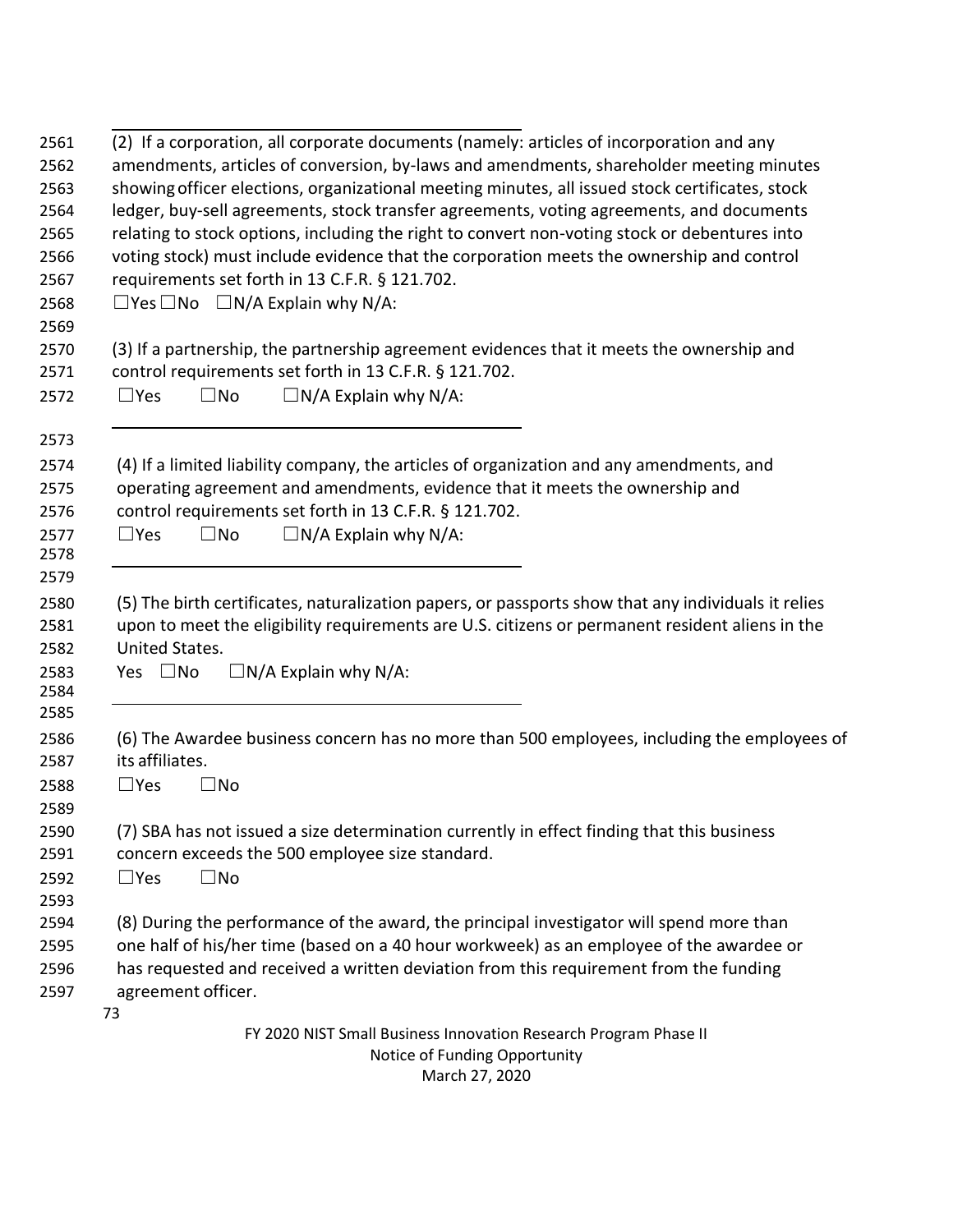(2) If a corporation, all corporate documents (namely: articles of incorporation and any amendments, articles of conversion, by-laws and amendments, shareholder meeting minutes showing officer elections, organizational meeting minutes, all issued stock certificates, stock ledger, buy-sell agreements, stock transfer agreements, voting agreements, and documents relating to stock options, including the right to convert non-voting stock or debentures into voting stock) must include evidence that the corporation meets the ownership and control requirements set forth in 13 C.F.R. § 121.702.

☐Yes ☐No ☐N/A Explain why N/A:

(3) If a partnership, the partnership agreement evidences that it meets the ownership and control requirements set forth in 13 C.F.R. § 121.702.

☐Yes ☐No ☐N/A Explain why N/A:

______________________________________________

(4) If a limited liability company, the articles of organization and any amendments, and operating agreement and amendments, evidence that it meets the ownership and control requirements set forth in 13 C.F.R. § 121.702.

☐Yes ☐No ☐N/A Explain why N/A:

______________________________________________

(5) The birth certificates, naturalization papers, or passports show that any individuals it relies upon to meet the eligibility requirements are U.S. citizens or permanent resident aliens in the United States.

Yes ☐No ☐N/A Explain why N/A:

______________________________________________

(6) The Awardee business concern has no more than 500 employees, including the employees of its affiliates.

☐Yes ☐No

(7) SBA has not issued a size determination currently in effect finding that this business concern exceeds the 500 employee size standard.

☐Yes ☐No

(8) During the performance of the award, the principal investigator will spend more than one half of his/her time (based on a 40 hour workweek) as an employee of the awardee or has requested and received a written deviation from this requirement from the funding agreement officer.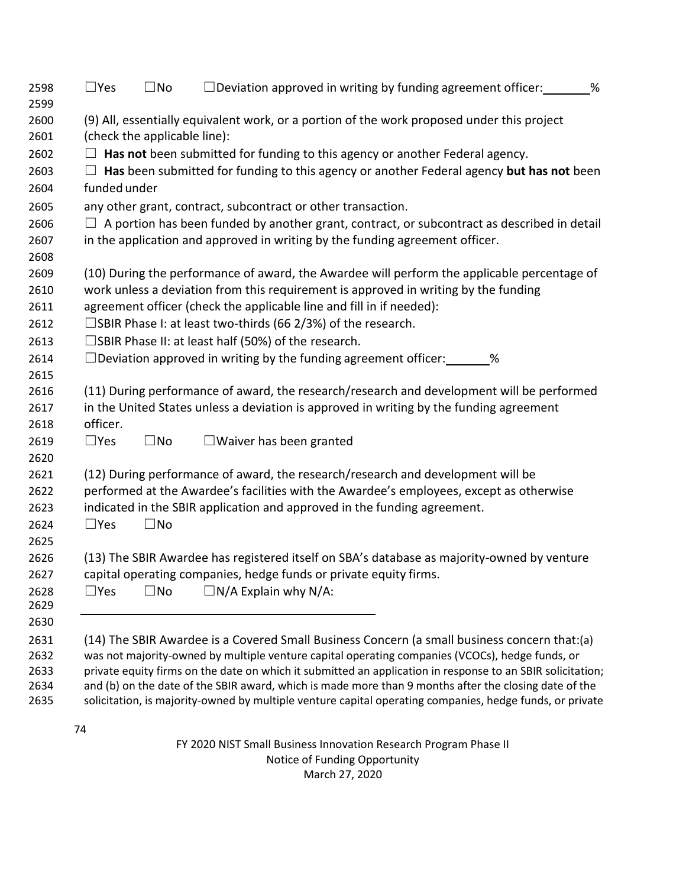☐Yes ☐No ☐Deviation approved in writing by funding agreement officer: _______%

(9) All, essentially equivalent work, or a portion of the work proposed under this project (check the applicable line):

☐ **Has not** been submitted for funding to this agency or another Federal agency.

☐ **Has** been submitted for funding to this agency or another Federal agency **but has not** been funded under

any other grant, contract, subcontract or other transaction.

☐ A portion has been funded by another grant, contract, or subcontract as described in detail in the application and approved in writing by the funding agreement officer.

(10) During the performance of award, the Awardee will perform the applicable percentage of work unless a deviation from this requirement is approved in writing by the funding agreement officer (check the applicable line and fill in if needed):

☐SBIR Phase I: at least two-thirds (66 2/3%) of the research.

☐SBIR Phase II: at least half (50%) of the research.

☐Deviation approved in writing by the funding agreement officer: _______%

(11) During performance of award, the research/research and development will be performed in the United States unless a deviation is approved in writing by the funding agreement officer.

☐Yes ☐No ☐Waiver has been granted

(12) During performance of award, the research/research and development will be performed at the Awardee's facilities with the Awardee's employees, except as otherwise indicated in the SBIR application and approved in the funding agreement.

☐Yes ☐No

(13) The SBIR Awardee has registered itself on SBA's database as majority-owned by venture capital operating companies, hedge funds or private equity firms.

☐Yes ☐No ☐N/A Explain why N/A:

_______________________________________________

(14) The SBIR Awardee is a Covered Small Business Concern (a small business concern that:(a) was not majority-owned by multiple venture capital operating companies (VCOCs), hedge funds, or private equity firms on the date on which it submitted an application in response to an SBIR solicitation; and (b) on the date of the SBIR award, which is made more than 9 months after the closing date of the solicitation, is majority-owned by multiple venture capital operating companies, hedge funds, or private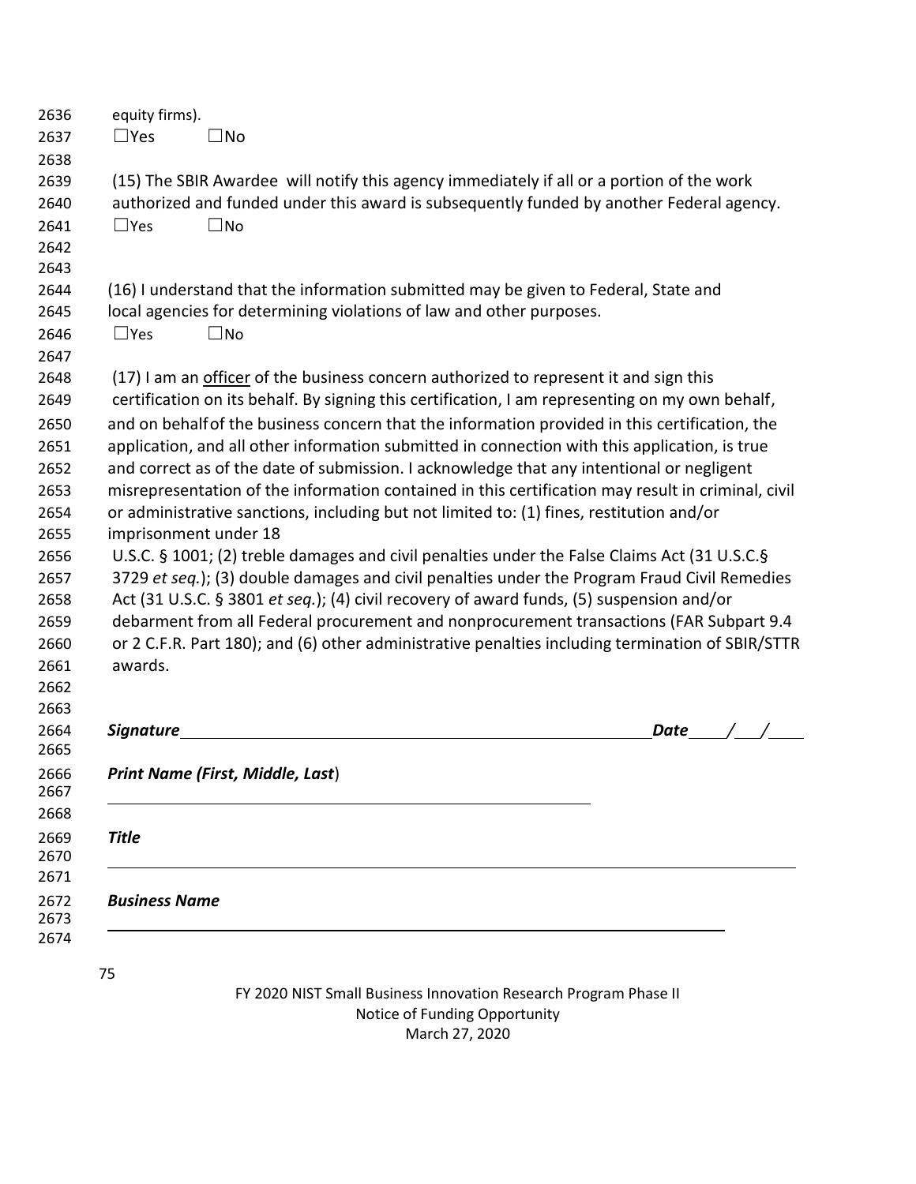equity firms).

☐Yes ☐No

(15) The SBIR Awardee will notify this agency immediately if all or a portion of the work authorized and funded under this award is subsequently funded by another Federal agency.

☐Yes ☐No

(16) I understand that the information submitted may be given to Federal, State and local agencies for determining violations of law and other purposes.

☐Yes ☐No

(17) I am an <u>officer</u> of the business concern authorized to represent it and sign this certification on its behalf. By signing this certification, I am representing on my own behalf, and on behalf of the business concern that the information provided in this certification, the application, and all other information submitted in connection with this application, is true and correct as of the date of submission. I acknowledge that any intentional or negligent misrepresentation of the information contained in this certification may result in criminal, civil or administrative sanctions, including but not limited to: (1) fines, restitution and/or imprisonment under 18 U.S.C. § 1001; (2) treble damages and civil penalties under the False Claims Act (31 U.S.C.§ 3729 *et seq.*); (3) double damages and civil penalties under the Program Fraud Civil Remedies Act (31 U.S.C. § 3801 *et seq.*); (4) civil recovery of award funds, (5) suspension and/or debarment from all Federal procurement and nonprocurement transactions (FAR Subpart 9.4 or 2 C.F.R. Part 180); and (6) other administrative penalties including termination of SBIR/STTR awards.

***Signature*** ______________________________________________ ***Date*** ____/___/____

***Print Name (First, Middle, Last***)

______________________________________________

***Title***

______________________________________________

***Business Name***

______________________________________________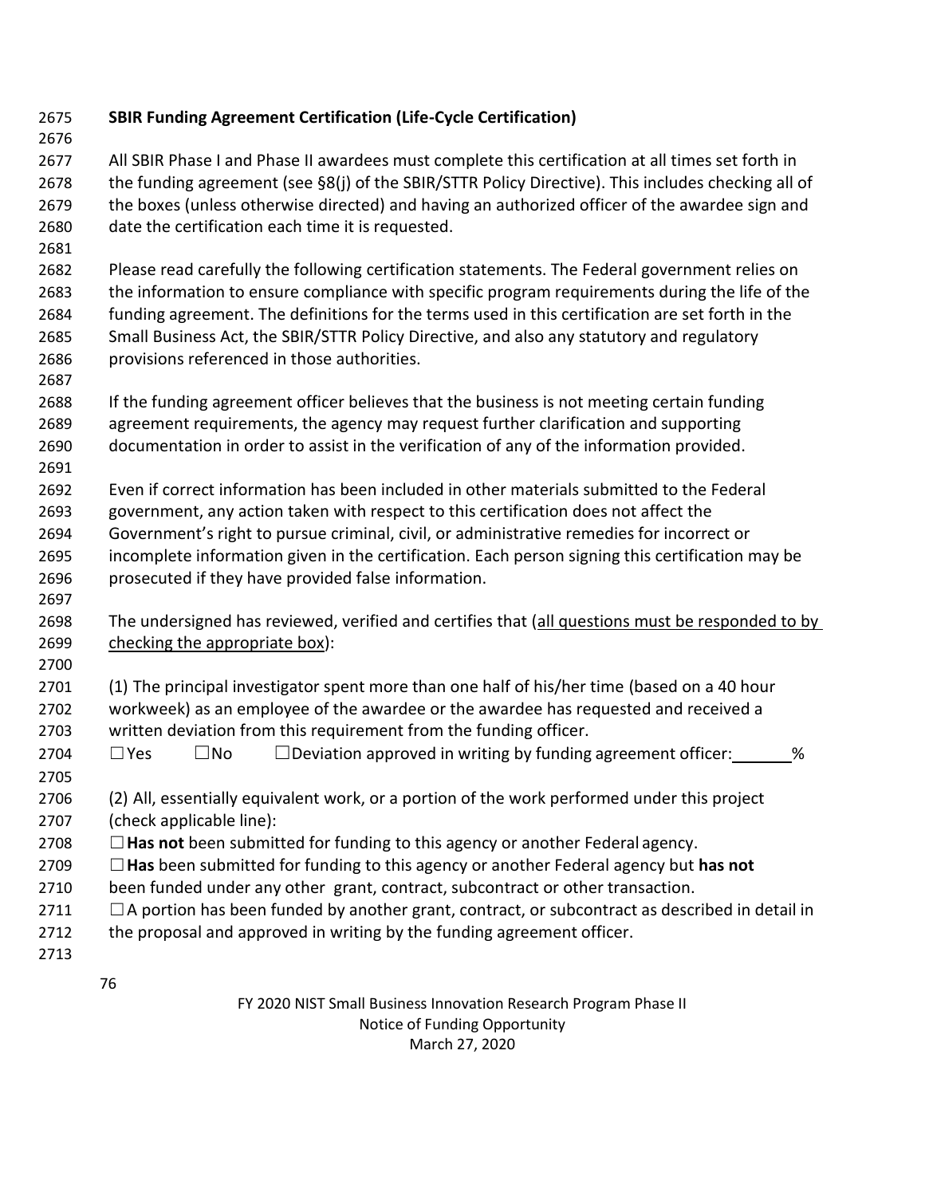**SBIR Funding Agreement Certification (Life-Cycle Certification)**

All SBIR Phase I and Phase II awardees must complete this certification at all times set forth in the funding agreement (see §8(j) of the SBIR/STTR Policy Directive). This includes checking all of the boxes (unless otherwise directed) and having an authorized officer of the awardee sign and date the certification each time it is requested.

Please read carefully the following certification statements. The Federal government relies on the information to ensure compliance with specific program requirements during the life of the funding agreement. The definitions for the terms used in this certification are set forth in the Small Business Act, the SBIR/STTR Policy Directive, and also any statutory and regulatory provisions referenced in those authorities.

If the funding agreement officer believes that the business is not meeting certain funding agreement requirements, the agency may request further clarification and supporting documentation in order to assist in the verification of any of the information provided.

Even if correct information has been included in other materials submitted to the Federal government, any action taken with respect to this certification does not affect the Government's right to pursue criminal, civil, or administrative remedies for incorrect or incomplete information given in the certification. Each person signing this certification may be prosecuted if they have provided false information.

The undersigned has reviewed, verified and certifies that (<u>all questions must be responded to by checking the appropriate box</u>):

(1) The principal investigator spent more than one half of his/her time (based on a 40 hour workweek) as an employee of the awardee or the awardee has requested and received a written deviation from this requirement from the funding officer.

☐Yes ☐No ☐Deviation approved in writing by funding agreement officer: ______%

(2) All, essentially equivalent work, or a portion of the work performed under this project (check applicable line):

☐**Has not** been submitted for funding to this agency or another Federal agency.

☐**Has** been submitted for funding to this agency or another Federal agency but **has not** been funded under any other grant, contract, subcontract or other transaction.

☐A portion has been funded by another grant, contract, or subcontract as described in detail in the proposal and approved in writing by the funding agreement officer.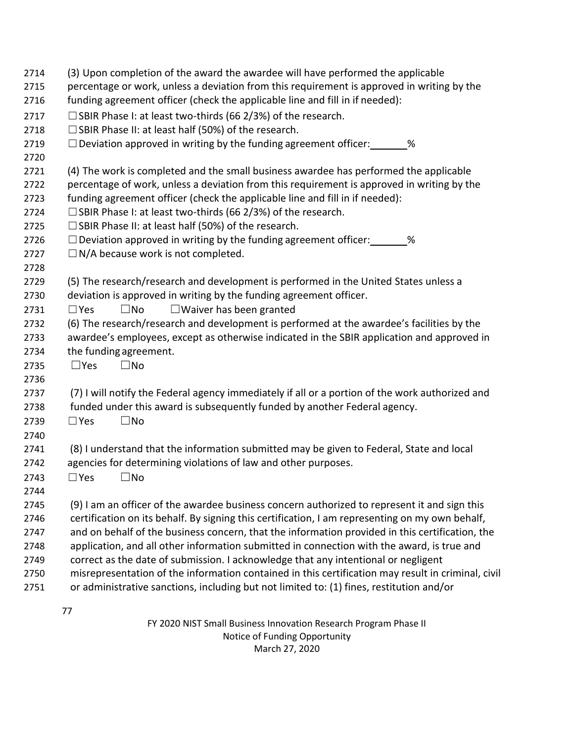(3) Upon completion of the award the awardee will have performed the applicable percentage or work, unless a deviation from this requirement is approved in writing by the funding agreement officer (check the applicable line and fill in if needed):

☐ SBIR Phase I: at least two-thirds (66 2/3%) of the research.
☐ SBIR Phase II: at least half (50%) of the research.
☐ Deviation approved in writing by the funding agreement officer: ______%

(4) The work is completed and the small business awardee has performed the applicable percentage of work, unless a deviation from this requirement is approved in writing by the funding agreement officer (check the applicable line and fill in if needed):

☐ SBIR Phase I: at least two-thirds (66 2/3%) of the research.
☐ SBIR Phase II: at least half (50%) of the research.
☐ Deviation approved in writing by the funding agreement officer: ______%
☐ N/A because work is not completed.

(5) The research/research and development is performed in the United States unless a deviation is approved in writing by the funding agreement officer.

☐ Yes ☐ No ☐ Waiver has been granted

(6) The research/research and development is performed at the awardee's facilities by the awardee's employees, except as otherwise indicated in the SBIR application and approved in the funding agreement.

☐ Yes ☐ No

(7) I will notify the Federal agency immediately if all or a portion of the work authorized and funded under this award is subsequently funded by another Federal agency.

☐ Yes ☐ No

(8) I understand that the information submitted may be given to Federal, State and local agencies for determining violations of law and other purposes.

☐ Yes ☐ No

(9) I am an officer of the awardee business concern authorized to represent it and sign this certification on its behalf. By signing this certification, I am representing on my own behalf, and on behalf of the business concern, that the information provided in this certification, the application, and all other information submitted in connection with the award, is true and correct as the date of submission. I acknowledge that any intentional or negligent misrepresentation of the information contained in this certification may result in criminal, civil or administrative sanctions, including but not limited to: (1) fines, restitution and/or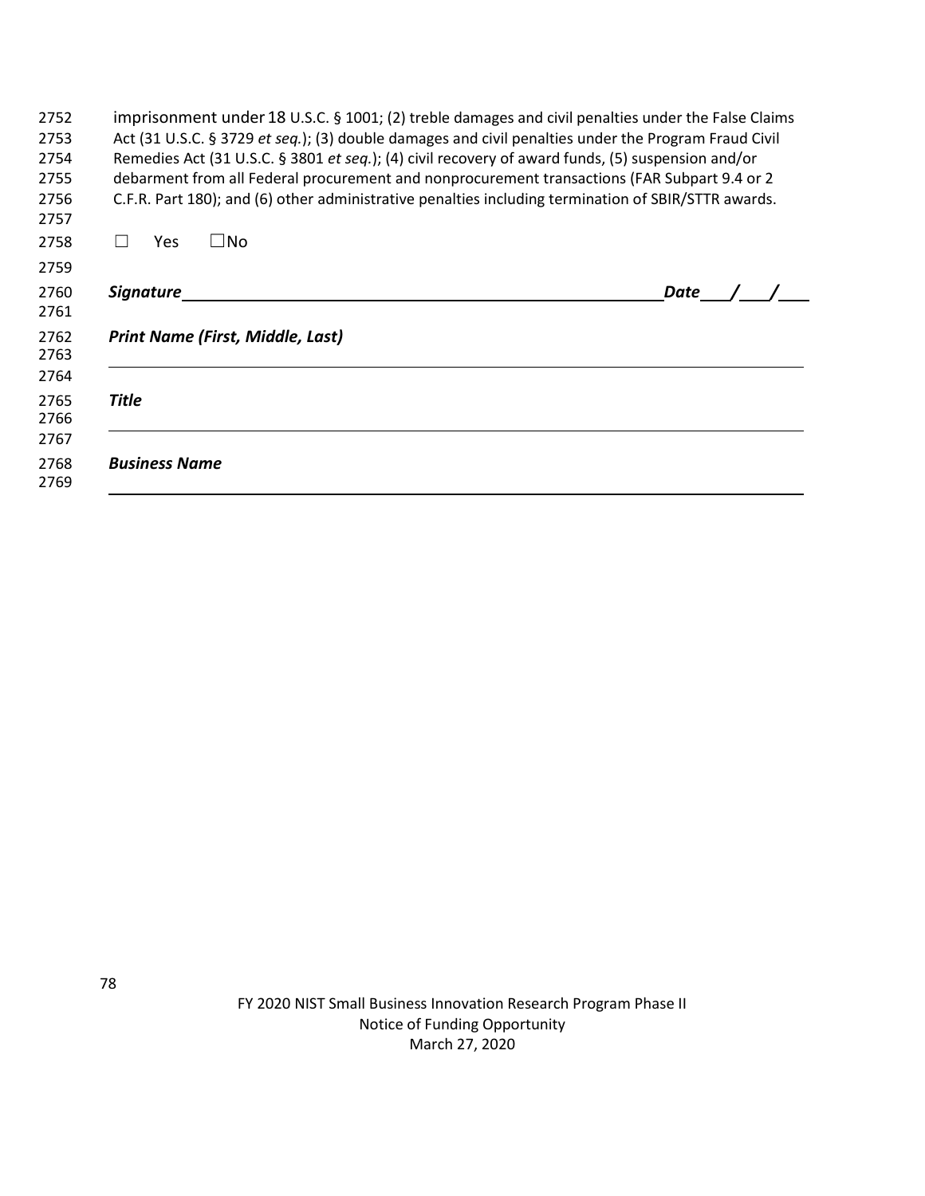imprisonment under 18 U.S.C. § 1001; (2) treble damages and civil penalties under the False Claims Act (31 U.S.C. § 3729 *et seq.*); (3) double damages and civil penalties under the Program Fraud Civil Remedies Act (31 U.S.C. § 3801 *et seq.*); (4) civil recovery of award funds, (5) suspension and/or debarment from all Federal procurement and nonprocurement transactions (FAR Subpart 9.4 or 2 C.F.R. Part 180); and (6) other administrative penalties including termination of SBIR/STTR awards.

☐ Yes ☐No

***Signature*** ________________________________________ ***Date*** ___/___/___

***Print Name (First, Middle, Last)***

________________________________________

***Title***

________________________________________

***Business Name***

________________________________________